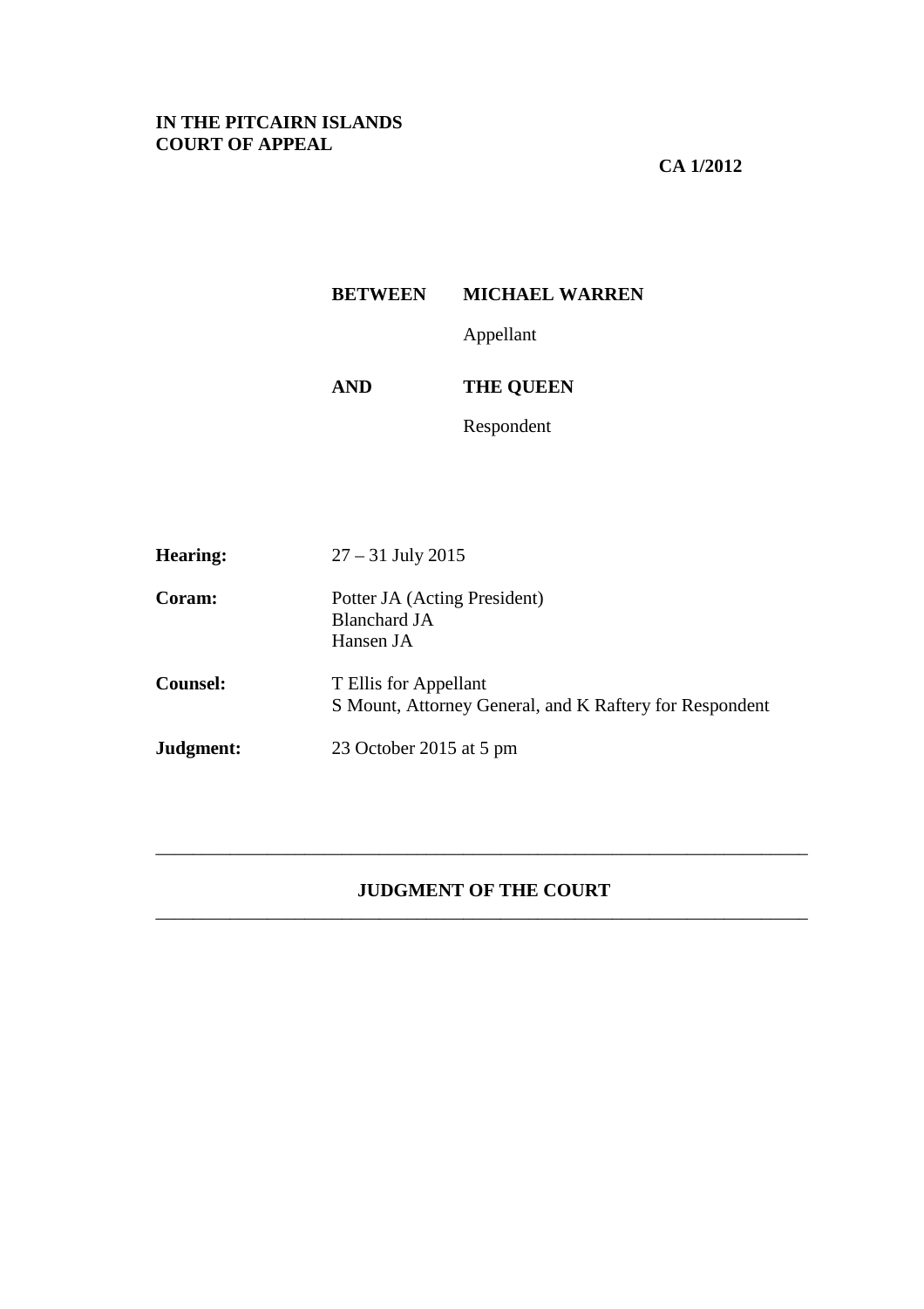**IN THE PITCAIRN ISLANDS COURT OF APPEAL**

**CA 1/2012**

| | |
|---|---|
| **BETWEEN** | **MICHAEL WARREN** |
| | Appellant |
| **AND** | **THE QUEEN** |
| | Respondent |

| | |
|---|---|
| **Hearing:** | 27 – 31 July 2015 |
| **Coram:** | Potter JA (Acting President)<br>Blanchard JA<br>Hansen JA |
| **Counsel:** | T Ellis for Appellant<br>S Mount, Attorney General, and K Raftery for Respondent |
| **Judgment:** | 23 October 2015 at 5 pm |

---

## JUDGMENT OF THE COURT

---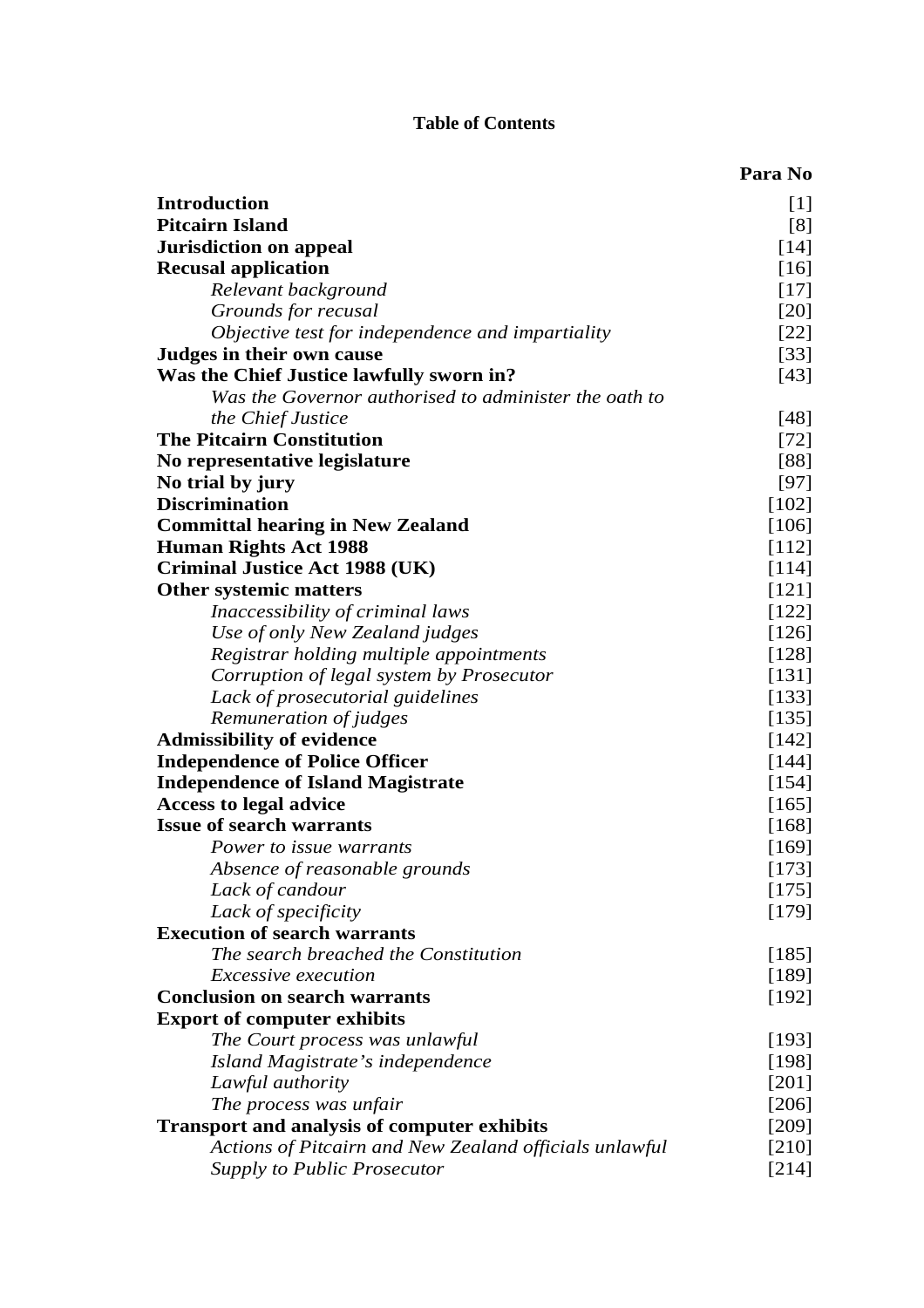## Table of Contents

| | Para No |
|---|---|
| **Introduction** | [1] |
| **Pitcairn Island** | [8] |
| **Jurisdiction on appeal** | [14] |
| **Recusal application** | [16] |
| *Relevant background* | [17] |
| *Grounds for recusal* | [20] |
| *Objective test for independence and impartiality* | [22] |
| **Judges in their own cause** | [33] |
| **Was the Chief Justice lawfully sworn in?** | [43] |
| *Was the Governor authorised to administer the oath to the Chief Justice* | [48] |
| **The Pitcairn Constitution** | [72] |
| **No representative legislature** | [88] |
| **No trial by jury** | [97] |
| **Discrimination** | [102] |
| **Committal hearing in New Zealand** | [106] |
| **Human Rights Act 1988** | [112] |
| **Criminal Justice Act 1988 (UK)** | [114] |
| **Other systemic matters** | [121] |
| *Inaccessibility of criminal laws* | [122] |
| *Use of only New Zealand judges* | [126] |
| *Registrar holding multiple appointments* | [128] |
| *Corruption of legal system by Prosecutor* | [131] |
| *Lack of prosecutorial guidelines* | [133] |
| *Remuneration of judges* | [135] |
| **Admissibility of evidence** | [142] |
| **Independence of Police Officer** | [144] |
| **Independence of Island Magistrate** | [154] |
| **Access to legal advice** | [165] |
| **Issue of search warrants** | [168] |
| *Power to issue warrants* | [169] |
| *Absence of reasonable grounds* | [173] |
| *Lack of candour* | [175] |
| *Lack of specificity* | [179] |
| **Execution of search warrants** | |
| *The search breached the Constitution* | [185] |
| *Excessive execution* | [189] |
| **Conclusion on search warrants** | [192] |
| **Export of computer exhibits** | |
| *The Court process was unlawful* | [193] |
| *Island Magistrate's independence* | [198] |
| *Lawful authority* | [201] |
| *The process was unfair* | [206] |
| **Transport and analysis of computer exhibits** | [209] |
| *Actions of Pitcairn and New Zealand officials unlawful* | [210] |
| *Supply to Public Prosecutor* | [214] |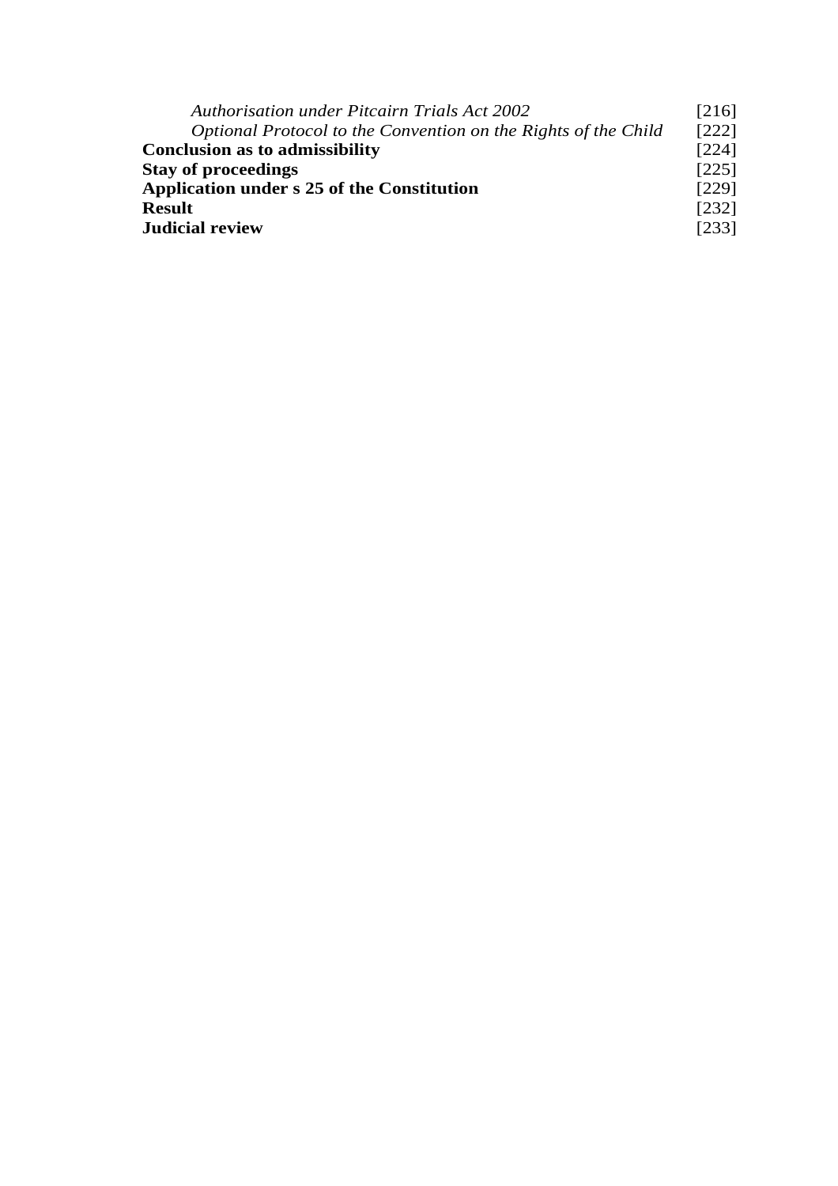| | |
|---|---|
| &nbsp;&nbsp;&nbsp;&nbsp;*Authorisation under Pitcairn Trials Act 2002* | [216] |
| &nbsp;&nbsp;&nbsp;&nbsp;*Optional Protocol to the Convention on the Rights of the Child* | [222] |
| **Conclusion as to admissibility** | [224] |
| **Stay of proceedings** | [225] |
| **Application under s 25 of the Constitution** | [229] |
| **Result** | [232] |
| **Judicial review** | [233] |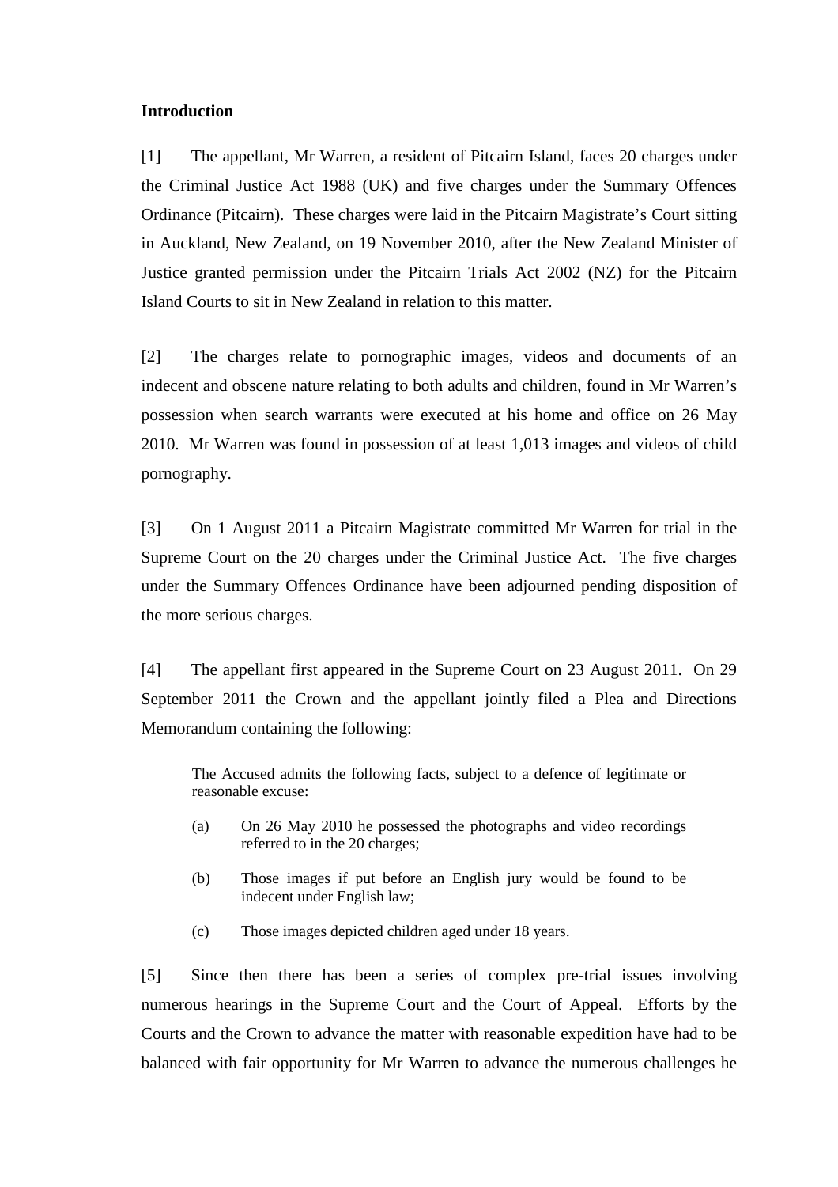**Introduction**

[1] The appellant, Mr Warren, a resident of Pitcairn Island, faces 20 charges under the Criminal Justice Act 1988 (UK) and five charges under the Summary Offences Ordinance (Pitcairn). These charges were laid in the Pitcairn Magistrate's Court sitting in Auckland, New Zealand, on 19 November 2010, after the New Zealand Minister of Justice granted permission under the Pitcairn Trials Act 2002 (NZ) for the Pitcairn Island Courts to sit in New Zealand in relation to this matter.

[2] The charges relate to pornographic images, videos and documents of an indecent and obscene nature relating to both adults and children, found in Mr Warren's possession when search warrants were executed at his home and office on 26 May 2010. Mr Warren was found in possession of at least 1,013 images and videos of child pornography.

[3] On 1 August 2011 a Pitcairn Magistrate committed Mr Warren for trial in the Supreme Court on the 20 charges under the Criminal Justice Act. The five charges under the Summary Offences Ordinance have been adjourned pending disposition of the more serious charges.

[4] The appellant first appeared in the Supreme Court on 23 August 2011. On 29 September 2011 the Crown and the appellant jointly filed a Plea and Directions Memorandum containing the following:

> The Accused admits the following facts, subject to a defence of legitimate or reasonable excuse:
>
> (a) On 26 May 2010 he possessed the photographs and video recordings referred to in the 20 charges;
>
> (b) Those images if put before an English jury would be found to be indecent under English law;
>
> (c) Those images depicted children aged under 18 years.

[5] Since then there has been a series of complex pre-trial issues involving numerous hearings in the Supreme Court and the Court of Appeal. Efforts by the Courts and the Crown to advance the matter with reasonable expedition have had to be balanced with fair opportunity for Mr Warren to advance the numerous challenges he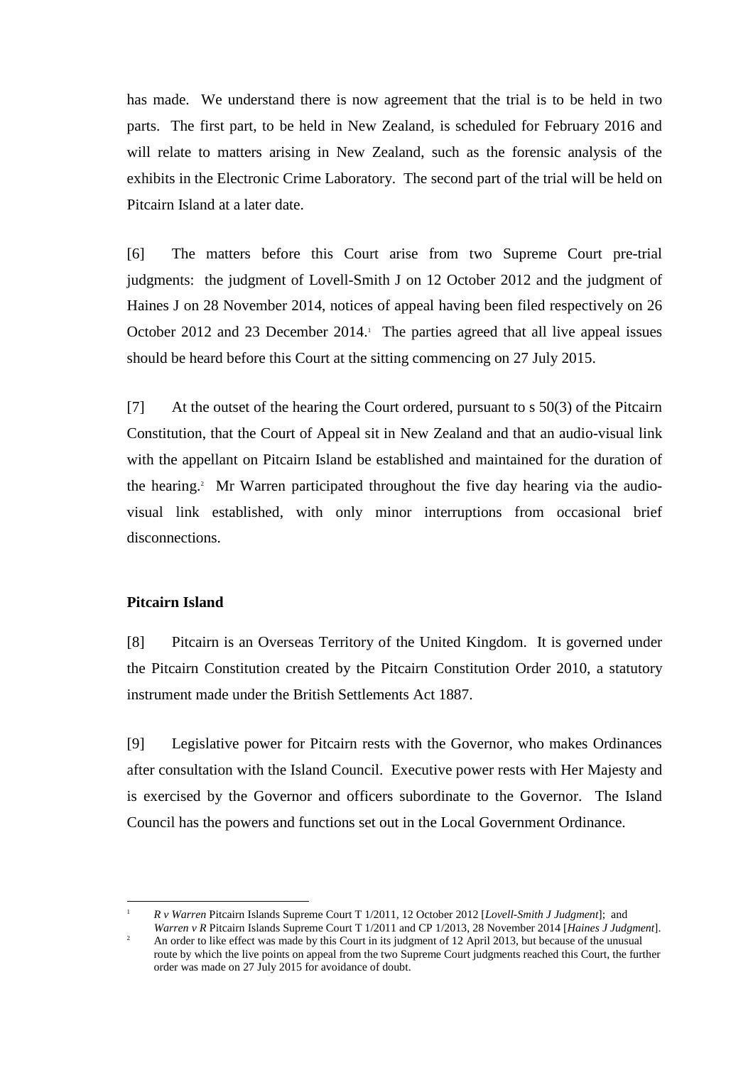has made. We understand there is now agreement that the trial is to be held in two parts. The first part, to be held in New Zealand, is scheduled for February 2016 and will relate to matters arising in New Zealand, such as the forensic analysis of the exhibits in the Electronic Crime Laboratory. The second part of the trial will be held on Pitcairn Island at a later date.

[6] The matters before this Court arise from two Supreme Court pre-trial judgments: the judgment of Lovell-Smith J on 12 October 2012 and the judgment of Haines J on 28 November 2014, notices of appeal having been filed respectively on 26 October 2012 and 23 December 2014.[1] The parties agreed that all live appeal issues should be heard before this Court at the sitting commencing on 27 July 2015.

[7] At the outset of the hearing the Court ordered, pursuant to s 50(3) of the Pitcairn Constitution, that the Court of Appeal sit in New Zealand and that an audio-visual link with the appellant on Pitcairn Island be established and maintained for the duration of the hearing.[2] Mr Warren participated throughout the five day hearing via the audio-visual link established, with only minor interruptions from occasional brief disconnections.

**Pitcairn Island**

[8] Pitcairn is an Overseas Territory of the United Kingdom. It is governed under the Pitcairn Constitution created by the Pitcairn Constitution Order 2010, a statutory instrument made under the British Settlements Act 1887.

[9] Legislative power for Pitcairn rests with the Governor, who makes Ordinances after consultation with the Island Council. Executive power rests with Her Majesty and is exercised by the Governor and officers subordinate to the Governor. The Island Council has the powers and functions set out in the Local Government Ordinance.

---

[1] *R v Warren* Pitcairn Islands Supreme Court T 1/2011, 12 October 2012 [*Lovell-Smith J Judgment*]; and *Warren v R* Pitcairn Islands Supreme Court T 1/2011 and CP 1/2013, 28 November 2014 [*Haines J Judgment*].

[2] An order to like effect was made by this Court in its judgment of 12 April 2013, but because of the unusual route by which the live points on appeal from the two Supreme Court judgments reached this Court, the further order was made on 27 July 2015 for avoidance of doubt.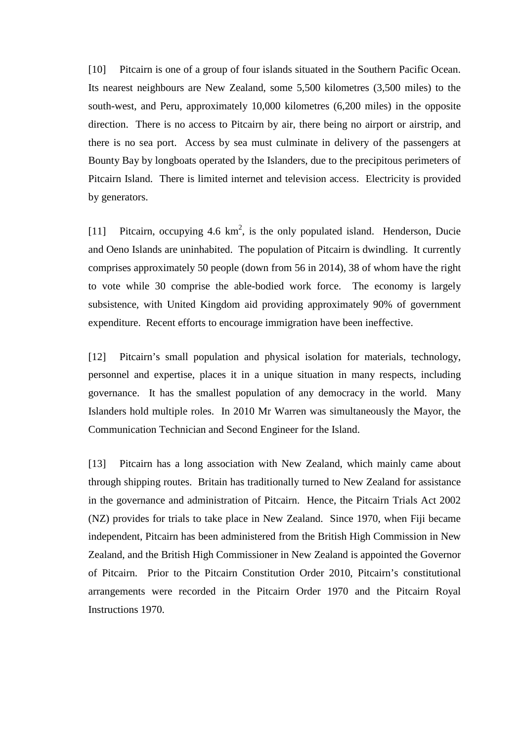[10] Pitcairn is one of a group of four islands situated in the Southern Pacific Ocean. Its nearest neighbours are New Zealand, some 5,500 kilometres (3,500 miles) to the south-west, and Peru, approximately 10,000 kilometres (6,200 miles) in the opposite direction. There is no access to Pitcairn by air, there being no airport or airstrip, and there is no sea port. Access by sea must culminate in delivery of the passengers at Bounty Bay by longboats operated by the Islanders, due to the precipitous perimeters of Pitcairn Island. There is limited internet and television access. Electricity is provided by generators.

[11] Pitcairn, occupying 4.6 $km^2$, is the only populated island. Henderson, Ducie and Oeno Islands are uninhabited. The population of Pitcairn is dwindling. It currently comprises approximately 50 people (down from 56 in 2014), 38 of whom have the right to vote while 30 comprise the able-bodied work force. The economy is largely subsistence, with United Kingdom aid providing approximately 90% of government expenditure. Recent efforts to encourage immigration have been ineffective.

[12] Pitcairn's small population and physical isolation for materials, technology, personnel and expertise, places it in a unique situation in many respects, including governance. It has the smallest population of any democracy in the world. Many Islanders hold multiple roles. In 2010 Mr Warren was simultaneously the Mayor, the Communication Technician and Second Engineer for the Island.

[13] Pitcairn has a long association with New Zealand, which mainly came about through shipping routes. Britain has traditionally turned to New Zealand for assistance in the governance and administration of Pitcairn. Hence, the Pitcairn Trials Act 2002 (NZ) provides for trials to take place in New Zealand. Since 1970, when Fiji became independent, Pitcairn has been administered from the British High Commission in New Zealand, and the British High Commissioner in New Zealand is appointed the Governor of Pitcairn. Prior to the Pitcairn Constitution Order 2010, Pitcairn's constitutional arrangements were recorded in the Pitcairn Order 1970 and the Pitcairn Royal Instructions 1970.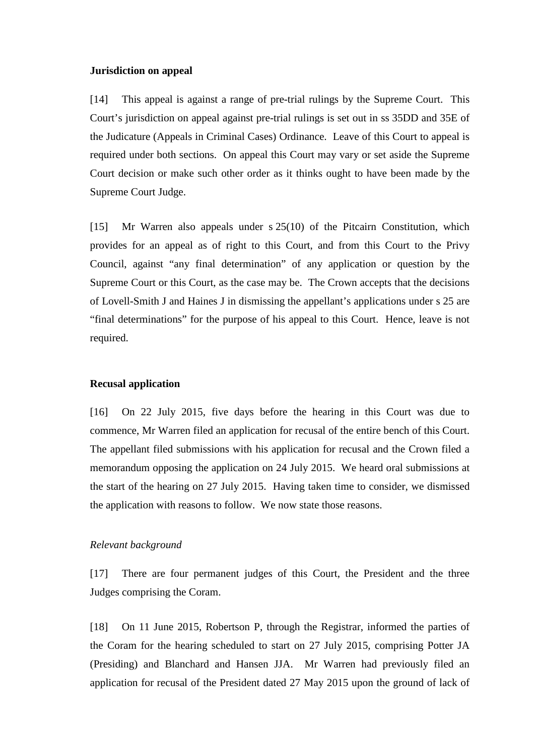**Jurisdiction on appeal**

[14] This appeal is against a range of pre-trial rulings by the Supreme Court. This Court's jurisdiction on appeal against pre-trial rulings is set out in ss 35DD and 35E of the Judicature (Appeals in Criminal Cases) Ordinance. Leave of this Court to appeal is required under both sections. On appeal this Court may vary or set aside the Supreme Court decision or make such other order as it thinks ought to have been made by the Supreme Court Judge.

[15] Mr Warren also appeals under s 25(10) of the Pitcairn Constitution, which provides for an appeal as of right to this Court, and from this Court to the Privy Council, against "any final determination" of any application or question by the Supreme Court or this Court, as the case may be. The Crown accepts that the decisions of Lovell-Smith J and Haines J in dismissing the appellant's applications under s 25 are "final determinations" for the purpose of his appeal to this Court. Hence, leave is not required.

**Recusal application**

[16] On 22 July 2015, five days before the hearing in this Court was due to commence, Mr Warren filed an application for recusal of the entire bench of this Court. The appellant filed submissions with his application for recusal and the Crown filed a memorandum opposing the application on 24 July 2015. We heard oral submissions at the start of the hearing on 27 July 2015. Having taken time to consider, we dismissed the application with reasons to follow. We now state those reasons.

*Relevant background*

[17] There are four permanent judges of this Court, the President and the three Judges comprising the Coram.

[18] On 11 June 2015, Robertson P, through the Registrar, informed the parties of the Coram for the hearing scheduled to start on 27 July 2015, comprising Potter JA (Presiding) and Blanchard and Hansen JJA. Mr Warren had previously filed an application for recusal of the President dated 27 May 2015 upon the ground of lack of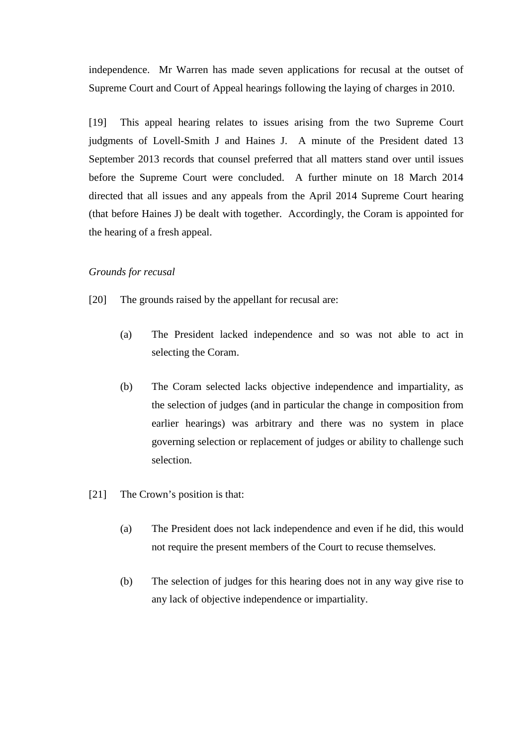independence. Mr Warren has made seven applications for recusal at the outset of Supreme Court and Court of Appeal hearings following the laying of charges in 2010.

[19] This appeal hearing relates to issues arising from the two Supreme Court judgments of Lovell-Smith J and Haines J. A minute of the President dated 13 September 2013 records that counsel preferred that all matters stand over until issues before the Supreme Court were concluded. A further minute on 18 March 2014 directed that all issues and any appeals from the April 2014 Supreme Court hearing (that before Haines J) be dealt with together. Accordingly, the Coram is appointed for the hearing of a fresh appeal.

*Grounds for recusal*

[20] The grounds raised by the appellant for recusal are:

(a) The President lacked independence and so was not able to act in selecting the Coram.

(b) The Coram selected lacks objective independence and impartiality, as the selection of judges (and in particular the change in composition from earlier hearings) was arbitrary and there was no system in place governing selection or replacement of judges or ability to challenge such selection.

[21] The Crown's position is that:

(a) The President does not lack independence and even if he did, this would not require the present members of the Court to recuse themselves.

(b) The selection of judges for this hearing does not in any way give rise to any lack of objective independence or impartiality.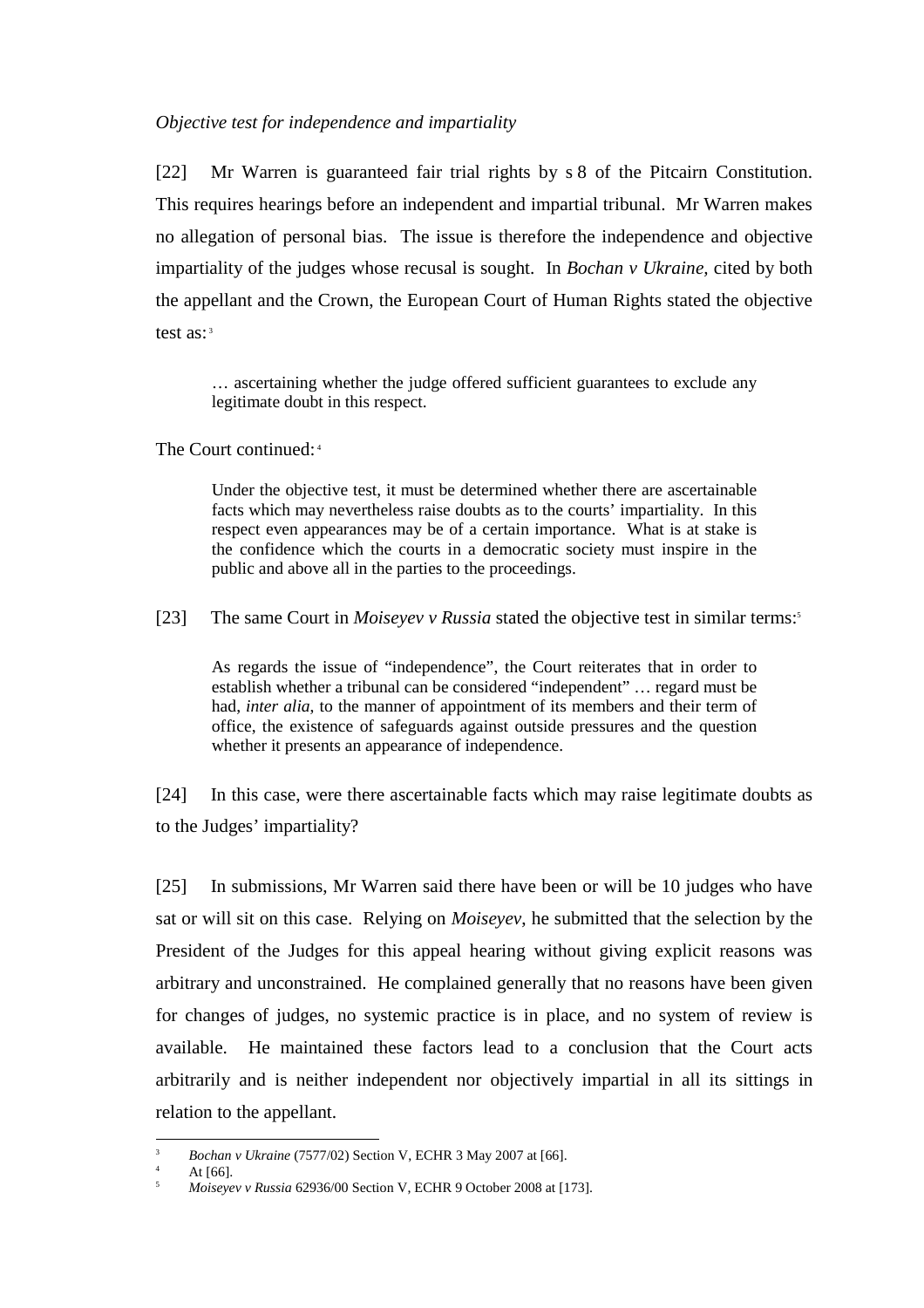*Objective test for independence and impartiality*

[22] Mr Warren is guaranteed fair trial rights by s 8 of the Pitcairn Constitution. This requires hearings before an independent and impartial tribunal. Mr Warren makes no allegation of personal bias. The issue is therefore the independence and objective impartiality of the judges whose recusal is sought. In *Bochan v Ukraine*, cited by both the appellant and the Crown, the European Court of Human Rights stated the objective test as:[3]

> … ascertaining whether the judge offered sufficient guarantees to exclude any legitimate doubt in this respect.

The Court continued:[4]

> Under the objective test, it must be determined whether there are ascertainable facts which may nevertheless raise doubts as to the courts' impartiality. In this respect even appearances may be of a certain importance. What is at stake is the confidence which the courts in a democratic society must inspire in the public and above all in the parties to the proceedings.

[23] The same Court in *Moiseyev v Russia* stated the objective test in similar terms:[5]

> As regards the issue of "independence", the Court reiterates that in order to establish whether a tribunal can be considered "independent" … regard must be had, *inter alia*, to the manner of appointment of its members and their term of office, the existence of safeguards against outside pressures and the question whether it presents an appearance of independence.

[24] In this case, were there ascertainable facts which may raise legitimate doubts as to the Judges' impartiality?

[25] In submissions, Mr Warren said there have been or will be 10 judges who have sat or will sit on this case. Relying on *Moiseyev*, he submitted that the selection by the President of the Judges for this appeal hearing without giving explicit reasons was arbitrary and unconstrained. He complained generally that no reasons have been given for changes of judges, no systemic practice is in place, and no system of review is available. He maintained these factors lead to a conclusion that the Court acts arbitrarily and is neither independent nor objectively impartial in all its sittings in relation to the appellant.

---

[3] *Bochan v Ukraine* (7577/02) Section V, ECHR 3 May 2007 at [66].

[4] At [66].

[5] *Moiseyev v Russia* 62936/00 Section V, ECHR 9 October 2008 at [173].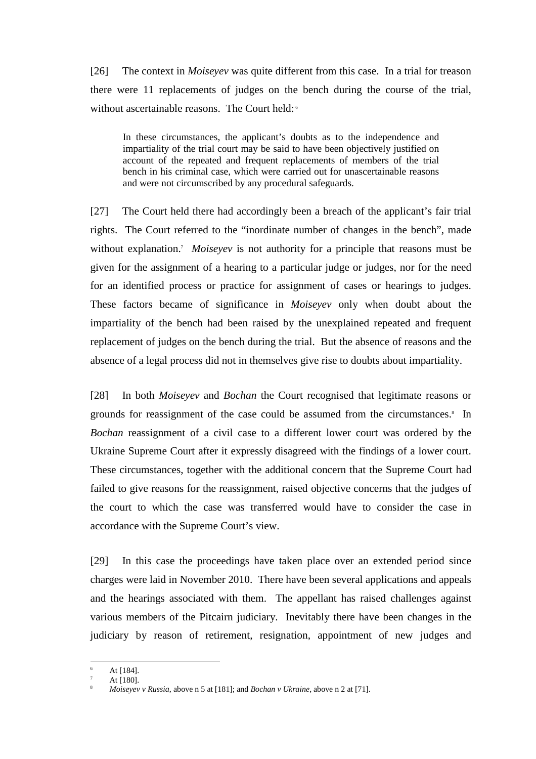[26] The context in *Moiseyev* was quite different from this case. In a trial for treason there were 11 replacements of judges on the bench during the course of the trial, without ascertainable reasons. The Court held:[6]

> In these circumstances, the applicant's doubts as to the independence and impartiality of the trial court may be said to have been objectively justified on account of the repeated and frequent replacements of members of the trial bench in his criminal case, which were carried out for unascertainable reasons and were not circumscribed by any procedural safeguards.

[27] The Court held there had accordingly been a breach of the applicant's fair trial rights. The Court referred to the "inordinate number of changes in the bench", made without explanation.[7] *Moiseyev* is not authority for a principle that reasons must be given for the assignment of a hearing to a particular judge or judges, nor for the need for an identified process or practice for assignment of cases or hearings to judges. These factors became of significance in *Moiseyev* only when doubt about the impartiality of the bench had been raised by the unexplained repeated and frequent replacement of judges on the bench during the trial. But the absence of reasons and the absence of a legal process did not in themselves give rise to doubts about impartiality.

[28] In both *Moiseyev* and *Bochan* the Court recognised that legitimate reasons or grounds for reassignment of the case could be assumed from the circumstances.[8] In *Bochan* reassignment of a civil case to a different lower court was ordered by the Ukraine Supreme Court after it expressly disagreed with the findings of a lower court. These circumstances, together with the additional concern that the Supreme Court had failed to give reasons for the reassignment, raised objective concerns that the judges of the court to which the case was transferred would have to consider the case in accordance with the Supreme Court's view.

[29] In this case the proceedings have taken place over an extended period since charges were laid in November 2010. There have been several applications and appeals and the hearings associated with them. The appellant has raised challenges against various members of the Pitcairn judiciary. Inevitably there have been changes in the judiciary by reason of retirement, resignation, appointment of new judges and

---

[6] At [184].

[7] At [180].

[8] *Moiseyev v Russia*, above n 5 at [181]; and *Bochan v Ukraine*, above n 2 at [71].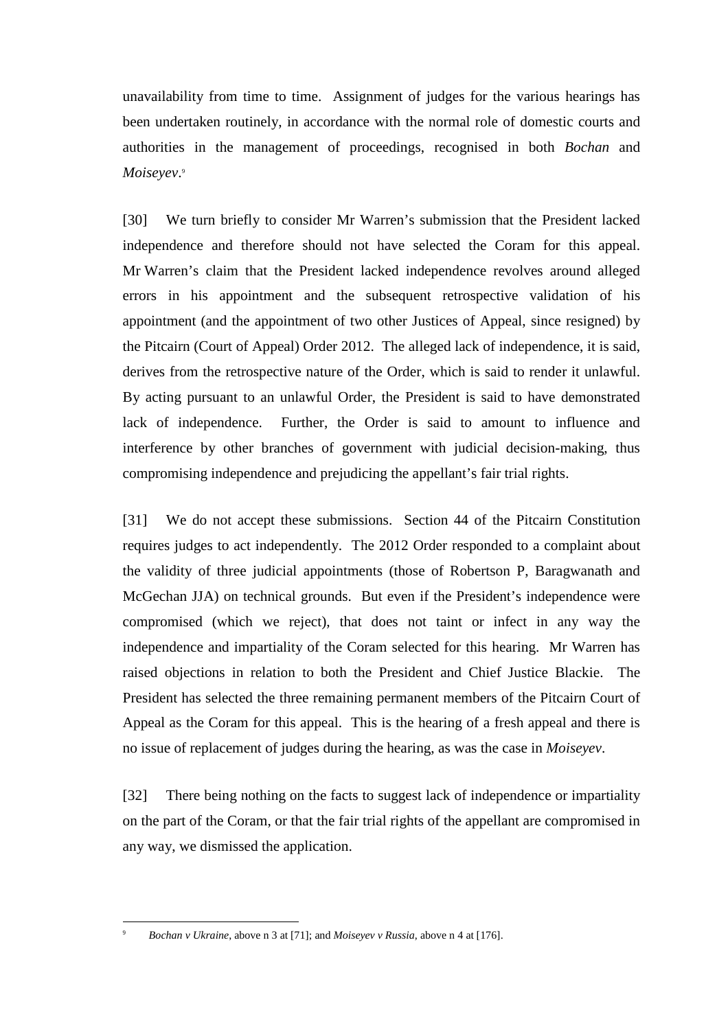unavailability from time to time. Assignment of judges for the various hearings has been undertaken routinely, in accordance with the normal role of domestic courts and authorities in the management of proceedings, recognised in both *Bochan* and *Moiseyev*.[9]

[30] We turn briefly to consider Mr Warren's submission that the President lacked independence and therefore should not have selected the Coram for this appeal. Mr Warren's claim that the President lacked independence revolves around alleged errors in his appointment and the subsequent retrospective validation of his appointment (and the appointment of two other Justices of Appeal, since resigned) by the Pitcairn (Court of Appeal) Order 2012. The alleged lack of independence, it is said, derives from the retrospective nature of the Order, which is said to render it unlawful. By acting pursuant to an unlawful Order, the President is said to have demonstrated lack of independence. Further, the Order is said to amount to influence and interference by other branches of government with judicial decision-making, thus compromising independence and prejudicing the appellant's fair trial rights.

[31] We do not accept these submissions. Section 44 of the Pitcairn Constitution requires judges to act independently. The 2012 Order responded to a complaint about the validity of three judicial appointments (those of Robertson P, Baragwanath and McGechan JJA) on technical grounds. But even if the President's independence were compromised (which we reject), that does not taint or infect in any way the independence and impartiality of the Coram selected for this hearing. Mr Warren has raised objections in relation to both the President and Chief Justice Blackie. The President has selected the three remaining permanent members of the Pitcairn Court of Appeal as the Coram for this appeal. This is the hearing of a fresh appeal and there is no issue of replacement of judges during the hearing, as was the case in *Moiseyev*.

[32] There being nothing on the facts to suggest lack of independence or impartiality on the part of the Coram, or that the fair trial rights of the appellant are compromised in any way, we dismissed the application.

---

[9] *Bochan v Ukraine*, above n 3 at [71]; and *Moiseyev v Russia*, above n 4 at [176].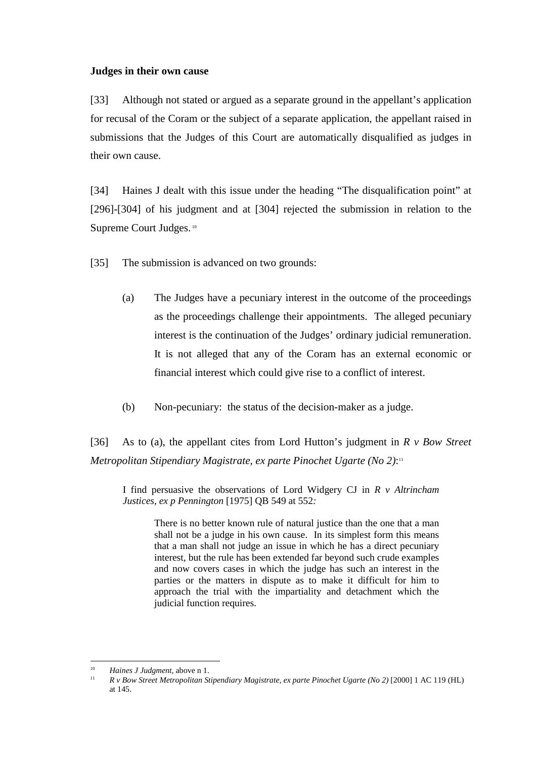**Judges in their own cause**

[33] Although not stated or argued as a separate ground in the appellant's application for recusal of the Coram or the subject of a separate application, the appellant raised in submissions that the Judges of this Court are automatically disqualified as judges in their own cause.

[34] Haines J dealt with this issue under the heading "The disqualification point" at [296]-[304] of his judgment and at [304] rejected the submission in relation to the Supreme Court Judges.[10]

[35] The submission is advanced on two grounds:

(a) The Judges have a pecuniary interest in the outcome of the proceedings as the proceedings challenge their appointments. The alleged pecuniary interest is the continuation of the Judges' ordinary judicial remuneration. It is not alleged that any of the Coram has an external economic or financial interest which could give rise to a conflict of interest.

(b) Non-pecuniary: the status of the decision-maker as a judge.

[36] As to (a), the appellant cites from Lord Hutton's judgment in *R v Bow Street Metropolitan Stipendiary Magistrate, ex parte Pinochet Ugarte (No 2)*:[11]

> I find persuasive the observations of Lord Widgery CJ in *R v Altrincham Justices, ex p Pennington* [1975] QB 549 at 552*:*
>
> > There is no better known rule of natural justice than the one that a man shall not be a judge in his own cause. In its simplest form this means that a man shall not judge an issue in which he has a direct pecuniary interest, but the rule has been extended far beyond such crude examples and now covers cases in which the judge has such an interest in the parties or the matters in dispute as to make it difficult for him to approach the trial with the impartiality and detachment which the judicial function requires.

---

[10] *Haines J Judgment*, above n 1.

[11] *R v Bow Street Metropolitan Stipendiary Magistrate, ex parte Pinochet Ugarte (No 2)* [2000] 1 AC 119 (HL) at 145.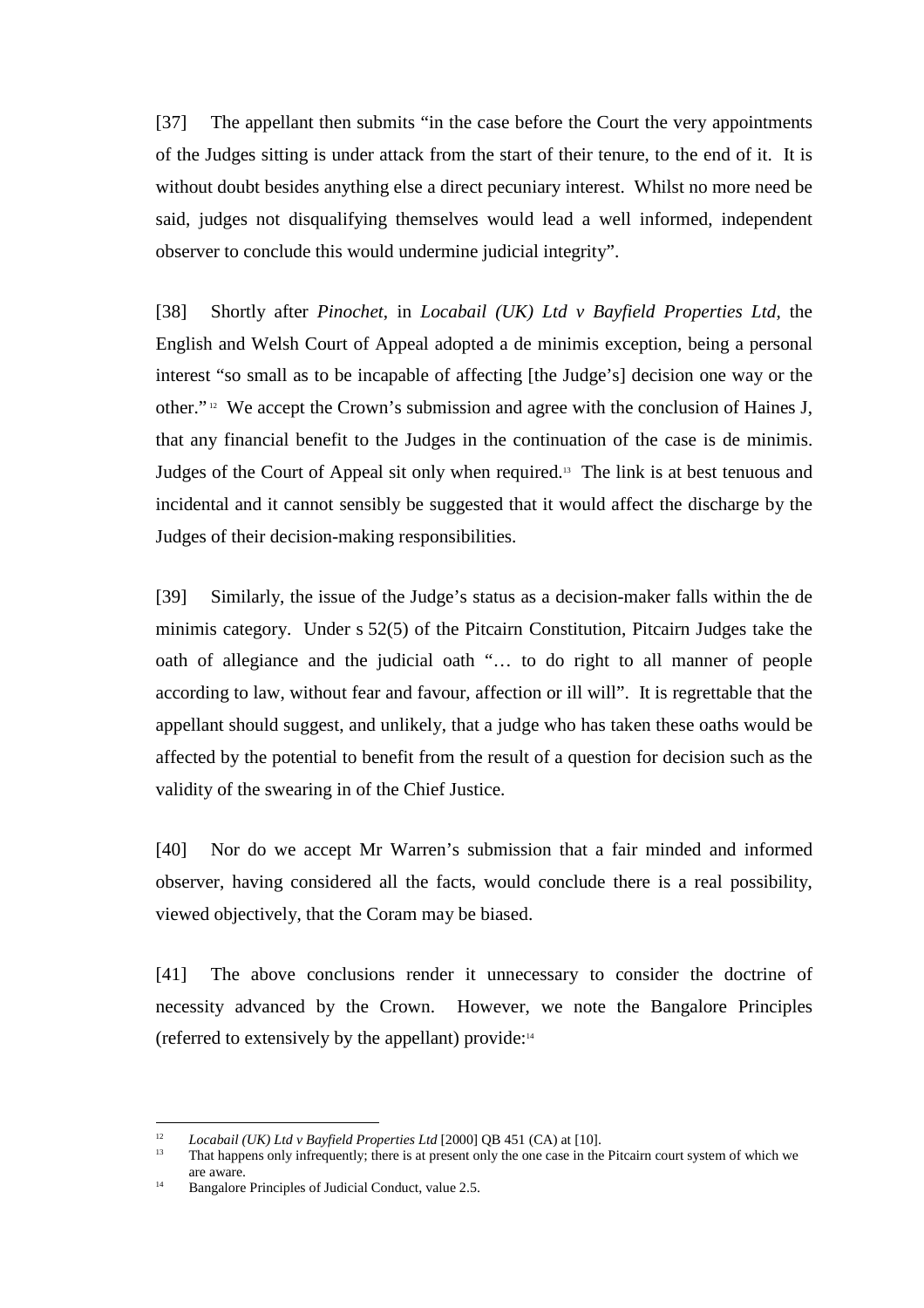[37] The appellant then submits "in the case before the Court the very appointments of the Judges sitting is under attack from the start of their tenure, to the end of it. It is without doubt besides anything else a direct pecuniary interest. Whilst no more need be said, judges not disqualifying themselves would lead a well informed, independent observer to conclude this would undermine judicial integrity".

[38] Shortly after *Pinochet*, in *Locabail (UK) Ltd v Bayfield Properties Ltd*, the English and Welsh Court of Appeal adopted a de minimis exception, being a personal interest "so small as to be incapable of affecting [the Judge's] decision one way or the other." [12] We accept the Crown's submission and agree with the conclusion of Haines J, that any financial benefit to the Judges in the continuation of the case is de minimis. Judges of the Court of Appeal sit only when required.[13] The link is at best tenuous and incidental and it cannot sensibly be suggested that it would affect the discharge by the Judges of their decision-making responsibilities.

[39] Similarly, the issue of the Judge's status as a decision-maker falls within the de minimis category. Under s 52(5) of the Pitcairn Constitution, Pitcairn Judges take the oath of allegiance and the judicial oath "… to do right to all manner of people according to law, without fear and favour, affection or ill will". It is regrettable that the appellant should suggest, and unlikely, that a judge who has taken these oaths would be affected by the potential to benefit from the result of a question for decision such as the validity of the swearing in of the Chief Justice.

[40] Nor do we accept Mr Warren's submission that a fair minded and informed observer, having considered all the facts, would conclude there is a real possibility, viewed objectively, that the Coram may be biased.

[41] The above conclusions render it unnecessary to consider the doctrine of necessity advanced by the Crown. However, we note the Bangalore Principles (referred to extensively by the appellant) provide:[14]

---

[12] *Locabail (UK) Ltd v Bayfield Properties Ltd* [2000] QB 451 (CA) at [10].

[13] That happens only infrequently; there is at present only the one case in the Pitcairn court system of which we are aware.

[14] Bangalore Principles of Judicial Conduct, value 2.5.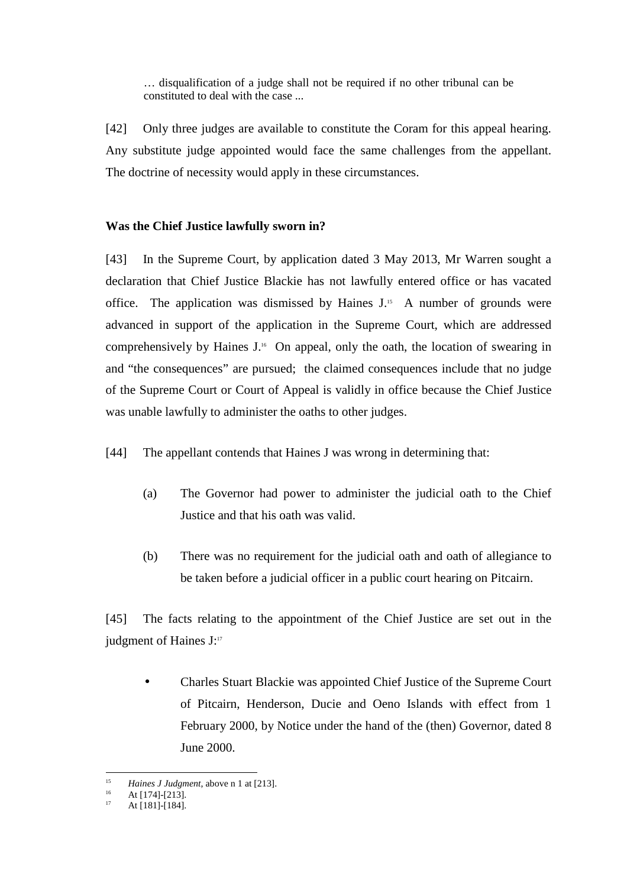> … disqualification of a judge shall not be required if no other tribunal can be constituted to deal with the case ...

[42] Only three judges are available to constitute the Coram for this appeal hearing. Any substitute judge appointed would face the same challenges from the appellant. The doctrine of necessity would apply in these circumstances.

**Was the Chief Justice lawfully sworn in?**

[43] In the Supreme Court, by application dated 3 May 2013, Mr Warren sought a declaration that Chief Justice Blackie has not lawfully entered office or has vacated office. The application was dismissed by Haines J.[15] A number of grounds were advanced in support of the application in the Supreme Court, which are addressed comprehensively by Haines J.[16] On appeal, only the oath, the location of swearing in and "the consequences" are pursued; the claimed consequences include that no judge of the Supreme Court or Court of Appeal is validly in office because the Chief Justice was unable lawfully to administer the oaths to other judges.

[44] The appellant contends that Haines J was wrong in determining that:

(a) The Governor had power to administer the judicial oath to the Chief Justice and that his oath was valid.

(b) There was no requirement for the judicial oath and oath of allegiance to be taken before a judicial officer in a public court hearing on Pitcairn.

[45] The facts relating to the appointment of the Chief Justice are set out in the judgment of Haines J:[17]

- Charles Stuart Blackie was appointed Chief Justice of the Supreme Court of Pitcairn, Henderson, Ducie and Oeno Islands with effect from 1 February 2000, by Notice under the hand of the (then) Governor, dated 8 June 2000.

---

[15] *Haines J Judgment*, above n 1 at [213].
[16] At [174]-[213].
[17] At [181]-[184].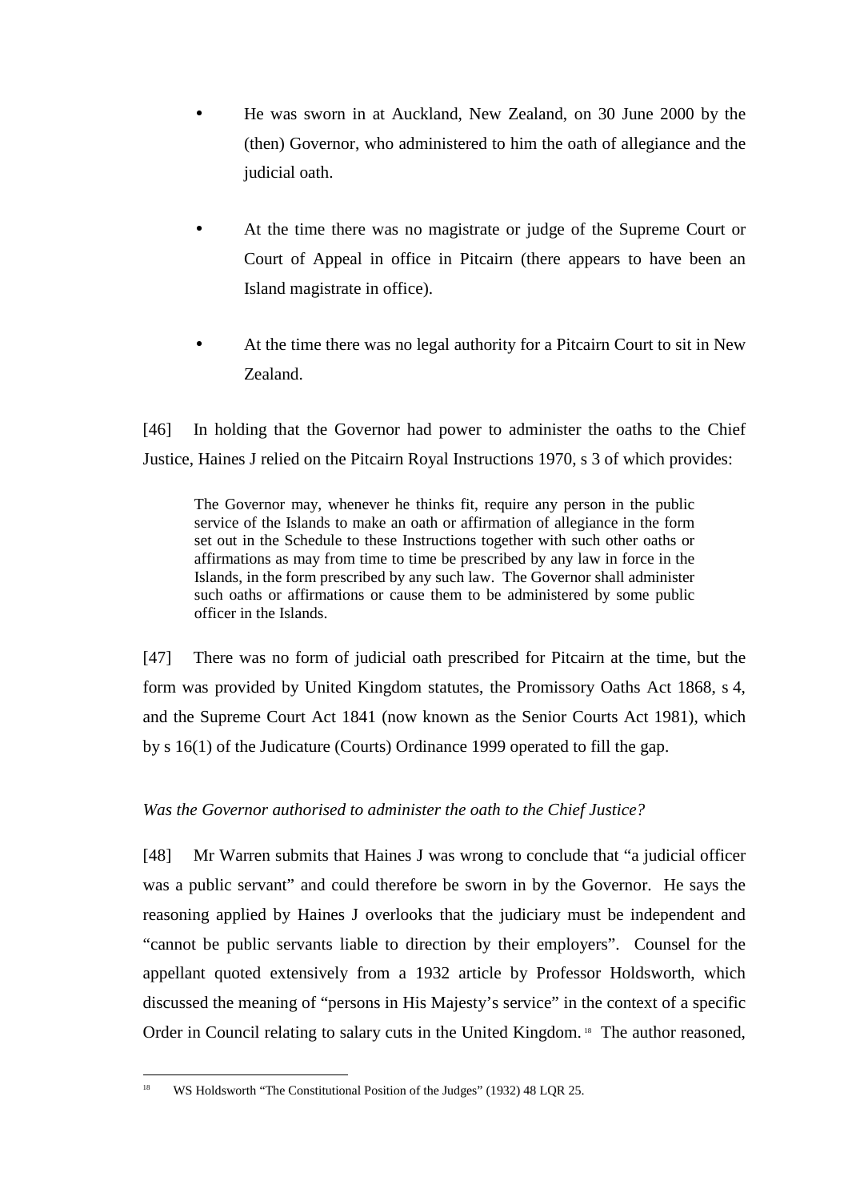- He was sworn in at Auckland, New Zealand, on 30 June 2000 by the (then) Governor, who administered to him the oath of allegiance and the judicial oath.

- At the time there was no magistrate or judge of the Supreme Court or Court of Appeal in office in Pitcairn (there appears to have been an Island magistrate in office).

- At the time there was no legal authority for a Pitcairn Court to sit in New Zealand.

[46] In holding that the Governor had power to administer the oaths to the Chief Justice, Haines J relied on the Pitcairn Royal Instructions 1970, s 3 of which provides:

> The Governor may, whenever he thinks fit, require any person in the public service of the Islands to make an oath or affirmation of allegiance in the form set out in the Schedule to these Instructions together with such other oaths or affirmations as may from time to time be prescribed by any law in force in the Islands, in the form prescribed by any such law. The Governor shall administer such oaths or affirmations or cause them to be administered by some public officer in the Islands.

[47] There was no form of judicial oath prescribed for Pitcairn at the time, but the form was provided by United Kingdom statutes, the Promissory Oaths Act 1868, s 4, and the Supreme Court Act 1841 (now known as the Senior Courts Act 1981), which by s 16(1) of the Judicature (Courts) Ordinance 1999 operated to fill the gap.

*Was the Governor authorised to administer the oath to the Chief Justice?*

[48] Mr Warren submits that Haines J was wrong to conclude that "a judicial officer was a public servant" and could therefore be sworn in by the Governor. He says the reasoning applied by Haines J overlooks that the judiciary must be independent and "cannot be public servants liable to direction by their employers". Counsel for the appellant quoted extensively from a 1932 article by Professor Holdsworth, which discussed the meaning of "persons in His Majesty's service" in the context of a specific Order in Council relating to salary cuts in the United Kingdom.[18] The author reasoned,

[18] WS Holdsworth "The Constitutional Position of the Judges" (1932) 48 LQR 25.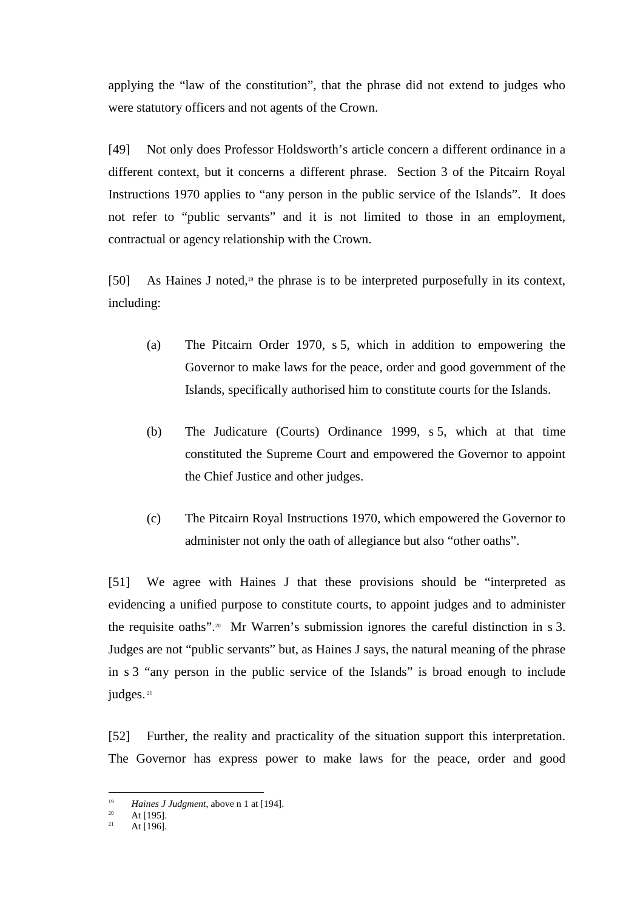applying the "law of the constitution", that the phrase did not extend to judges who were statutory officers and not agents of the Crown.

[49] Not only does Professor Holdsworth's article concern a different ordinance in a different context, but it concerns a different phrase. Section 3 of the Pitcairn Royal Instructions 1970 applies to "any person in the public service of the Islands". It does not refer to "public servants" and it is not limited to those in an employment, contractual or agency relationship with the Crown.

[50] As Haines J noted,[19] the phrase is to be interpreted purposefully in its context, including:

(a) The Pitcairn Order 1970, s 5, which in addition to empowering the Governor to make laws for the peace, order and good government of the Islands, specifically authorised him to constitute courts for the Islands.

(b) The Judicature (Courts) Ordinance 1999, s 5, which at that time constituted the Supreme Court and empowered the Governor to appoint the Chief Justice and other judges.

(c) The Pitcairn Royal Instructions 1970, which empowered the Governor to administer not only the oath of allegiance but also "other oaths".

[51] We agree with Haines J that these provisions should be "interpreted as evidencing a unified purpose to constitute courts, to appoint judges and to administer the requisite oaths".[20] Mr Warren's submission ignores the careful distinction in s 3. Judges are not "public servants" but, as Haines J says, the natural meaning of the phrase in s 3 "any person in the public service of the Islands" is broad enough to include judges.[21]

[52] Further, the reality and practicality of the situation support this interpretation. The Governor has express power to make laws for the peace, order and good

---

[19] *Haines J Judgment*, above n 1 at [194].

[20] At [195].

[21] At [196].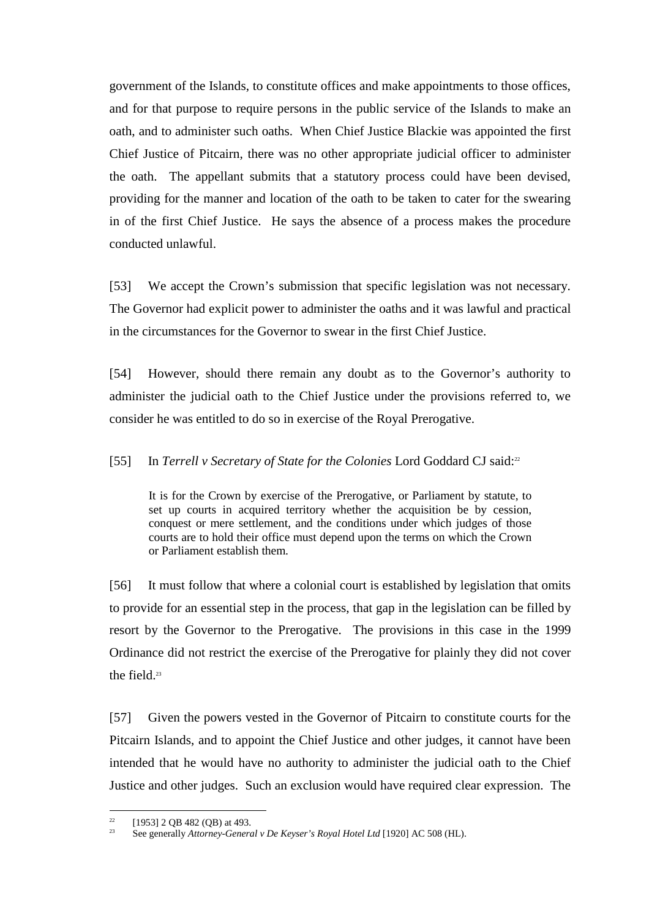government of the Islands, to constitute offices and make appointments to those offices, and for that purpose to require persons in the public service of the Islands to make an oath, and to administer such oaths. When Chief Justice Blackie was appointed the first Chief Justice of Pitcairn, there was no other appropriate judicial officer to administer the oath. The appellant submits that a statutory process could have been devised, providing for the manner and location of the oath to be taken to cater for the swearing in of the first Chief Justice. He says the absence of a process makes the procedure conducted unlawful.

[53] We accept the Crown's submission that specific legislation was not necessary. The Governor had explicit power to administer the oaths and it was lawful and practical in the circumstances for the Governor to swear in the first Chief Justice.

[54] However, should there remain any doubt as to the Governor's authority to administer the judicial oath to the Chief Justice under the provisions referred to, we consider he was entitled to do so in exercise of the Royal Prerogative.

[55] In *Terrell v Secretary of State for the Colonies* Lord Goddard CJ said:[22]

> It is for the Crown by exercise of the Prerogative, or Parliament by statute, to set up courts in acquired territory whether the acquisition be by cession, conquest or mere settlement, and the conditions under which judges of those courts are to hold their office must depend upon the terms on which the Crown or Parliament establish them.

[56] It must follow that where a colonial court is established by legislation that omits to provide for an essential step in the process, that gap in the legislation can be filled by resort by the Governor to the Prerogative. The provisions in this case in the 1999 Ordinance did not restrict the exercise of the Prerogative for plainly they did not cover the field.[23]

[57] Given the powers vested in the Governor of Pitcairn to constitute courts for the Pitcairn Islands, and to appoint the Chief Justice and other judges, it cannot have been intended that he would have no authority to administer the judicial oath to the Chief Justice and other judges. Such an exclusion would have required clear expression. The

[22] [1953] 2 QB 482 (QB) at 493.

[23] See generally *Attorney-General v De Keyser's Royal Hotel Ltd* [1920] AC 508 (HL).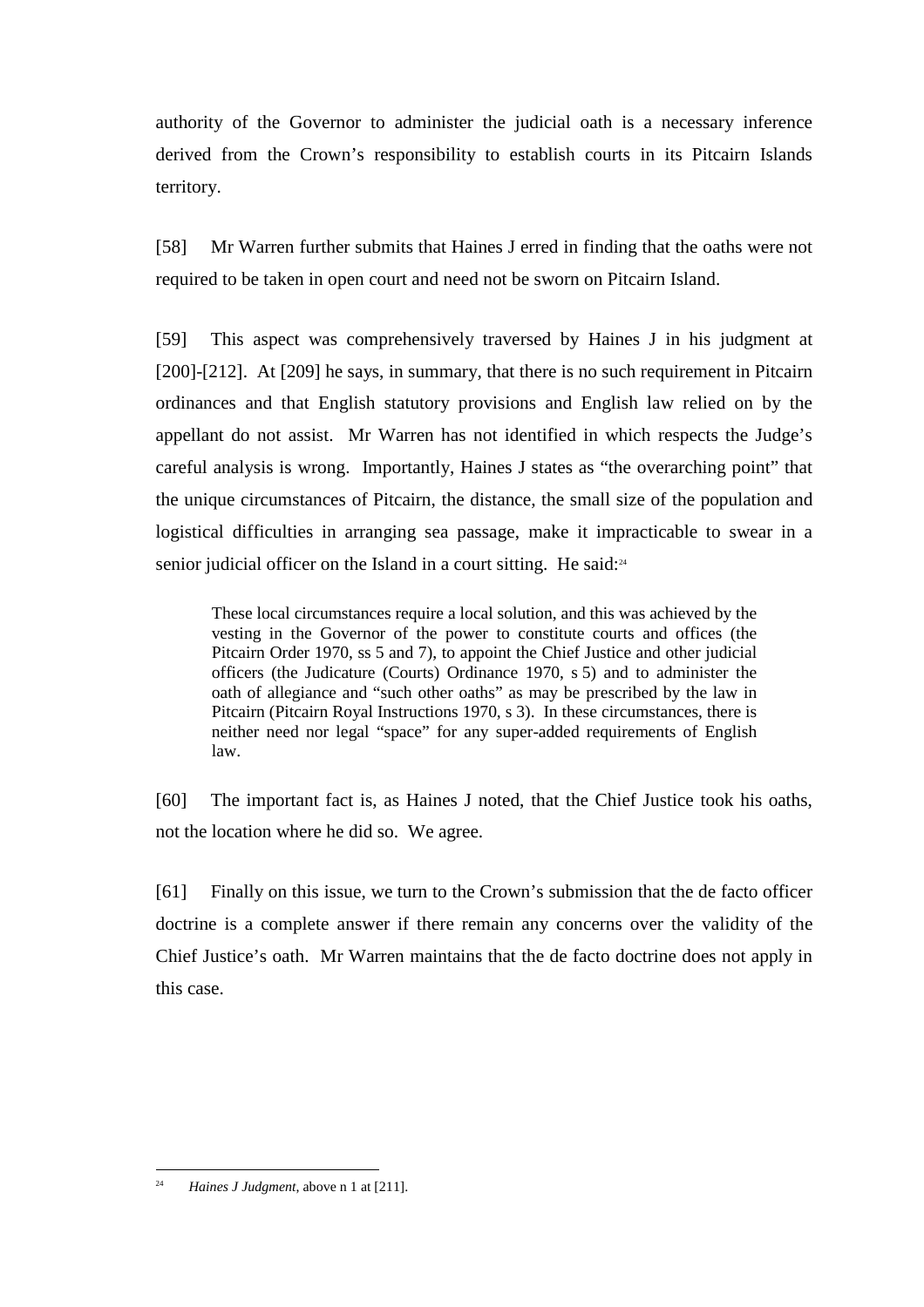authority of the Governor to administer the judicial oath is a necessary inference derived from the Crown's responsibility to establish courts in its Pitcairn Islands territory.

[58] Mr Warren further submits that Haines J erred in finding that the oaths were not required to be taken in open court and need not be sworn on Pitcairn Island.

[59] This aspect was comprehensively traversed by Haines J in his judgment at [200]-[212]. At [209] he says, in summary, that there is no such requirement in Pitcairn ordinances and that English statutory provisions and English law relied on by the appellant do not assist. Mr Warren has not identified in which respects the Judge's careful analysis is wrong. Importantly, Haines J states as "the overarching point" that the unique circumstances of Pitcairn, the distance, the small size of the population and logistical difficulties in arranging sea passage, make it impracticable to swear in a senior judicial officer on the Island in a court sitting. He said:[24]

> These local circumstances require a local solution, and this was achieved by the vesting in the Governor of the power to constitute courts and offices (the Pitcairn Order 1970, ss 5 and 7), to appoint the Chief Justice and other judicial officers (the Judicature (Courts) Ordinance 1970, s 5) and to administer the oath of allegiance and "such other oaths" as may be prescribed by the law in Pitcairn (Pitcairn Royal Instructions 1970, s 3). In these circumstances, there is neither need nor legal "space" for any super-added requirements of English law.

[60] The important fact is, as Haines J noted, that the Chief Justice took his oaths, not the location where he did so. We agree.

[61] Finally on this issue, we turn to the Crown's submission that the de facto officer doctrine is a complete answer if there remain any concerns over the validity of the Chief Justice's oath. Mr Warren maintains that the de facto doctrine does not apply in this case.

---

[24] *Haines J Judgment*, above n 1 at [211].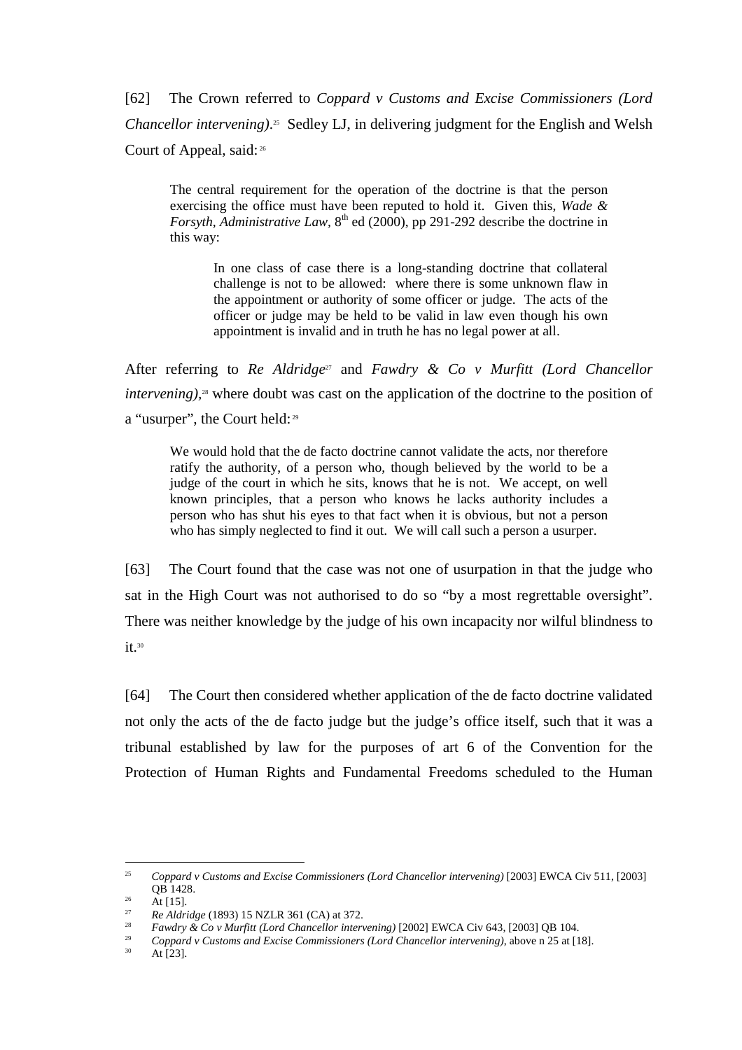[62] The Crown referred to *Coppard v Customs and Excise Commissioners (Lord Chancellor intervening)*.[25] Sedley LJ, in delivering judgment for the English and Welsh Court of Appeal, said:[26]

> The central requirement for the operation of the doctrine is that the person exercising the office must have been reputed to hold it. Given this, *Wade & Forsyth*, *Administrative Law*, 8th ed (2000), pp 291-292 describe the doctrine in this way:
>
> > In one class of case there is a long-standing doctrine that collateral challenge is not to be allowed: where there is some unknown flaw in the appointment or authority of some officer or judge. The acts of the officer or judge may be held to be valid in law even though his own appointment is invalid and in truth he has no legal power at all.

After referring to *Re Aldridge*[27] and *Fawdry & Co v Murfitt (Lord Chancellor intervening)*,[28] where doubt was cast on the application of the doctrine to the position of a "usurper", the Court held:[29]

> We would hold that the de facto doctrine cannot validate the acts, nor therefore ratify the authority, of a person who, though believed by the world to be a judge of the court in which he sits, knows that he is not. We accept, on well known principles, that a person who knows he lacks authority includes a person who has shut his eyes to that fact when it is obvious, but not a person who has simply neglected to find it out. We will call such a person a usurper.

[63] The Court found that the case was not one of usurpation in that the judge who sat in the High Court was not authorised to do so "by a most regrettable oversight". There was neither knowledge by the judge of his own incapacity nor wilful blindness to it.[30]

[64] The Court then considered whether application of the de facto doctrine validated not only the acts of the de facto judge but the judge's office itself, such that it was a tribunal established by law for the purposes of art 6 of the Convention for the Protection of Human Rights and Fundamental Freedoms scheduled to the Human

---

[25] *Coppard v Customs and Excise Commissioners (Lord Chancellor intervening)* [2003] EWCA Civ 511, [2003] QB 1428.

[26] At [15].

[27] *Re Aldridge* (1893) 15 NZLR 361 (CA) at 372.

[28] *Fawdry & Co v Murfitt (Lord Chancellor intervening)* [2002] EWCA Civ 643, [2003] QB 104.

[29] *Coppard v Customs and Excise Commissioners (Lord Chancellor intervening)*, above n 25 at [18].

[30] At [23].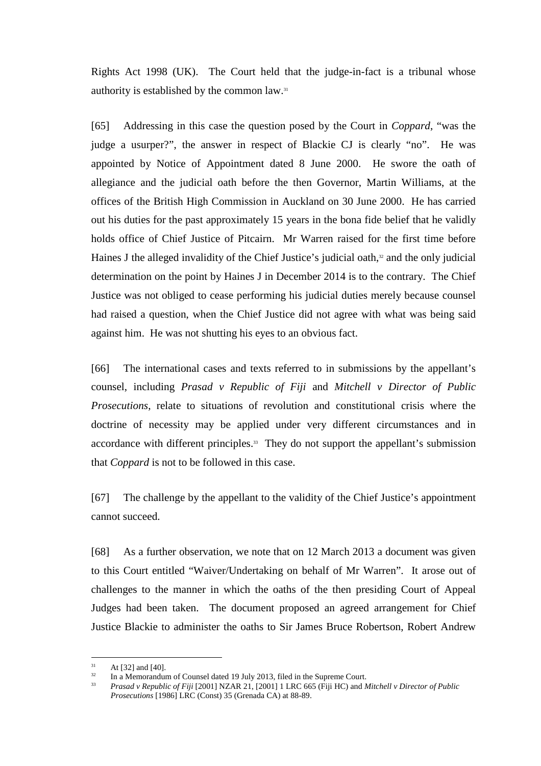Rights Act 1998 (UK). The Court held that the judge-in-fact is a tribunal whose authority is established by the common law.[31]

[65] Addressing in this case the question posed by the Court in *Coppard*, "was the judge a usurper?", the answer in respect of Blackie CJ is clearly "no". He was appointed by Notice of Appointment dated 8 June 2000. He swore the oath of allegiance and the judicial oath before the then Governor, Martin Williams, at the offices of the British High Commission in Auckland on 30 June 2000. He has carried out his duties for the past approximately 15 years in the bona fide belief that he validly holds office of Chief Justice of Pitcairn. Mr Warren raised for the first time before Haines J the alleged invalidity of the Chief Justice's judicial oath,[32] and the only judicial determination on the point by Haines J in December 2014 is to the contrary. The Chief Justice was not obliged to cease performing his judicial duties merely because counsel had raised a question, when the Chief Justice did not agree with what was being said against him. He was not shutting his eyes to an obvious fact.

[66] The international cases and texts referred to in submissions by the appellant's counsel, including *Prasad v Republic of Fiji* and *Mitchell v Director of Public Prosecutions*, relate to situations of revolution and constitutional crisis where the doctrine of necessity may be applied under very different circumstances and in accordance with different principles.[33] They do not support the appellant's submission that *Coppard* is not to be followed in this case.

[67] The challenge by the appellant to the validity of the Chief Justice's appointment cannot succeed.

[68] As a further observation, we note that on 12 March 2013 a document was given to this Court entitled "Waiver/Undertaking on behalf of Mr Warren". It arose out of challenges to the manner in which the oaths of the then presiding Court of Appeal Judges had been taken. The document proposed an agreed arrangement for Chief Justice Blackie to administer the oaths to Sir James Bruce Robertson, Robert Andrew

---

[31] At [32] and [40].

[32] In a Memorandum of Counsel dated 19 July 2013, filed in the Supreme Court.

[33] *Prasad v Republic of Fiji* [2001] NZAR 21, [2001] 1 LRC 665 (Fiji HC) and *Mitchell v Director of Public Prosecutions* [1986] LRC (Const) 35 (Grenada CA) at 88-89.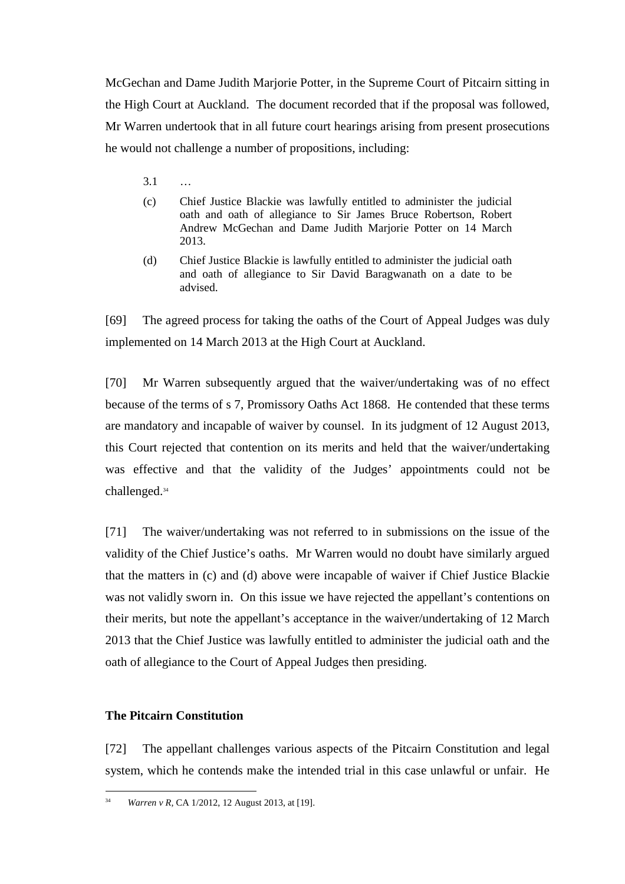McGechan and Dame Judith Marjorie Potter, in the Supreme Court of Pitcairn sitting in the High Court at Auckland. The document recorded that if the proposal was followed, Mr Warren undertook that in all future court hearings arising from present prosecutions he would not challenge a number of propositions, including:

> 3.1 …
>
> (c) Chief Justice Blackie was lawfully entitled to administer the judicial oath and oath of allegiance to Sir James Bruce Robertson, Robert Andrew McGechan and Dame Judith Marjorie Potter on 14 March 2013.
>
> (d) Chief Justice Blackie is lawfully entitled to administer the judicial oath and oath of allegiance to Sir David Baragwanath on a date to be advised.

[69] The agreed process for taking the oaths of the Court of Appeal Judges was duly implemented on 14 March 2013 at the High Court at Auckland.

[70] Mr Warren subsequently argued that the waiver/undertaking was of no effect because of the terms of s 7, Promissory Oaths Act 1868. He contended that these terms are mandatory and incapable of waiver by counsel. In its judgment of 12 August 2013, this Court rejected that contention on its merits and held that the waiver/undertaking was effective and that the validity of the Judges' appointments could not be challenged.[34]

[71] The waiver/undertaking was not referred to in submissions on the issue of the validity of the Chief Justice's oaths. Mr Warren would no doubt have similarly argued that the matters in (c) and (d) above were incapable of waiver if Chief Justice Blackie was not validly sworn in. On this issue we have rejected the appellant's contentions on their merits, but note the appellant's acceptance in the waiver/undertaking of 12 March 2013 that the Chief Justice was lawfully entitled to administer the judicial oath and the oath of allegiance to the Court of Appeal Judges then presiding.

### The Pitcairn Constitution

[72] The appellant challenges various aspects of the Pitcairn Constitution and legal system, which he contends make the intended trial in this case unlawful or unfair. He

---

[34] *Warren v R*, CA 1/2012, 12 August 2013, at [19].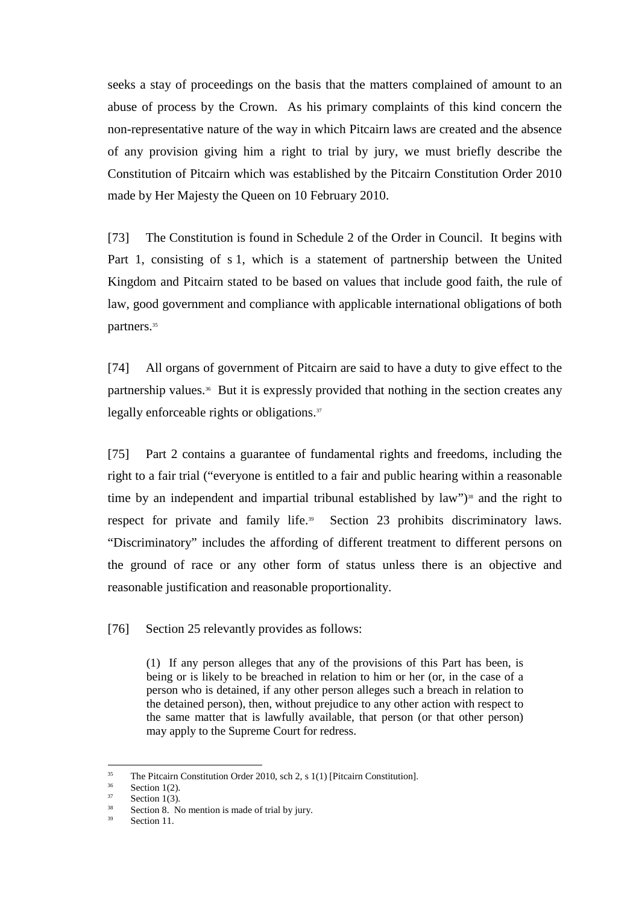seeks a stay of proceedings on the basis that the matters complained of amount to an abuse of process by the Crown. As his primary complaints of this kind concern the non-representative nature of the way in which Pitcairn laws are created and the absence of any provision giving him a right to trial by jury, we must briefly describe the Constitution of Pitcairn which was established by the Pitcairn Constitution Order 2010 made by Her Majesty the Queen on 10 February 2010.

[73] The Constitution is found in Schedule 2 of the Order in Council. It begins with Part 1, consisting of s 1, which is a statement of partnership between the United Kingdom and Pitcairn stated to be based on values that include good faith, the rule of law, good government and compliance with applicable international obligations of both partners.[35]

[74] All organs of government of Pitcairn are said to have a duty to give effect to the partnership values.[36] But it is expressly provided that nothing in the section creates any legally enforceable rights or obligations.[37]

[75] Part 2 contains a guarantee of fundamental rights and freedoms, including the right to a fair trial ("everyone is entitled to a fair and public hearing within a reasonable time by an independent and impartial tribunal established by law")[38] and the right to respect for private and family life.[39] Section 23 prohibits discriminatory laws. "Discriminatory" includes the affording of different treatment to different persons on the ground of race or any other form of status unless there is an objective and reasonable justification and reasonable proportionality.

[76] Section 25 relevantly provides as follows:

> (1) If any person alleges that any of the provisions of this Part has been, is being or is likely to be breached in relation to him or her (or, in the case of a person who is detained, if any other person alleges such a breach in relation to the detained person), then, without prejudice to any other action with respect to the same matter that is lawfully available, that person (or that other person) may apply to the Supreme Court for redress.

---

[35] The Pitcairn Constitution Order 2010, sch 2, s 1(1) [Pitcairn Constitution].

[36] Section 1(2).

[37] Section 1(3).

[38] Section 8. No mention is made of trial by jury.

[39] Section 11.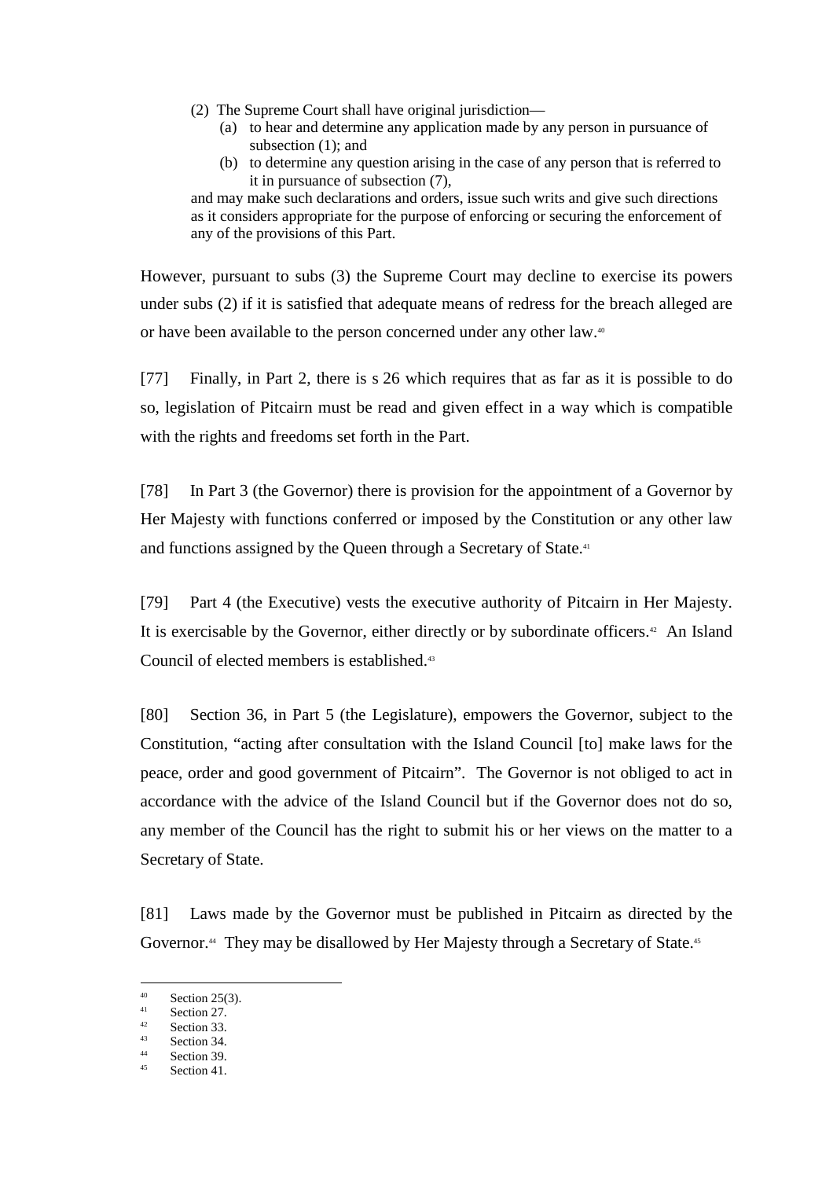(2) The Supreme Court shall have original jurisdiction—

> (a) to hear and determine any application made by any person in pursuance of subsection (1); and
>
> (b) to determine any question arising in the case of any person that is referred to it in pursuance of subsection (7),

and may make such declarations and orders, issue such writs and give such directions as it considers appropriate for the purpose of enforcing or securing the enforcement of any of the provisions of this Part.

However, pursuant to subs (3) the Supreme Court may decline to exercise its powers under subs (2) if it is satisfied that adequate means of redress for the breach alleged are or have been available to the person concerned under any other law.[40]

[77] Finally, in Part 2, there is s 26 which requires that as far as it is possible to do so, legislation of Pitcairn must be read and given effect in a way which is compatible with the rights and freedoms set forth in the Part.

[78] In Part 3 (the Governor) there is provision for the appointment of a Governor by Her Majesty with functions conferred or imposed by the Constitution or any other law and functions assigned by the Queen through a Secretary of State.[41]

[79] Part 4 (the Executive) vests the executive authority of Pitcairn in Her Majesty. It is exercisable by the Governor, either directly or by subordinate officers.[42] An Island Council of elected members is established.[43]

[80] Section 36, in Part 5 (the Legislature), empowers the Governor, subject to the Constitution, "acting after consultation with the Island Council [to] make laws for the peace, order and good government of Pitcairn". The Governor is not obliged to act in accordance with the advice of the Island Council but if the Governor does not do so, any member of the Council has the right to submit his or her views on the matter to a Secretary of State.

[81] Laws made by the Governor must be published in Pitcairn as directed by the Governor.[44] They may be disallowed by Her Majesty through a Secretary of State.[45]

---

[40] Section 25(3).
[41] Section 27.
[42] Section 33.
[43] Section 34.
[44] Section 39.
[45] Section 41.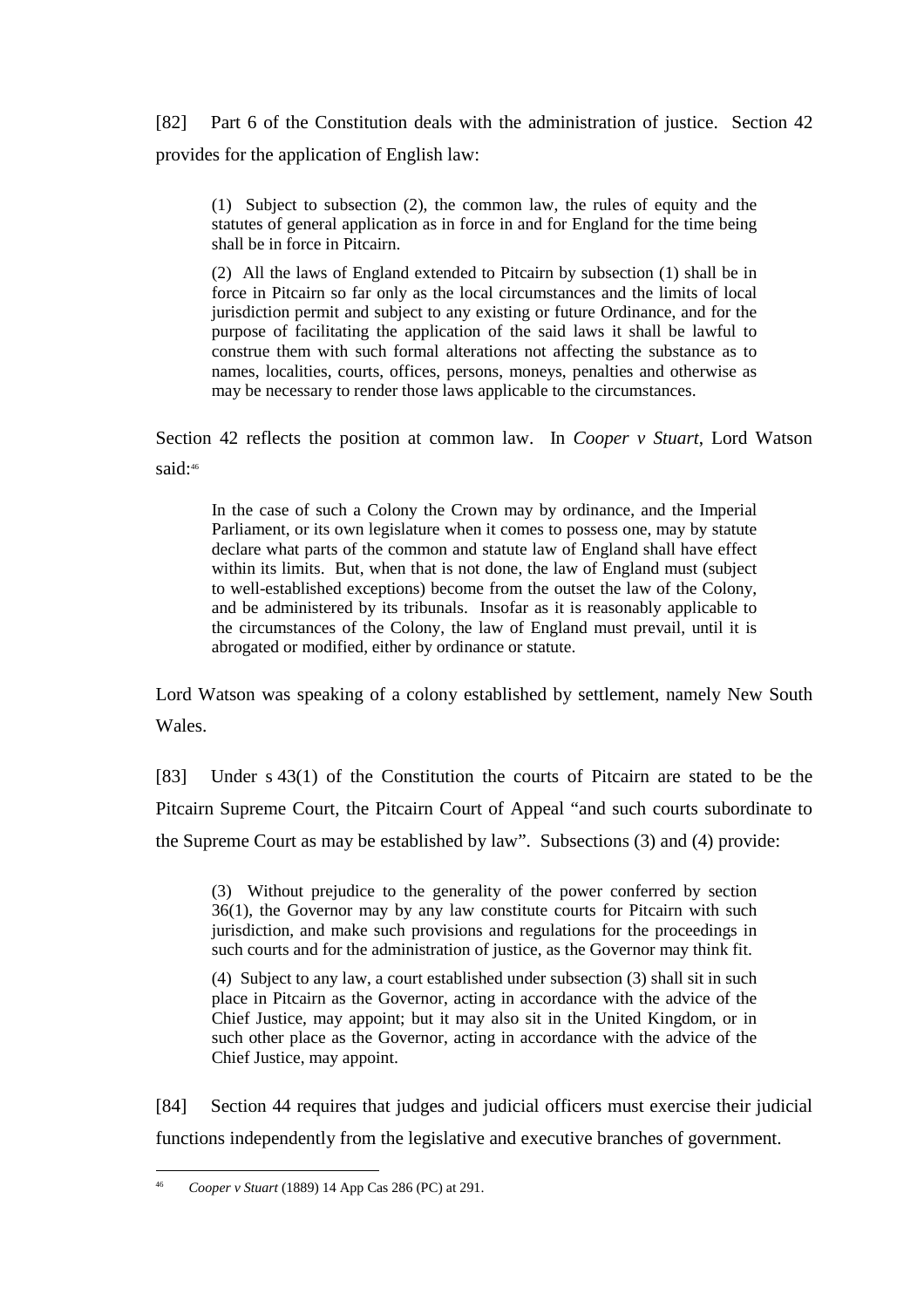[82] Part 6 of the Constitution deals with the administration of justice. Section 42 provides for the application of English law:

> (1) Subject to subsection (2), the common law, the rules of equity and the statutes of general application as in force in and for England for the time being shall be in force in Pitcairn.
>
> (2) All the laws of England extended to Pitcairn by subsection (1) shall be in force in Pitcairn so far only as the local circumstances and the limits of local jurisdiction permit and subject to any existing or future Ordinance, and for the purpose of facilitating the application of the said laws it shall be lawful to construe them with such formal alterations not affecting the substance as to names, localities, courts, offices, persons, moneys, penalties and otherwise as may be necessary to render those laws applicable to the circumstances.

Section 42 reflects the position at common law. In *Cooper v Stuart*, Lord Watson said:[46]

> In the case of such a Colony the Crown may by ordinance, and the Imperial Parliament, or its own legislature when it comes to possess one, may by statute declare what parts of the common and statute law of England shall have effect within its limits. But, when that is not done, the law of England must (subject to well-established exceptions) become from the outset the law of the Colony, and be administered by its tribunals. Insofar as it is reasonably applicable to the circumstances of the Colony, the law of England must prevail, until it is abrogated or modified, either by ordinance or statute.

Lord Watson was speaking of a colony established by settlement, namely New South Wales.

[83] Under s 43(1) of the Constitution the courts of Pitcairn are stated to be the Pitcairn Supreme Court, the Pitcairn Court of Appeal "and such courts subordinate to the Supreme Court as may be established by law". Subsections (3) and (4) provide:

> (3) Without prejudice to the generality of the power conferred by section 36(1), the Governor may by any law constitute courts for Pitcairn with such jurisdiction, and make such provisions and regulations for the proceedings in such courts and for the administration of justice, as the Governor may think fit.
>
> (4) Subject to any law, a court established under subsection (3) shall sit in such place in Pitcairn as the Governor, acting in accordance with the advice of the Chief Justice, may appoint; but it may also sit in the United Kingdom, or in such other place as the Governor, acting in accordance with the advice of the Chief Justice, may appoint.

[84] Section 44 requires that judges and judicial officers must exercise their judicial functions independently from the legislative and executive branches of government.

[46] *Cooper v Stuart* (1889) 14 App Cas 286 (PC) at 291.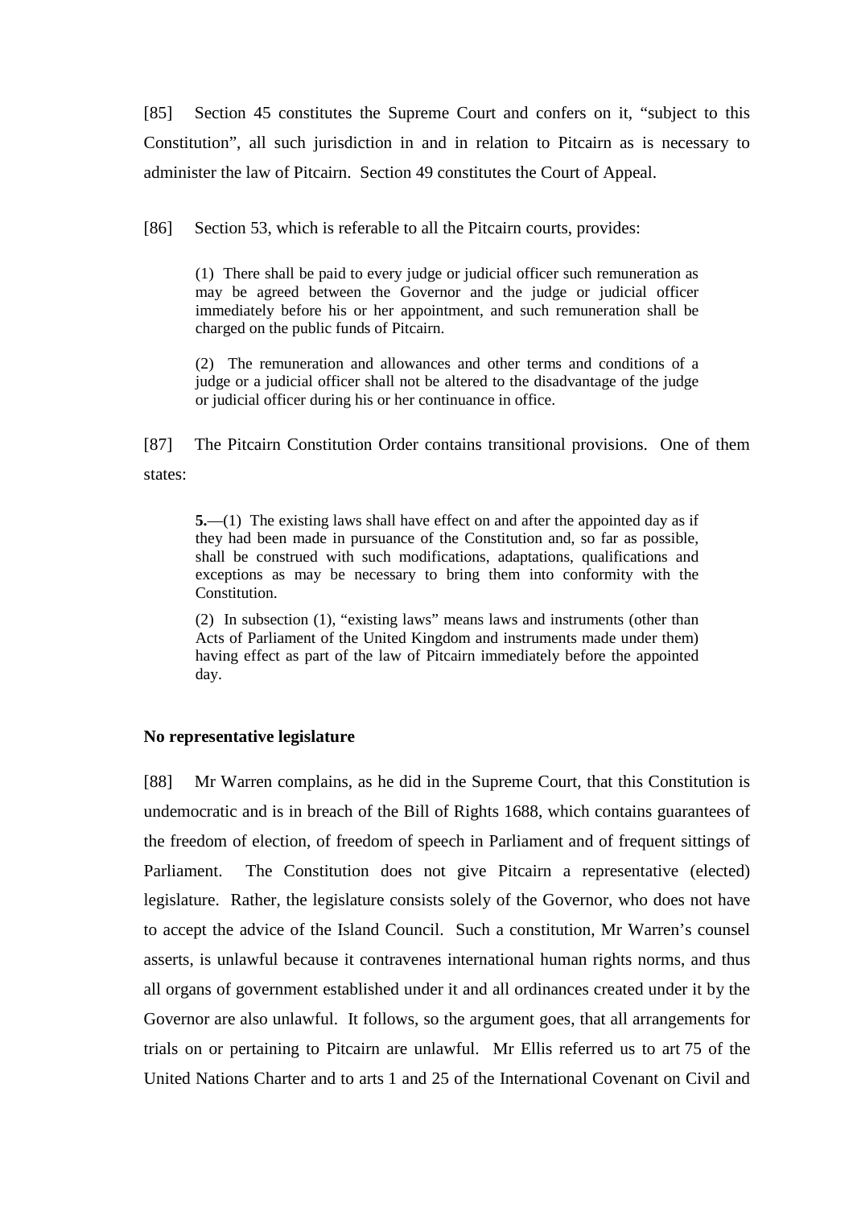[85] Section 45 constitutes the Supreme Court and confers on it, "subject to this Constitution", all such jurisdiction in and in relation to Pitcairn as is necessary to administer the law of Pitcairn. Section 49 constitutes the Court of Appeal.

[86] Section 53, which is referable to all the Pitcairn courts, provides:

> (1) There shall be paid to every judge or judicial officer such remuneration as may be agreed between the Governor and the judge or judicial officer immediately before his or her appointment, and such remuneration shall be charged on the public funds of Pitcairn.
>
> (2) The remuneration and allowances and other terms and conditions of a judge or a judicial officer shall not be altered to the disadvantage of the judge or judicial officer during his or her continuance in office.

[87] The Pitcairn Constitution Order contains transitional provisions. One of them states:

> **5.**—(1) The existing laws shall have effect on and after the appointed day as if they had been made in pursuance of the Constitution and, so far as possible, shall be construed with such modifications, adaptations, qualifications and exceptions as may be necessary to bring them into conformity with the Constitution.
>
> (2) In subsection (1), "existing laws" means laws and instruments (other than Acts of Parliament of the United Kingdom and instruments made under them) having effect as part of the law of Pitcairn immediately before the appointed day.

**No representative legislature**

[88] Mr Warren complains, as he did in the Supreme Court, that this Constitution is undemocratic and is in breach of the Bill of Rights 1688, which contains guarantees of the freedom of election, of freedom of speech in Parliament and of frequent sittings of Parliament. The Constitution does not give Pitcairn a representative (elected) legislature. Rather, the legislature consists solely of the Governor, who does not have to accept the advice of the Island Council. Such a constitution, Mr Warren's counsel asserts, is unlawful because it contravenes international human rights norms, and thus all organs of government established under it and all ordinances created under it by the Governor are also unlawful. It follows, so the argument goes, that all arrangements for trials on or pertaining to Pitcairn are unlawful. Mr Ellis referred us to art 75 of the United Nations Charter and to arts 1 and 25 of the International Covenant on Civil and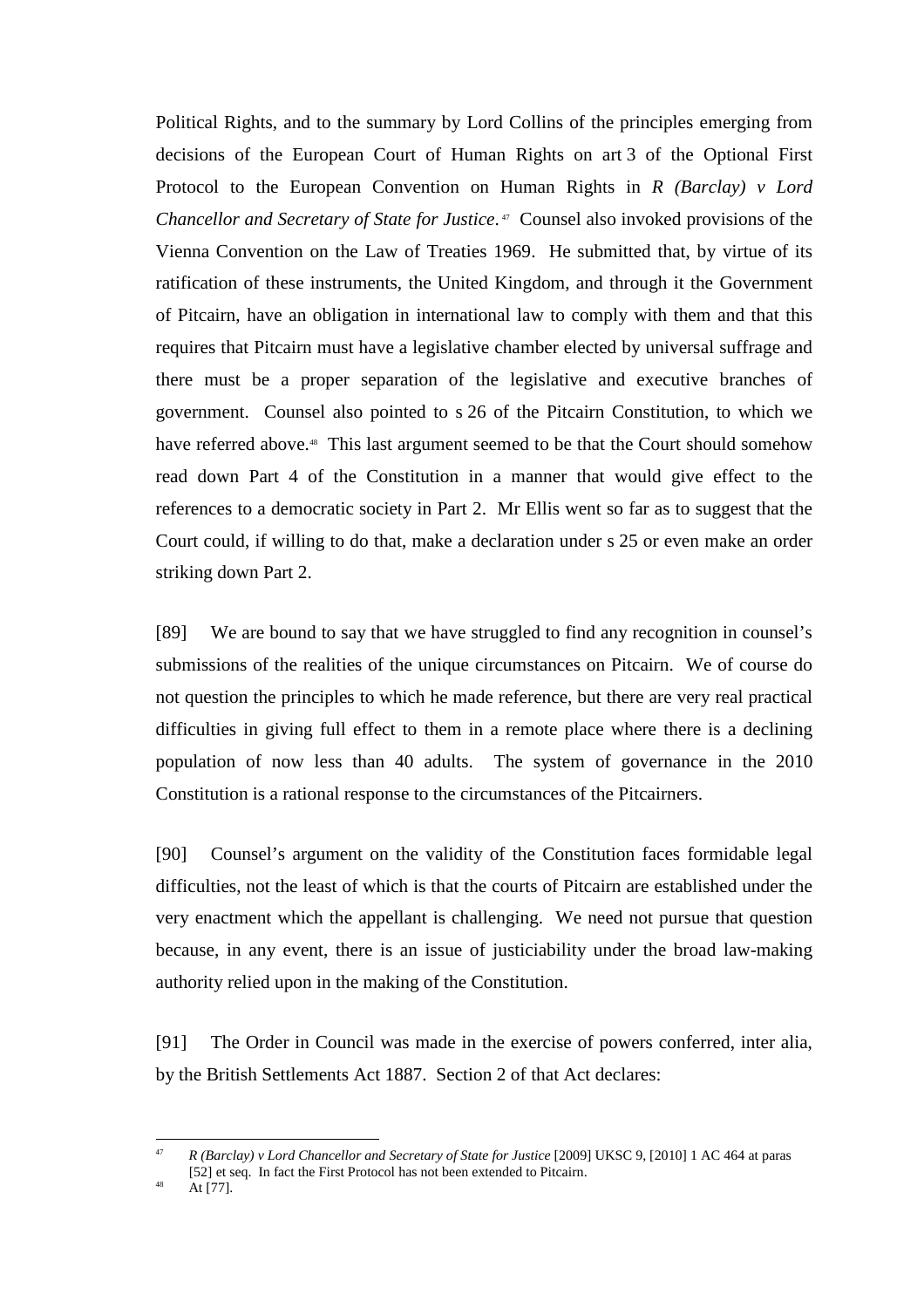Political Rights, and to the summary by Lord Collins of the principles emerging from decisions of the European Court of Human Rights on art 3 of the Optional First Protocol to the European Convention on Human Rights in *R (Barclay) v Lord Chancellor and Secretary of State for Justice*.[47] Counsel also invoked provisions of the Vienna Convention on the Law of Treaties 1969. He submitted that, by virtue of its ratification of these instruments, the United Kingdom, and through it the Government of Pitcairn, have an obligation in international law to comply with them and that this requires that Pitcairn must have a legislative chamber elected by universal suffrage and there must be a proper separation of the legislative and executive branches of government. Counsel also pointed to s 26 of the Pitcairn Constitution, to which we have referred above.[48] This last argument seemed to be that the Court should somehow read down Part 4 of the Constitution in a manner that would give effect to the references to a democratic society in Part 2. Mr Ellis went so far as to suggest that the Court could, if willing to do that, make a declaration under s 25 or even make an order striking down Part 2.

[89] We are bound to say that we have struggled to find any recognition in counsel's submissions of the realities of the unique circumstances on Pitcairn. We of course do not question the principles to which he made reference, but there are very real practical difficulties in giving full effect to them in a remote place where there is a declining population of now less than 40 adults. The system of governance in the 2010 Constitution is a rational response to the circumstances of the Pitcairners.

[90] Counsel's argument on the validity of the Constitution faces formidable legal difficulties, not the least of which is that the courts of Pitcairn are established under the very enactment which the appellant is challenging. We need not pursue that question because, in any event, there is an issue of justiciability under the broad law-making authority relied upon in the making of the Constitution.

[91] The Order in Council was made in the exercise of powers conferred, inter alia, by the British Settlements Act 1887. Section 2 of that Act declares:

---

[47] *R (Barclay) v Lord Chancellor and Secretary of State for Justice* [2009] UKSC 9, [2010] 1 AC 464 at paras [52] et seq. In fact the First Protocol has not been extended to Pitcairn.

[48] At [77].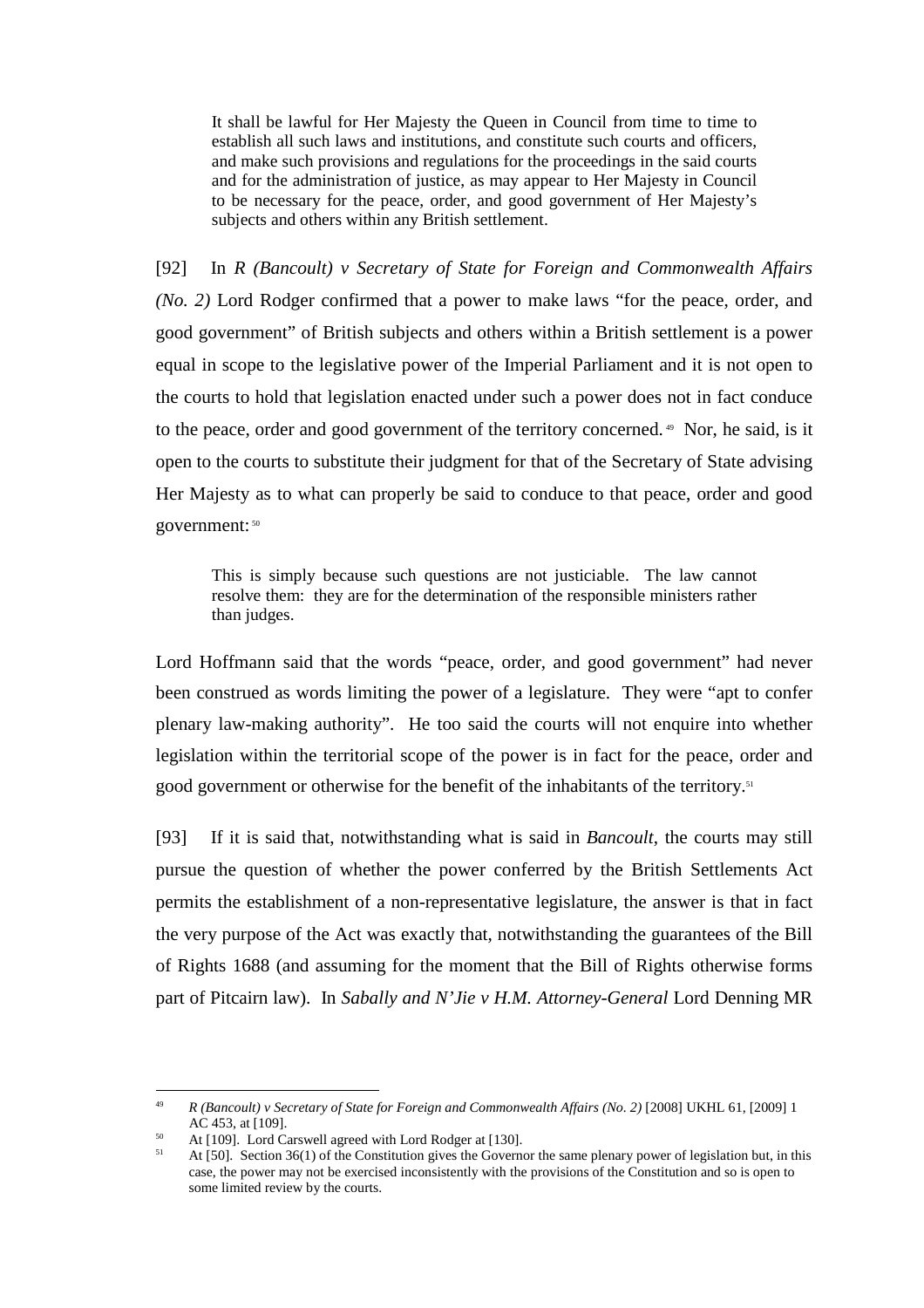> It shall be lawful for Her Majesty the Queen in Council from time to time to establish all such laws and institutions, and constitute such courts and officers, and make such provisions and regulations for the proceedings in the said courts and for the administration of justice, as may appear to Her Majesty in Council to be necessary for the peace, order, and good government of Her Majesty's subjects and others within any British settlement.

[92] In *R (Bancoult) v Secretary of State for Foreign and Commonwealth Affairs (No. 2)* Lord Rodger confirmed that a power to make laws "for the peace, order, and good government" of British subjects and others within a British settlement is a power equal in scope to the legislative power of the Imperial Parliament and it is not open to the courts to hold that legislation enacted under such a power does not in fact conduce to the peace, order and good government of the territory concerned.[49] Nor, he said, is it open to the courts to substitute their judgment for that of the Secretary of State advising Her Majesty as to what can properly be said to conduce to that peace, order and good government:[50]

> This is simply because such questions are not justiciable. The law cannot resolve them: they are for the determination of the responsible ministers rather than judges.

Lord Hoffmann said that the words "peace, order, and good government" had never been construed as words limiting the power of a legislature. They were "apt to confer plenary law-making authority". He too said the courts will not enquire into whether legislation within the territorial scope of the power is in fact for the peace, order and good government or otherwise for the benefit of the inhabitants of the territory.[51]

[93] If it is said that, notwithstanding what is said in *Bancoult*, the courts may still pursue the question of whether the power conferred by the British Settlements Act permits the establishment of a non-representative legislature, the answer is that in fact the very purpose of the Act was exactly that, notwithstanding the guarantees of the Bill of Rights 1688 (and assuming for the moment that the Bill of Rights otherwise forms part of Pitcairn law). In *Sabally and N'Jie v H.M. Attorney-General* Lord Denning MR

---

[49] *R (Bancoult) v Secretary of State for Foreign and Commonwealth Affairs (No. 2)* [2008] UKHL 61, [2009] 1 AC 453, at [109].

[50] At [109]. Lord Carswell agreed with Lord Rodger at [130].

[51] At [50]. Section 36(1) of the Constitution gives the Governor the same plenary power of legislation but, in this case, the power may not be exercised inconsistently with the provisions of the Constitution and so is open to some limited review by the courts.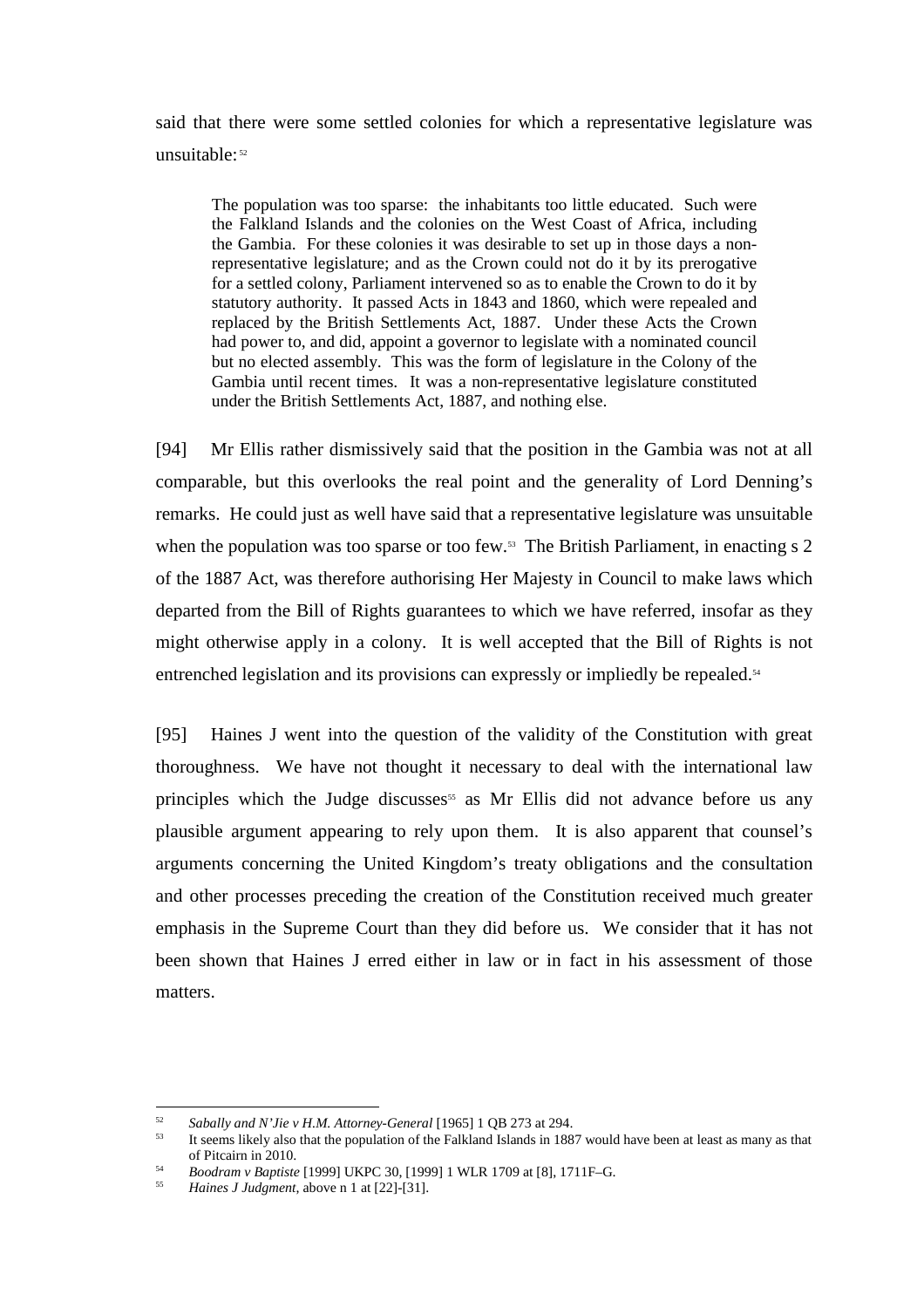said that there were some settled colonies for which a representative legislature was unsuitable:[52]

> The population was too sparse: the inhabitants too little educated. Such were the Falkland Islands and the colonies on the West Coast of Africa, including the Gambia. For these colonies it was desirable to set up in those days a non-representative legislature; and as the Crown could not do it by its prerogative for a settled colony, Parliament intervened so as to enable the Crown to do it by statutory authority. It passed Acts in 1843 and 1860, which were repealed and replaced by the British Settlements Act, 1887. Under these Acts the Crown had power to, and did, appoint a governor to legislate with a nominated council but no elected assembly. This was the form of legislature in the Colony of the Gambia until recent times. It was a non-representative legislature constituted under the British Settlements Act, 1887, and nothing else.

[94] Mr Ellis rather dismissively said that the position in the Gambia was not at all comparable, but this overlooks the real point and the generality of Lord Denning's remarks. He could just as well have said that a representative legislature was unsuitable when the population was too sparse or too few.[53] The British Parliament, in enacting s 2 of the 1887 Act, was therefore authorising Her Majesty in Council to make laws which departed from the Bill of Rights guarantees to which we have referred, insofar as they might otherwise apply in a colony. It is well accepted that the Bill of Rights is not entrenched legislation and its provisions can expressly or impliedly be repealed.[54]

[95] Haines J went into the question of the validity of the Constitution with great thoroughness. We have not thought it necessary to deal with the international law principles which the Judge discusses[55] as Mr Ellis did not advance before us any plausible argument appearing to rely upon them. It is also apparent that counsel's arguments concerning the United Kingdom's treaty obligations and the consultation and other processes preceding the creation of the Constitution received much greater emphasis in the Supreme Court than they did before us. We consider that it has not been shown that Haines J erred either in law or in fact in his assessment of those matters.

---

[52] *Sabally and N'Jie v H.M. Attorney-General* [1965] 1 QB 273 at 294.

[53] It seems likely also that the population of the Falkland Islands in 1887 would have been at least as many as that of Pitcairn in 2010.

[54] *Boodram v Baptiste* [1999] UKPC 30, [1999] 1 WLR 1709 at [8], 1711F–G.

[55] *Haines J Judgment*, above n 1 at [22]-[31].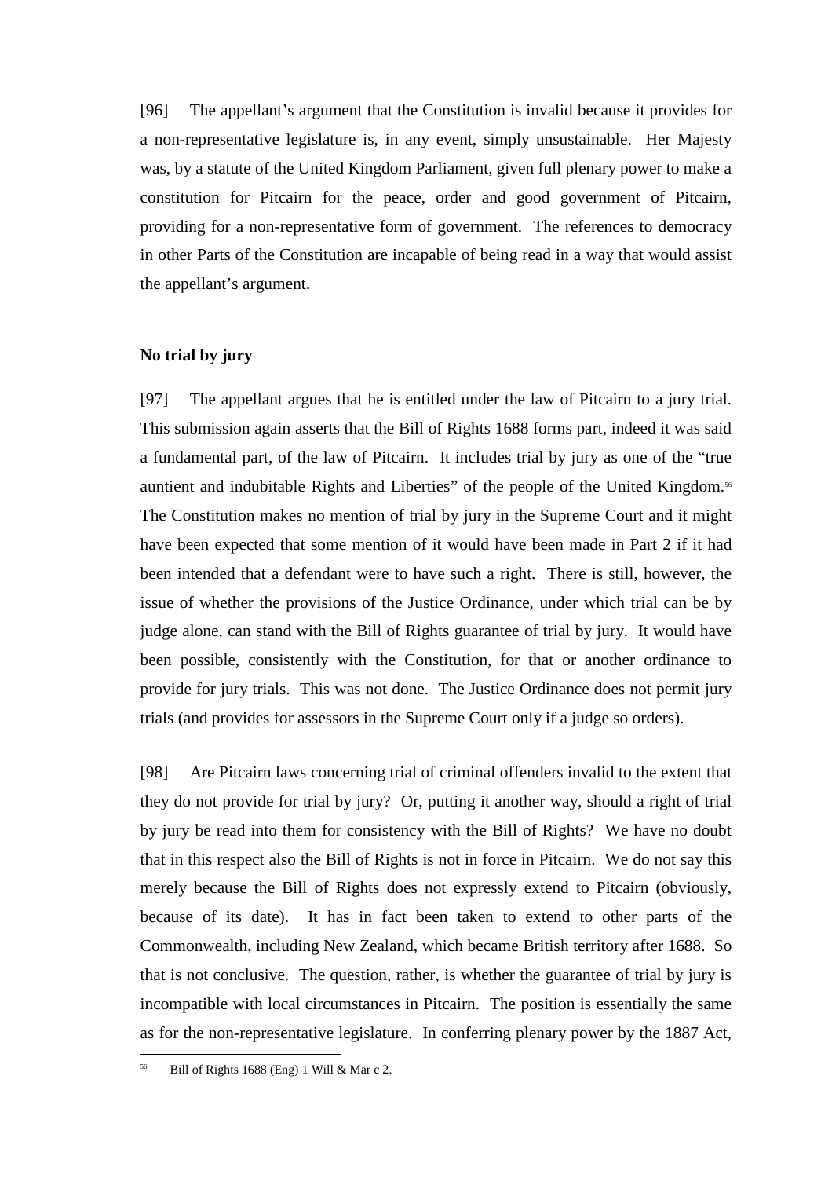[96] The appellant's argument that the Constitution is invalid because it provides for a non-representative legislature is, in any event, simply unsustainable. Her Majesty was, by a statute of the United Kingdom Parliament, given full plenary power to make a constitution for Pitcairn for the peace, order and good government of Pitcairn, providing for a non-representative form of government. The references to democracy in other Parts of the Constitution are incapable of being read in a way that would assist the appellant's argument.

**No trial by jury**

[97] The appellant argues that he is entitled under the law of Pitcairn to a jury trial. This submission again asserts that the Bill of Rights 1688 forms part, indeed it was said a fundamental part, of the law of Pitcairn. It includes trial by jury as one of the "true auntient and indubitable Rights and Liberties" of the people of the United Kingdom.[56] The Constitution makes no mention of trial by jury in the Supreme Court and it might have been expected that some mention of it would have been made in Part 2 if it had been intended that a defendant were to have such a right. There is still, however, the issue of whether the provisions of the Justice Ordinance, under which trial can be by judge alone, can stand with the Bill of Rights guarantee of trial by jury. It would have been possible, consistently with the Constitution, for that or another ordinance to provide for jury trials. This was not done. The Justice Ordinance does not permit jury trials (and provides for assessors in the Supreme Court only if a judge so orders).

[98] Are Pitcairn laws concerning trial of criminal offenders invalid to the extent that they do not provide for trial by jury? Or, putting it another way, should a right of trial by jury be read into them for consistency with the Bill of Rights? We have no doubt that in this respect also the Bill of Rights is not in force in Pitcairn. We do not say this merely because the Bill of Rights does not expressly extend to Pitcairn (obviously, because of its date). It has in fact been taken to extend to other parts of the Commonwealth, including New Zealand, which became British territory after 1688. So that is not conclusive. The question, rather, is whether the guarantee of trial by jury is incompatible with local circumstances in Pitcairn. The position is essentially the same as for the non-representative legislature. In conferring plenary power by the 1887 Act,

[56] Bill of Rights 1688 (Eng) 1 Will & Mar c 2.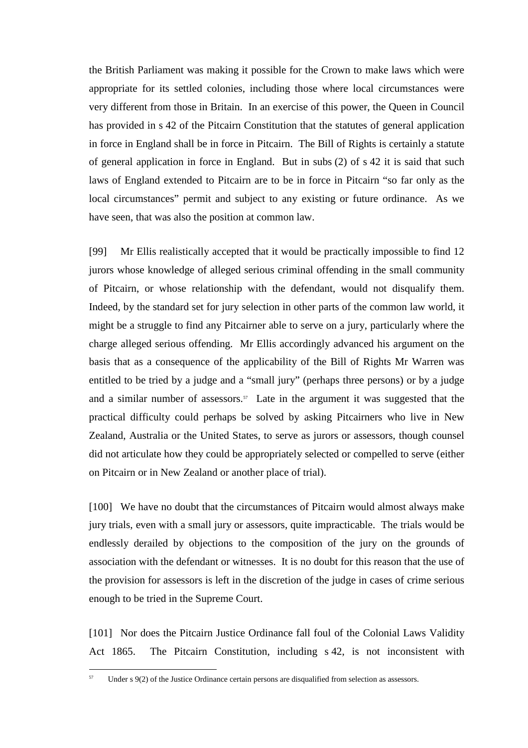the British Parliament was making it possible for the Crown to make laws which were appropriate for its settled colonies, including those where local circumstances were very different from those in Britain. In an exercise of this power, the Queen in Council has provided in s 42 of the Pitcairn Constitution that the statutes of general application in force in England shall be in force in Pitcairn. The Bill of Rights is certainly a statute of general application in force in England. But in subs (2) of s 42 it is said that such laws of England extended to Pitcairn are to be in force in Pitcairn "so far only as the local circumstances" permit and subject to any existing or future ordinance. As we have seen, that was also the position at common law.

[99] Mr Ellis realistically accepted that it would be practically impossible to find 12 jurors whose knowledge of alleged serious criminal offending in the small community of Pitcairn, or whose relationship with the defendant, would not disqualify them. Indeed, by the standard set for jury selection in other parts of the common law world, it might be a struggle to find any Pitcairner able to serve on a jury, particularly where the charge alleged serious offending. Mr Ellis accordingly advanced his argument on the basis that as a consequence of the applicability of the Bill of Rights Mr Warren was entitled to be tried by a judge and a "small jury" (perhaps three persons) or by a judge and a similar number of assessors.[57] Late in the argument it was suggested that the practical difficulty could perhaps be solved by asking Pitcairners who live in New Zealand, Australia or the United States, to serve as jurors or assessors, though counsel did not articulate how they could be appropriately selected or compelled to serve (either on Pitcairn or in New Zealand or another place of trial).

[100] We have no doubt that the circumstances of Pitcairn would almost always make jury trials, even with a small jury or assessors, quite impracticable. The trials would be endlessly derailed by objections to the composition of the jury on the grounds of association with the defendant or witnesses. It is no doubt for this reason that the use of the provision for assessors is left in the discretion of the judge in cases of crime serious enough to be tried in the Supreme Court.

[101] Nor does the Pitcairn Justice Ordinance fall foul of the Colonial Laws Validity Act 1865. The Pitcairn Constitution, including s 42, is not inconsistent with

---

[57] Under s 9(2) of the Justice Ordinance certain persons are disqualified from selection as assessors.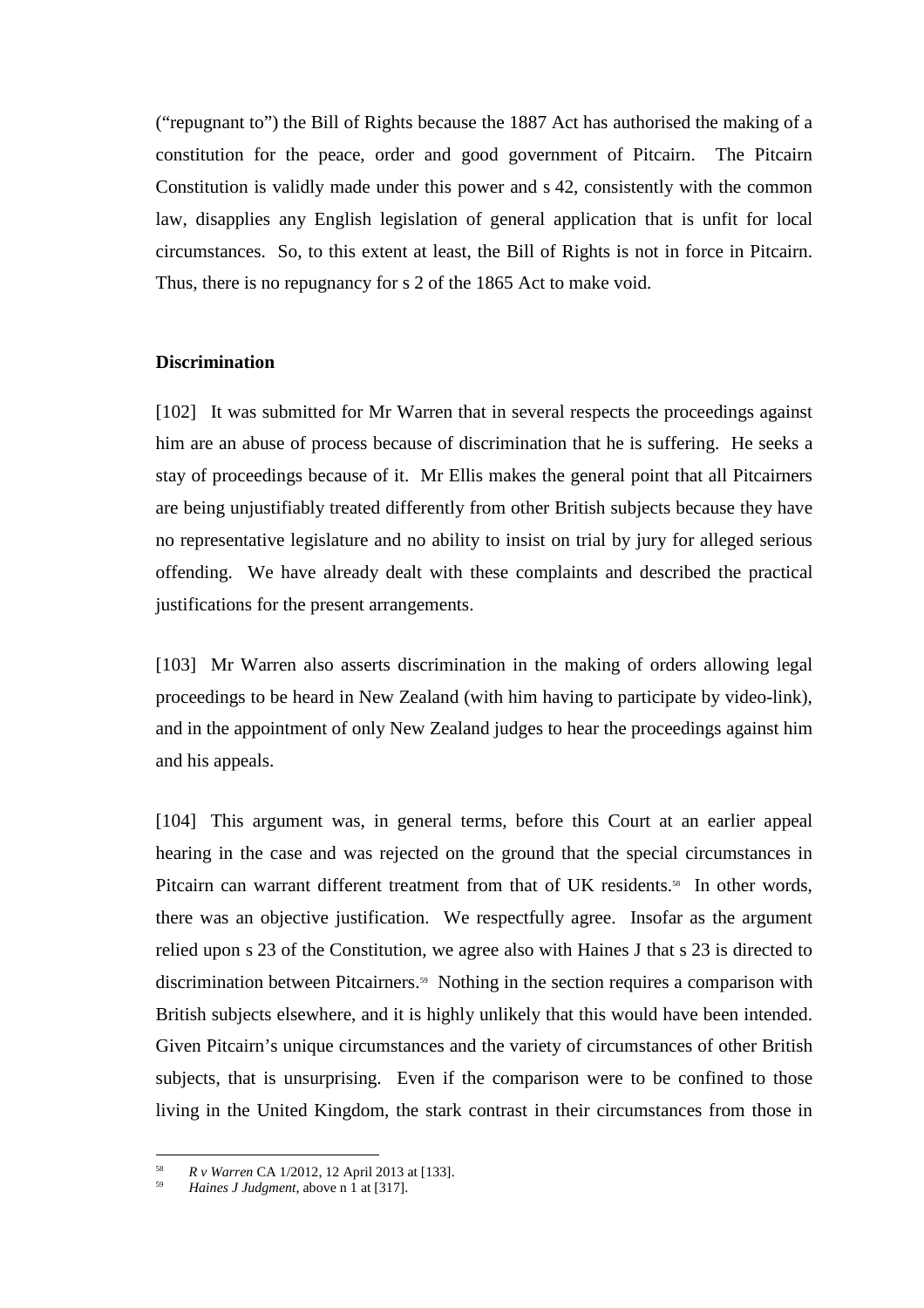("repugnant to") the Bill of Rights because the 1887 Act has authorised the making of a constitution for the peace, order and good government of Pitcairn. The Pitcairn Constitution is validly made under this power and s 42, consistently with the common law, disapplies any English legislation of general application that is unfit for local circumstances. So, to this extent at least, the Bill of Rights is not in force in Pitcairn. Thus, there is no repugnancy for s 2 of the 1865 Act to make void.

**Discrimination**

[102] It was submitted for Mr Warren that in several respects the proceedings against him are an abuse of process because of discrimination that he is suffering. He seeks a stay of proceedings because of it. Mr Ellis makes the general point that all Pitcairners are being unjustifiably treated differently from other British subjects because they have no representative legislature and no ability to insist on trial by jury for alleged serious offending. We have already dealt with these complaints and described the practical justifications for the present arrangements.

[103] Mr Warren also asserts discrimination in the making of orders allowing legal proceedings to be heard in New Zealand (with him having to participate by video-link), and in the appointment of only New Zealand judges to hear the proceedings against him and his appeals.

[104] This argument was, in general terms, before this Court at an earlier appeal hearing in the case and was rejected on the ground that the special circumstances in Pitcairn can warrant different treatment from that of UK residents.[58] In other words, there was an objective justification. We respectfully agree. Insofar as the argument relied upon s 23 of the Constitution, we agree also with Haines J that s 23 is directed to discrimination between Pitcairners.[59] Nothing in the section requires a comparison with British subjects elsewhere, and it is highly unlikely that this would have been intended. Given Pitcairn's unique circumstances and the variety of circumstances of other British subjects, that is unsurprising. Even if the comparison were to be confined to those living in the United Kingdom, the stark contrast in their circumstances from those in

---

[58] *R v Warren* CA 1/2012, 12 April 2013 at [133].

[59] *Haines J Judgment*, above n 1 at [317].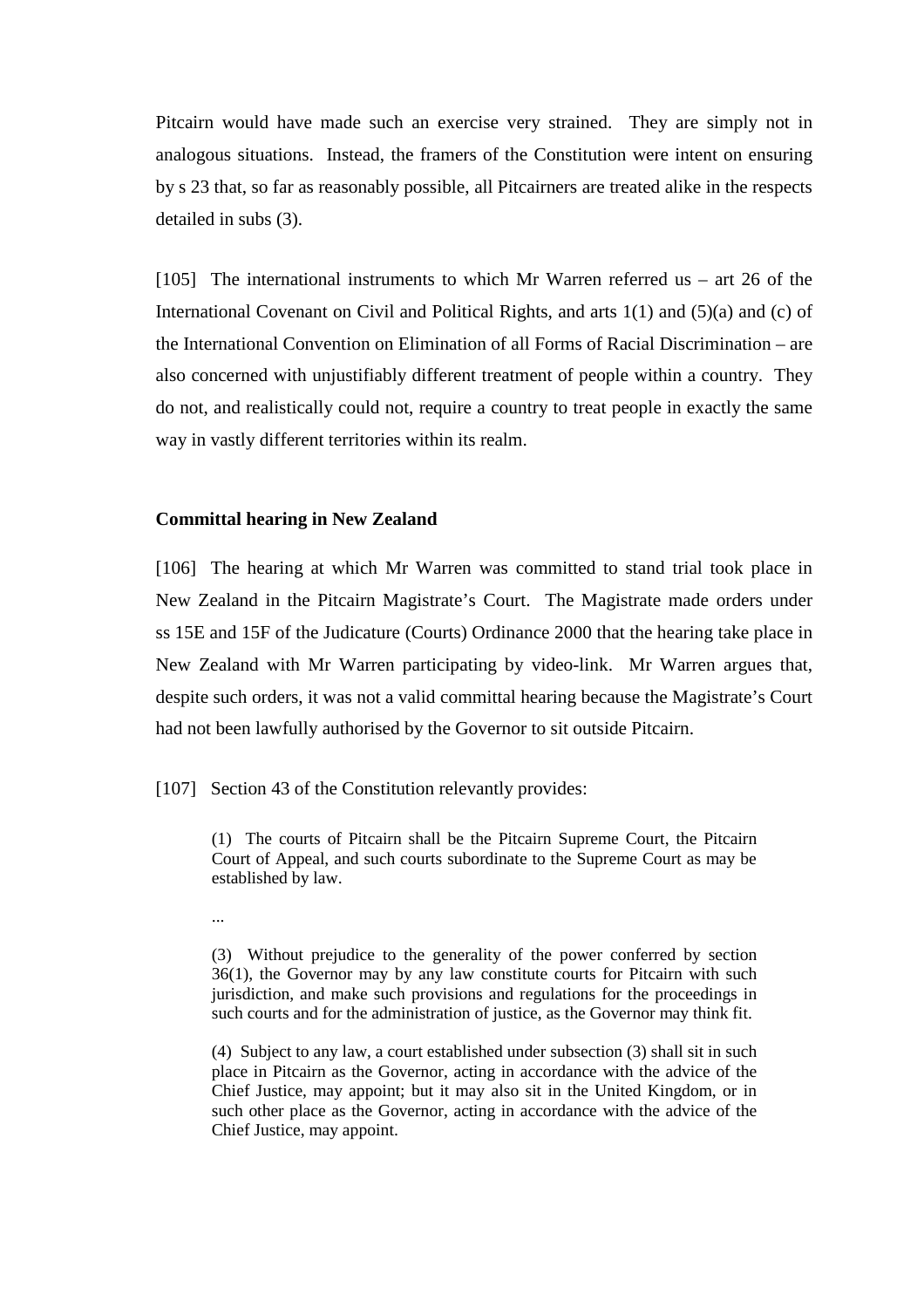Pitcairn would have made such an exercise very strained. They are simply not in analogous situations. Instead, the framers of the Constitution were intent on ensuring by s 23 that, so far as reasonably possible, all Pitcairners are treated alike in the respects detailed in subs (3).

[105] The international instruments to which Mr Warren referred us – art 26 of the International Covenant on Civil and Political Rights, and arts 1(1) and (5)(a) and (c) of the International Convention on Elimination of all Forms of Racial Discrimination – are also concerned with unjustifiably different treatment of people within a country. They do not, and realistically could not, require a country to treat people in exactly the same way in vastly different territories within its realm.

**Committal hearing in New Zealand**

[106] The hearing at which Mr Warren was committed to stand trial took place in New Zealand in the Pitcairn Magistrate's Court. The Magistrate made orders under ss 15E and 15F of the Judicature (Courts) Ordinance 2000 that the hearing take place in New Zealand with Mr Warren participating by video-link. Mr Warren argues that, despite such orders, it was not a valid committal hearing because the Magistrate's Court had not been lawfully authorised by the Governor to sit outside Pitcairn.

[107] Section 43 of the Constitution relevantly provides:

> (1) The courts of Pitcairn shall be the Pitcairn Supreme Court, the Pitcairn Court of Appeal, and such courts subordinate to the Supreme Court as may be established by law.
>
> ...
>
> (3) Without prejudice to the generality of the power conferred by section 36(1), the Governor may by any law constitute courts for Pitcairn with such jurisdiction, and make such provisions and regulations for the proceedings in such courts and for the administration of justice, as the Governor may think fit.
>
> (4) Subject to any law, a court established under subsection (3) shall sit in such place in Pitcairn as the Governor, acting in accordance with the advice of the Chief Justice, may appoint; but it may also sit in the United Kingdom, or in such other place as the Governor, acting in accordance with the advice of the Chief Justice, may appoint.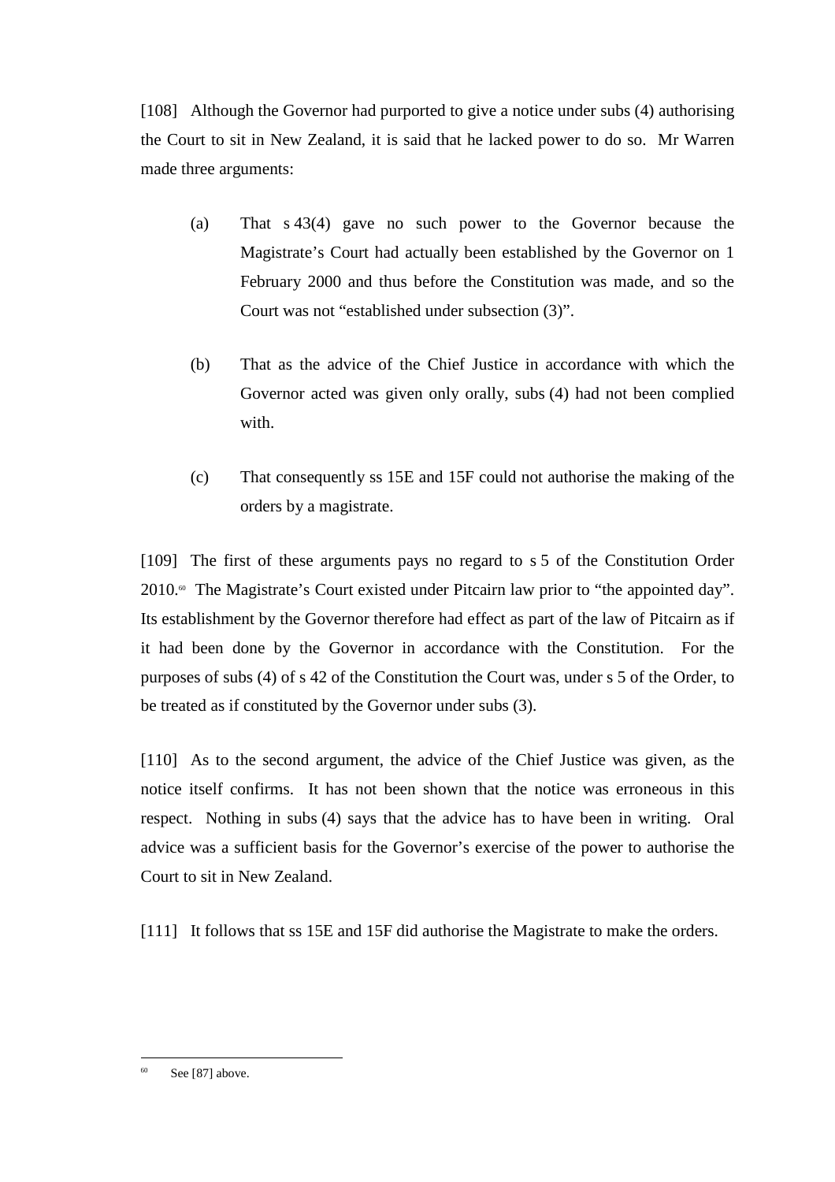[108] Although the Governor had purported to give a notice under subs (4) authorising the Court to sit in New Zealand, it is said that he lacked power to do so. Mr Warren made three arguments:

(a) That s 43(4) gave no such power to the Governor because the Magistrate's Court had actually been established by the Governor on 1 February 2000 and thus before the Constitution was made, and so the Court was not "established under subsection (3)".

(b) That as the advice of the Chief Justice in accordance with which the Governor acted was given only orally, subs (4) had not been complied with.

(c) That consequently ss 15E and 15F could not authorise the making of the orders by a magistrate.

[109] The first of these arguments pays no regard to s 5 of the Constitution Order 2010.[60] The Magistrate's Court existed under Pitcairn law prior to "the appointed day". Its establishment by the Governor therefore had effect as part of the law of Pitcairn as if it had been done by the Governor in accordance with the Constitution. For the purposes of subs (4) of s 42 of the Constitution the Court was, under s 5 of the Order, to be treated as if constituted by the Governor under subs (3).

[110] As to the second argument, the advice of the Chief Justice was given, as the notice itself confirms. It has not been shown that the notice was erroneous in this respect. Nothing in subs (4) says that the advice has to have been in writing. Oral advice was a sufficient basis for the Governor's exercise of the power to authorise the Court to sit in New Zealand.

[111] It follows that ss 15E and 15F did authorise the Magistrate to make the orders.

[60] See [87] above.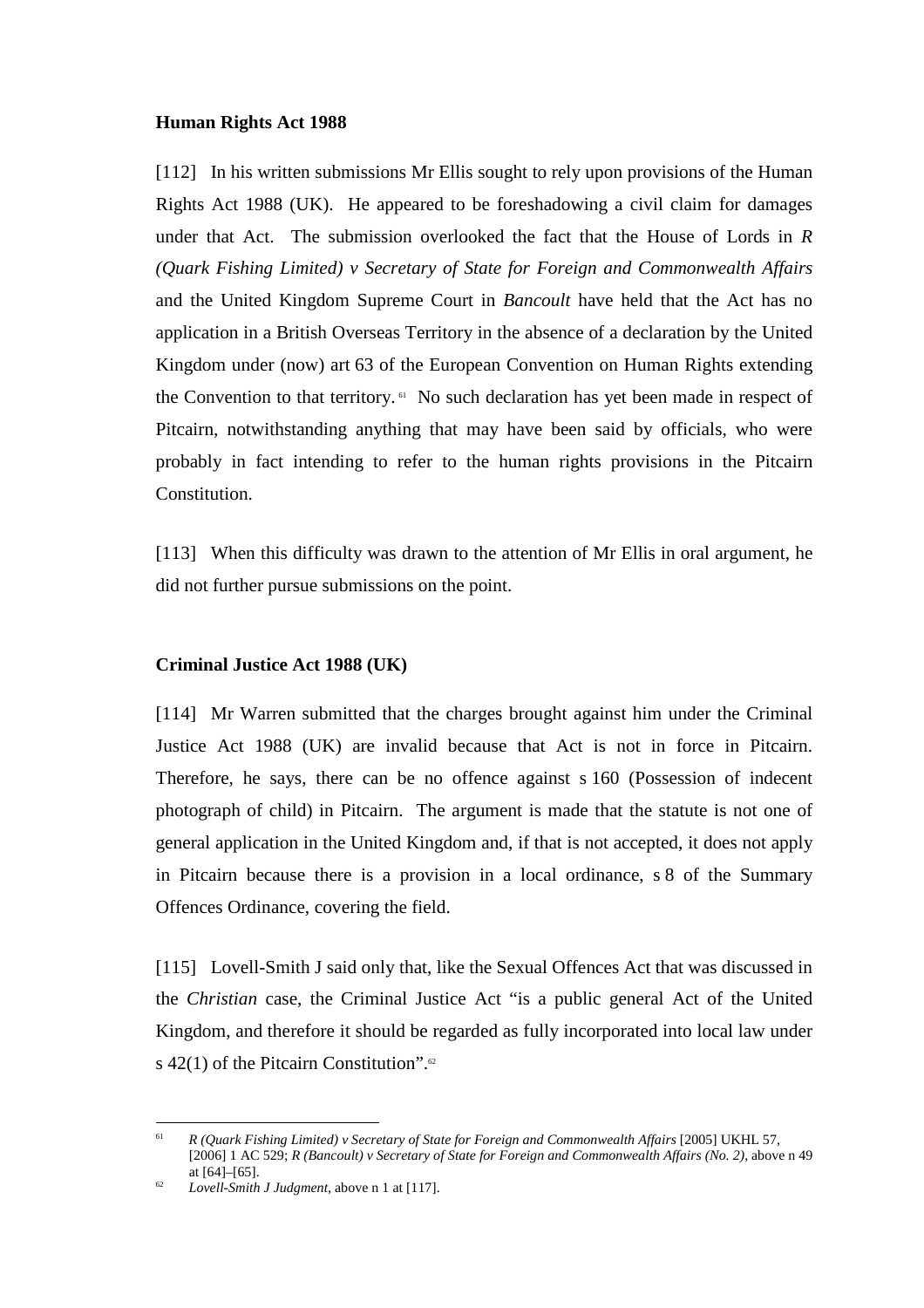**Human Rights Act 1988**

[112] In his written submissions Mr Ellis sought to rely upon provisions of the Human Rights Act 1988 (UK). He appeared to be foreshadowing a civil claim for damages under that Act. The submission overlooked the fact that the House of Lords in *R (Quark Fishing Limited) v Secretary of State for Foreign and Commonwealth Affairs* and the United Kingdom Supreme Court in *Bancoult* have held that the Act has no application in a British Overseas Territory in the absence of a declaration by the United Kingdom under (now) art 63 of the European Convention on Human Rights extending the Convention to that territory.[61] No such declaration has yet been made in respect of Pitcairn, notwithstanding anything that may have been said by officials, who were probably in fact intending to refer to the human rights provisions in the Pitcairn Constitution.

[113] When this difficulty was drawn to the attention of Mr Ellis in oral argument, he did not further pursue submissions on the point.

**Criminal Justice Act 1988 (UK)**

[114] Mr Warren submitted that the charges brought against him under the Criminal Justice Act 1988 (UK) are invalid because that Act is not in force in Pitcairn. Therefore, he says, there can be no offence against s 160 (Possession of indecent photograph of child) in Pitcairn. The argument is made that the statute is not one of general application in the United Kingdom and, if that is not accepted, it does not apply in Pitcairn because there is a provision in a local ordinance, s 8 of the Summary Offences Ordinance, covering the field.

[115] Lovell-Smith J said only that, like the Sexual Offences Act that was discussed in the *Christian* case, the Criminal Justice Act "is a public general Act of the United Kingdom, and therefore it should be regarded as fully incorporated into local law under s 42(1) of the Pitcairn Constitution".[62]

---

[61] *R (Quark Fishing Limited) v Secretary of State for Foreign and Commonwealth Affairs* [2005] UKHL 57, [2006] 1 AC 529; *R (Bancoult) v Secretary of State for Foreign and Commonwealth Affairs (No. 2)*, above n 49 at [64]–[65].

[62] *Lovell-Smith J Judgment*, above n 1 at [117].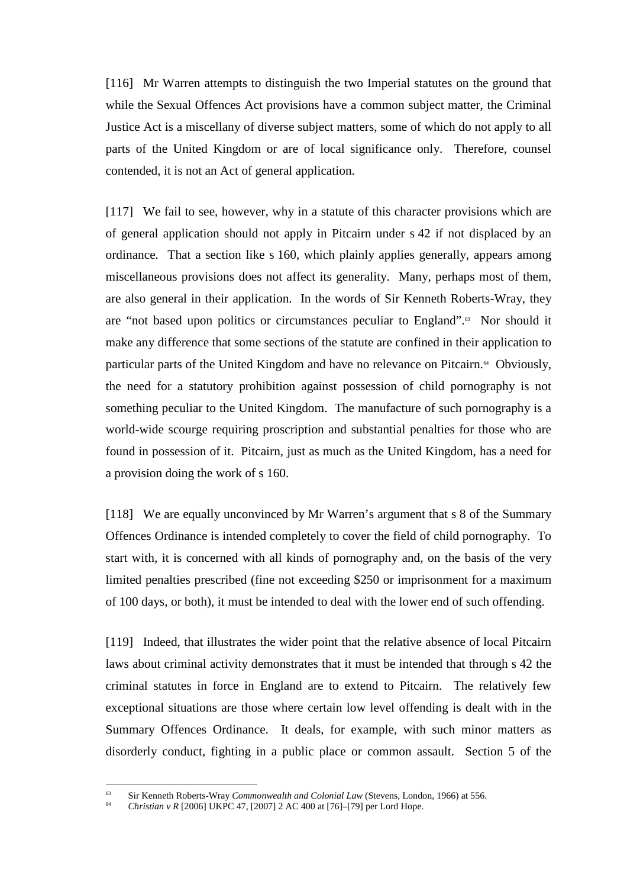[116] Mr Warren attempts to distinguish the two Imperial statutes on the ground that while the Sexual Offences Act provisions have a common subject matter, the Criminal Justice Act is a miscellany of diverse subject matters, some of which do not apply to all parts of the United Kingdom or are of local significance only. Therefore, counsel contended, it is not an Act of general application.

[117] We fail to see, however, why in a statute of this character provisions which are of general application should not apply in Pitcairn under s 42 if not displaced by an ordinance. That a section like s 160, which plainly applies generally, appears among miscellaneous provisions does not affect its generality. Many, perhaps most of them, are also general in their application. In the words of Sir Kenneth Roberts-Wray, they are "not based upon politics or circumstances peculiar to England".[63] Nor should it make any difference that some sections of the statute are confined in their application to particular parts of the United Kingdom and have no relevance on Pitcairn.[64] Obviously, the need for a statutory prohibition against possession of child pornography is not something peculiar to the United Kingdom. The manufacture of such pornography is a world-wide scourge requiring proscription and substantial penalties for those who are found in possession of it. Pitcairn, just as much as the United Kingdom, has a need for a provision doing the work of s 160.

[118] We are equally unconvinced by Mr Warren's argument that s 8 of the Summary Offences Ordinance is intended completely to cover the field of child pornography. To start with, it is concerned with all kinds of pornography and, on the basis of the very limited penalties prescribed (fine not exceeding $250 or imprisonment for a maximum of 100 days, or both), it must be intended to deal with the lower end of such offending.

[119] Indeed, that illustrates the wider point that the relative absence of local Pitcairn laws about criminal activity demonstrates that it must be intended that through s 42 the criminal statutes in force in England are to extend to Pitcairn. The relatively few exceptional situations are those where certain low level offending is dealt with in the Summary Offences Ordinance. It deals, for example, with such minor matters as disorderly conduct, fighting in a public place or common assault. Section 5 of the

---

[63] Sir Kenneth Roberts-Wray *Commonwealth and Colonial Law* (Stevens, London, 1966) at 556.

[64] *Christian v R* [2006] UKPC 47, [2007] 2 AC 400 at [76]–[79] per Lord Hope.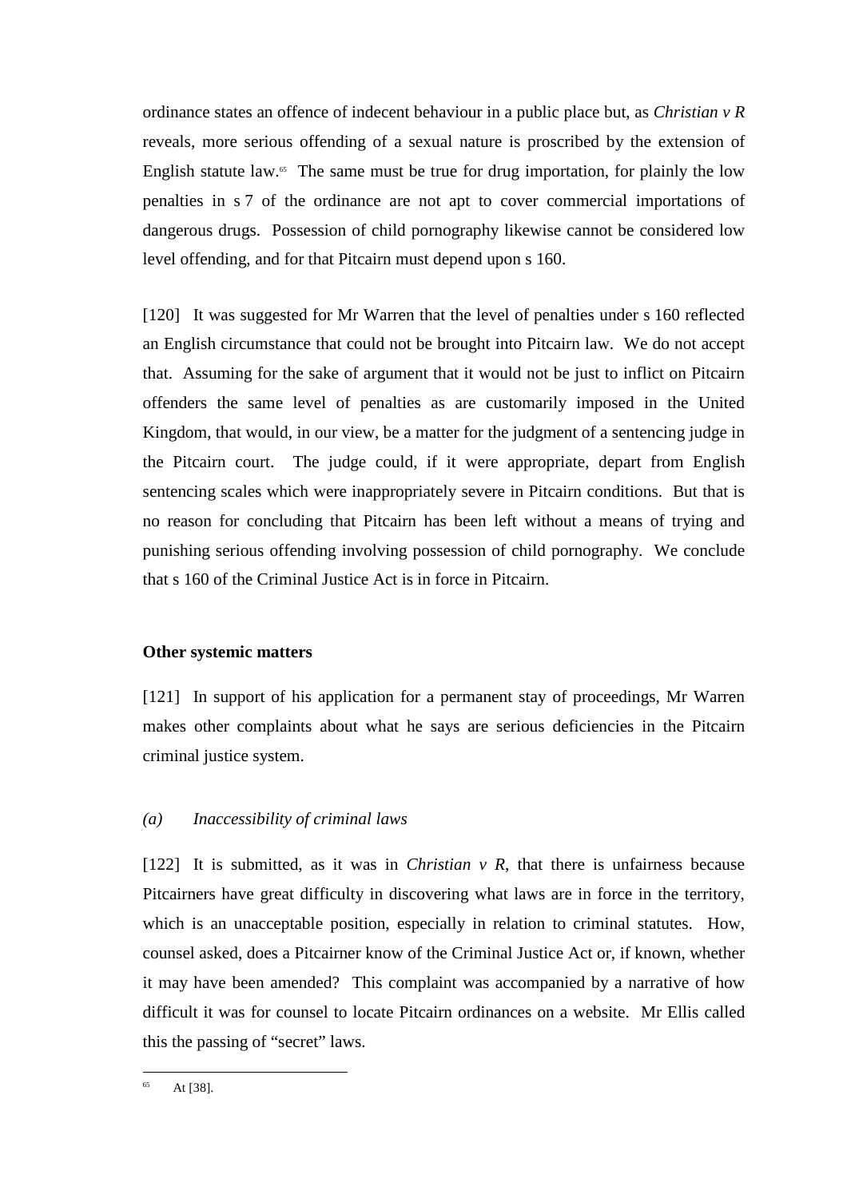ordinance states an offence of indecent behaviour in a public place but, as *Christian v R* reveals, more serious offending of a sexual nature is proscribed by the extension of English statute law.[65] The same must be true for drug importation, for plainly the low penalties in s 7 of the ordinance are not apt to cover commercial importations of dangerous drugs. Possession of child pornography likewise cannot be considered low level offending, and for that Pitcairn must depend upon s 160.

[120] It was suggested for Mr Warren that the level of penalties under s 160 reflected an English circumstance that could not be brought into Pitcairn law. We do not accept that. Assuming for the sake of argument that it would not be just to inflict on Pitcairn offenders the same level of penalties as are customarily imposed in the United Kingdom, that would, in our view, be a matter for the judgment of a sentencing judge in the Pitcairn court. The judge could, if it were appropriate, depart from English sentencing scales which were inappropriately severe in Pitcairn conditions. But that is no reason for concluding that Pitcairn has been left without a means of trying and punishing serious offending involving possession of child pornography. We conclude that s 160 of the Criminal Justice Act is in force in Pitcairn.

**Other systemic matters**

[121] In support of his application for a permanent stay of proceedings, Mr Warren makes other complaints about what he says are serious deficiencies in the Pitcairn criminal justice system.

*(a) Inaccessibility of criminal laws*

[122] It is submitted, as it was in *Christian v R*, that there is unfairness because Pitcairners have great difficulty in discovering what laws are in force in the territory, which is an unacceptable position, especially in relation to criminal statutes. How, counsel asked, does a Pitcairner know of the Criminal Justice Act or, if known, whether it may have been amended? This complaint was accompanied by a narrative of how difficult it was for counsel to locate Pitcairn ordinances on a website. Mr Ellis called this the passing of "secret" laws.

---

[65] At [38].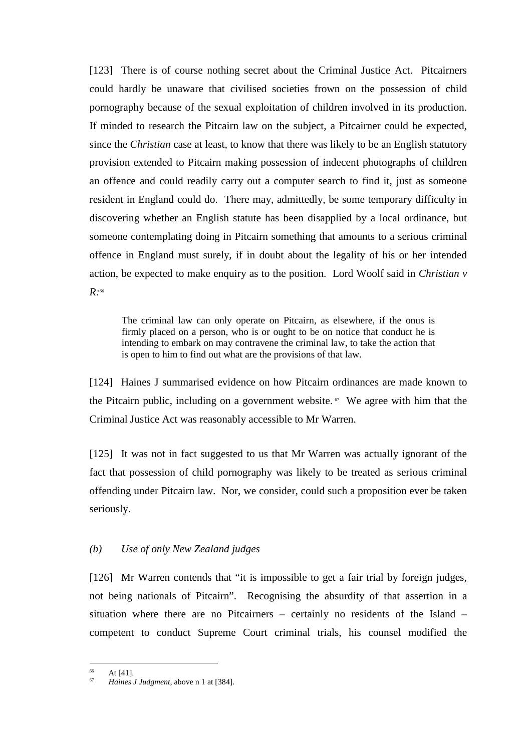[123] There is of course nothing secret about the Criminal Justice Act. Pitcairners could hardly be unaware that civilised societies frown on the possession of child pornography because of the sexual exploitation of children involved in its production. If minded to research the Pitcairn law on the subject, a Pitcairner could be expected, since the *Christian* case at least, to know that there was likely to be an English statutory provision extended to Pitcairn making possession of indecent photographs of children an offence and could readily carry out a computer search to find it, just as someone resident in England could do. There may, admittedly, be some temporary difficulty in discovering whether an English statute has been disapplied by a local ordinance, but someone contemplating doing in Pitcairn something that amounts to a serious criminal offence in England must surely, if in doubt about the legality of his or her intended action, be expected to make enquiry as to the position. Lord Woolf said in *Christian v R*:[66]

> The criminal law can only operate on Pitcairn, as elsewhere, if the onus is firmly placed on a person, who is or ought to be on notice that conduct he is intending to embark on may contravene the criminal law, to take the action that is open to him to find out what are the provisions of that law.

[124] Haines J summarised evidence on how Pitcairn ordinances are made known to the Pitcairn public, including on a government website.[67] We agree with him that the Criminal Justice Act was reasonably accessible to Mr Warren.

[125] It was not in fact suggested to us that Mr Warren was actually ignorant of the fact that possession of child pornography was likely to be treated as serious criminal offending under Pitcairn law. Nor, we consider, could such a proposition ever be taken seriously.

*(b) Use of only New Zealand judges*

[126] Mr Warren contends that "it is impossible to get a fair trial by foreign judges, not being nationals of Pitcairn". Recognising the absurdity of that assertion in a situation where there are no Pitcairners – certainly no residents of the Island – competent to conduct Supreme Court criminal trials, his counsel modified the

---

[66] At [41].

[67] *Haines J Judgment*, above n 1 at [384].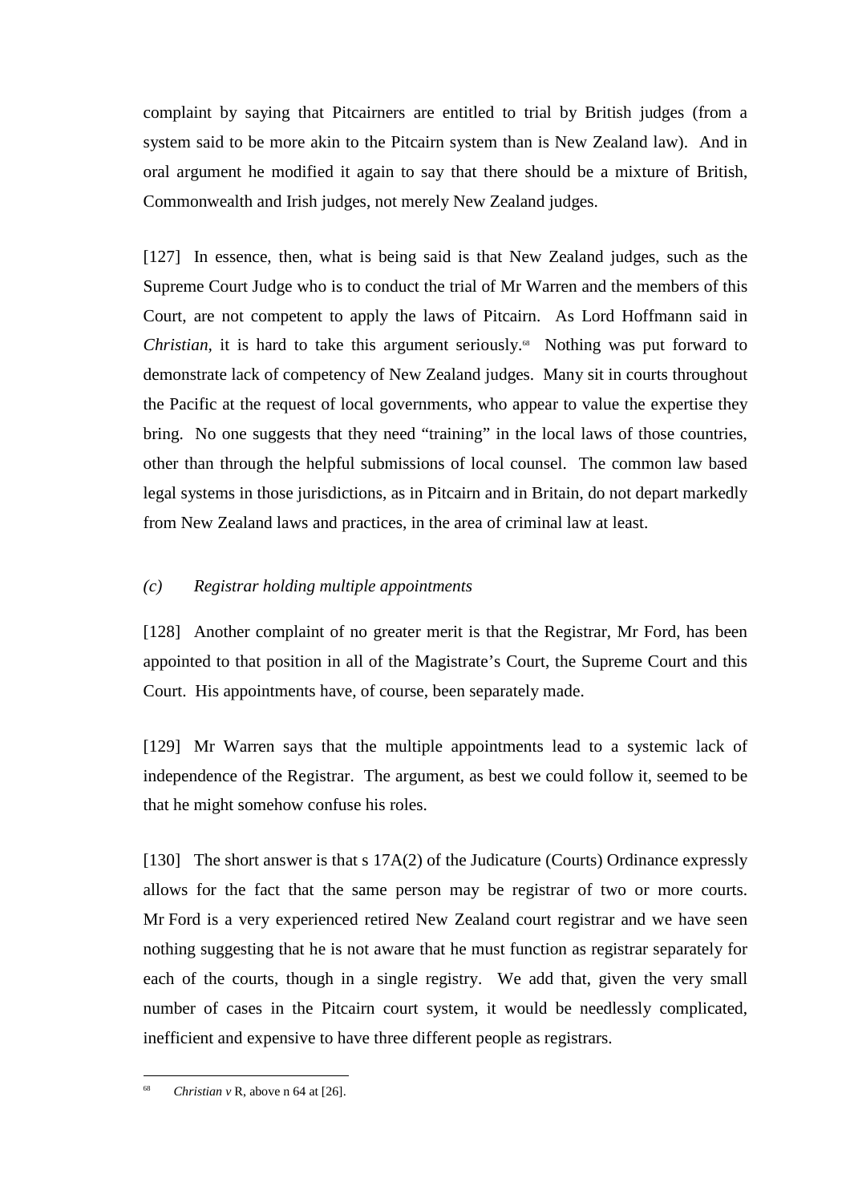complaint by saying that Pitcairners are entitled to trial by British judges (from a system said to be more akin to the Pitcairn system than is New Zealand law). And in oral argument he modified it again to say that there should be a mixture of British, Commonwealth and Irish judges, not merely New Zealand judges.

[127] In essence, then, what is being said is that New Zealand judges, such as the Supreme Court Judge who is to conduct the trial of Mr Warren and the members of this Court, are not competent to apply the laws of Pitcairn. As Lord Hoffmann said in *Christian*, it is hard to take this argument seriously.[68] Nothing was put forward to demonstrate lack of competency of New Zealand judges. Many sit in courts throughout the Pacific at the request of local governments, who appear to value the expertise they bring. No one suggests that they need "training" in the local laws of those countries, other than through the helpful submissions of local counsel. The common law based legal systems in those jurisdictions, as in Pitcairn and in Britain, do not depart markedly from New Zealand laws and practices, in the area of criminal law at least.

### *(c) Registrar holding multiple appointments*

[128] Another complaint of no greater merit is that the Registrar, Mr Ford, has been appointed to that position in all of the Magistrate's Court, the Supreme Court and this Court. His appointments have, of course, been separately made.

[129] Mr Warren says that the multiple appointments lead to a systemic lack of independence of the Registrar. The argument, as best we could follow it, seemed to be that he might somehow confuse his roles.

[130] The short answer is that s 17A(2) of the Judicature (Courts) Ordinance expressly allows for the fact that the same person may be registrar of two or more courts. Mr Ford is a very experienced retired New Zealand court registrar and we have seen nothing suggesting that he is not aware that he must function as registrar separately for each of the courts, though in a single registry. We add that, given the very small number of cases in the Pitcairn court system, it would be needlessly complicated, inefficient and expensive to have three different people as registrars.

---

[68] *Christian v* R, above n 64 at [26].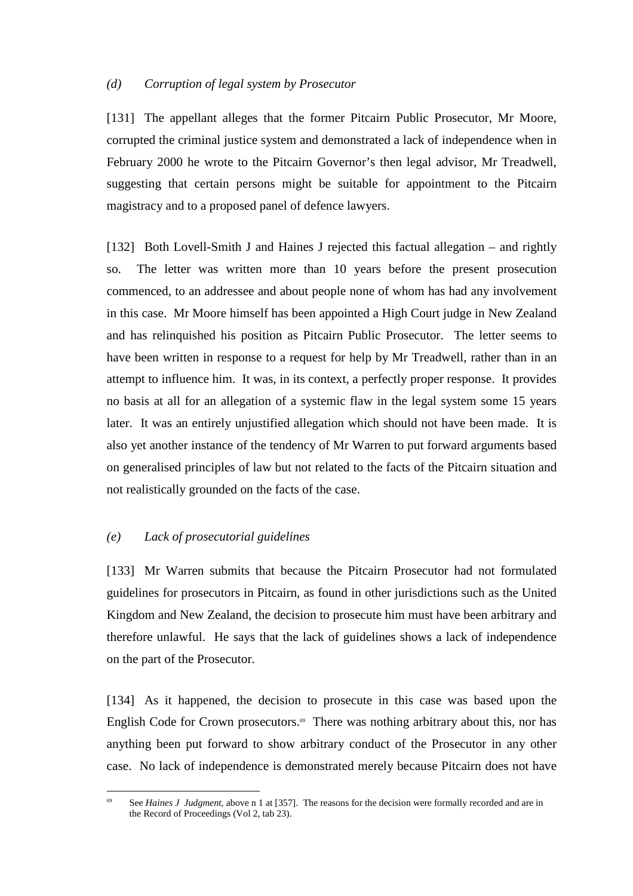*(d) Corruption of legal system by Prosecutor*

[131] The appellant alleges that the former Pitcairn Public Prosecutor, Mr Moore, corrupted the criminal justice system and demonstrated a lack of independence when in February 2000 he wrote to the Pitcairn Governor's then legal advisor, Mr Treadwell, suggesting that certain persons might be suitable for appointment to the Pitcairn magistracy and to a proposed panel of defence lawyers.

[132] Both Lovell-Smith J and Haines J rejected this factual allegation – and rightly so. The letter was written more than 10 years before the present prosecution commenced, to an addressee and about people none of whom has had any involvement in this case. Mr Moore himself has been appointed a High Court judge in New Zealand and has relinquished his position as Pitcairn Public Prosecutor. The letter seems to have been written in response to a request for help by Mr Treadwell, rather than in an attempt to influence him. It was, in its context, a perfectly proper response. It provides no basis at all for an allegation of a systemic flaw in the legal system some 15 years later. It was an entirely unjustified allegation which should not have been made. It is also yet another instance of the tendency of Mr Warren to put forward arguments based on generalised principles of law but not related to the facts of the Pitcairn situation and not realistically grounded on the facts of the case.

*(e) Lack of prosecutorial guidelines*

[133] Mr Warren submits that because the Pitcairn Prosecutor had not formulated guidelines for prosecutors in Pitcairn, as found in other jurisdictions such as the United Kingdom and New Zealand, the decision to prosecute him must have been arbitrary and therefore unlawful. He says that the lack of guidelines shows a lack of independence on the part of the Prosecutor.

[134] As it happened, the decision to prosecute in this case was based upon the English Code for Crown prosecutors.[69] There was nothing arbitrary about this, nor has anything been put forward to show arbitrary conduct of the Prosecutor in any other case. No lack of independence is demonstrated merely because Pitcairn does not have

[69] See *Haines J Judgment*, above n 1 at [357]. The reasons for the decision were formally recorded and are in the Record of Proceedings (Vol 2, tab 23).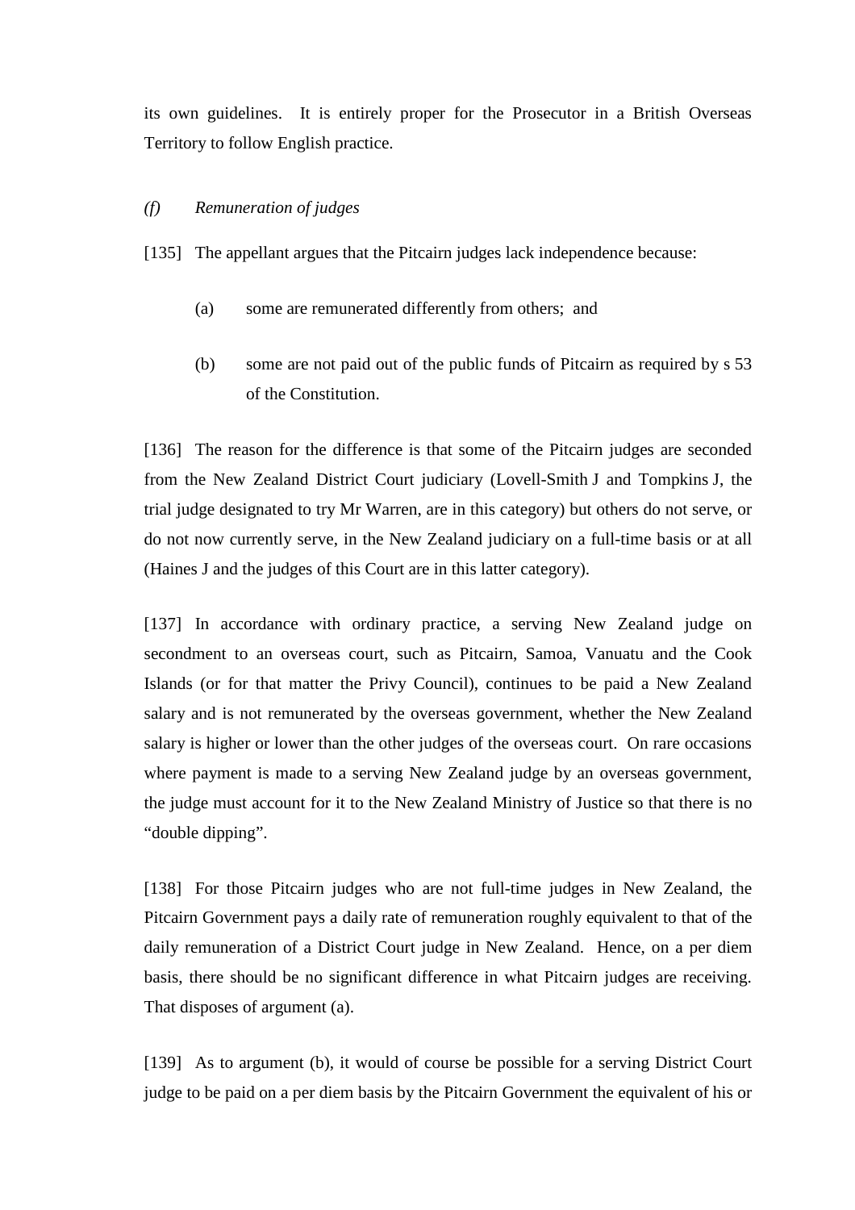its own guidelines. It is entirely proper for the Prosecutor in a British Overseas Territory to follow English practice.

*(f) Remuneration of judges*

[135] The appellant argues that the Pitcairn judges lack independence because:

(a) some are remunerated differently from others; and

(b) some are not paid out of the public funds of Pitcairn as required by s 53 of the Constitution.

[136] The reason for the difference is that some of the Pitcairn judges are seconded from the New Zealand District Court judiciary (Lovell-Smith J and Tompkins J, the trial judge designated to try Mr Warren, are in this category) but others do not serve, or do not now currently serve, in the New Zealand judiciary on a full-time basis or at all (Haines J and the judges of this Court are in this latter category).

[137] In accordance with ordinary practice, a serving New Zealand judge on secondment to an overseas court, such as Pitcairn, Samoa, Vanuatu and the Cook Islands (or for that matter the Privy Council), continues to be paid a New Zealand salary and is not remunerated by the overseas government, whether the New Zealand salary is higher or lower than the other judges of the overseas court. On rare occasions where payment is made to a serving New Zealand judge by an overseas government, the judge must account for it to the New Zealand Ministry of Justice so that there is no "double dipping".

[138] For those Pitcairn judges who are not full-time judges in New Zealand, the Pitcairn Government pays a daily rate of remuneration roughly equivalent to that of the daily remuneration of a District Court judge in New Zealand. Hence, on a per diem basis, there should be no significant difference in what Pitcairn judges are receiving. That disposes of argument (a).

[139] As to argument (b), it would of course be possible for a serving District Court judge to be paid on a per diem basis by the Pitcairn Government the equivalent of his or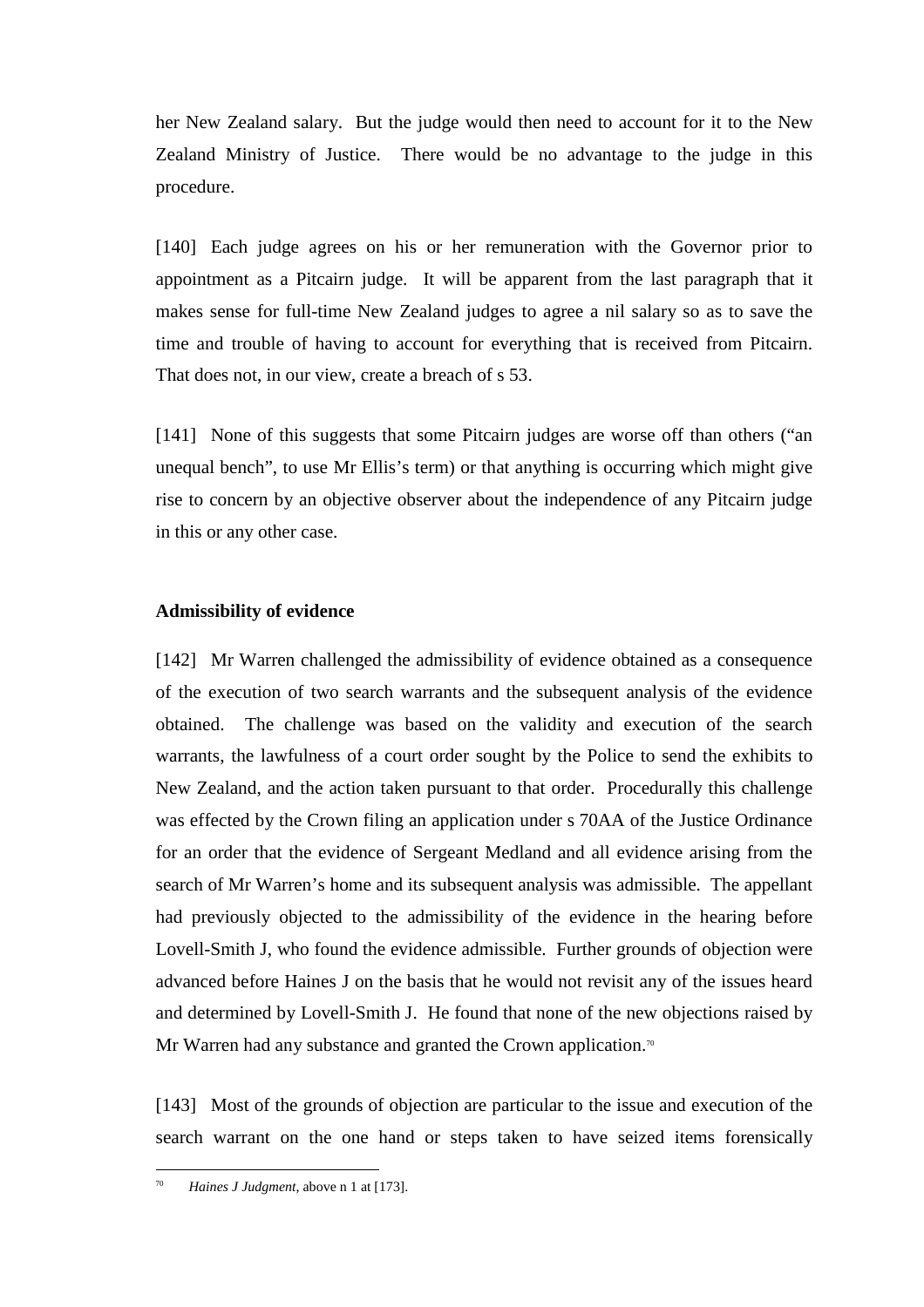her New Zealand salary. But the judge would then need to account for it to the New Zealand Ministry of Justice. There would be no advantage to the judge in this procedure.

[140] Each judge agrees on his or her remuneration with the Governor prior to appointment as a Pitcairn judge. It will be apparent from the last paragraph that it makes sense for full-time New Zealand judges to agree a nil salary so as to save the time and trouble of having to account for everything that is received from Pitcairn. That does not, in our view, create a breach of s 53.

[141] None of this suggests that some Pitcairn judges are worse off than others ("an unequal bench", to use Mr Ellis's term) or that anything is occurring which might give rise to concern by an objective observer about the independence of any Pitcairn judge in this or any other case.

**Admissibility of evidence**

[142] Mr Warren challenged the admissibility of evidence obtained as a consequence of the execution of two search warrants and the subsequent analysis of the evidence obtained. The challenge was based on the validity and execution of the search warrants, the lawfulness of a court order sought by the Police to send the exhibits to New Zealand, and the action taken pursuant to that order. Procedurally this challenge was effected by the Crown filing an application under s 70AA of the Justice Ordinance for an order that the evidence of Sergeant Medland and all evidence arising from the search of Mr Warren's home and its subsequent analysis was admissible. The appellant had previously objected to the admissibility of the evidence in the hearing before Lovell-Smith J, who found the evidence admissible. Further grounds of objection were advanced before Haines J on the basis that he would not revisit any of the issues heard and determined by Lovell-Smith J. He found that none of the new objections raised by Mr Warren had any substance and granted the Crown application.[70]

[143] Most of the grounds of objection are particular to the issue and execution of the search warrant on the one hand or steps taken to have seized items forensically

[70] *Haines J Judgment*, above n 1 at [173].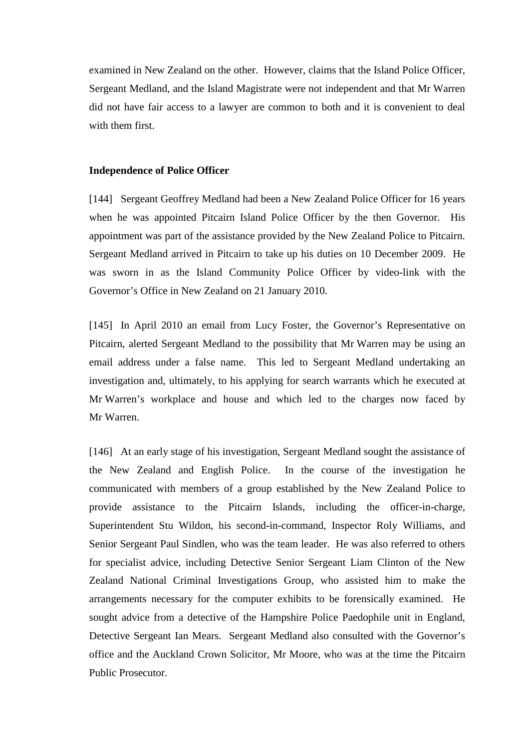examined in New Zealand on the other. However, claims that the Island Police Officer, Sergeant Medland, and the Island Magistrate were not independent and that Mr Warren did not have fair access to a lawyer are common to both and it is convenient to deal with them first.

**Independence of Police Officer**

[144] Sergeant Geoffrey Medland had been a New Zealand Police Officer for 16 years when he was appointed Pitcairn Island Police Officer by the then Governor. His appointment was part of the assistance provided by the New Zealand Police to Pitcairn. Sergeant Medland arrived in Pitcairn to take up his duties on 10 December 2009. He was sworn in as the Island Community Police Officer by video-link with the Governor's Office in New Zealand on 21 January 2010.

[145] In April 2010 an email from Lucy Foster, the Governor's Representative on Pitcairn, alerted Sergeant Medland to the possibility that Mr Warren may be using an email address under a false name. This led to Sergeant Medland undertaking an investigation and, ultimately, to his applying for search warrants which he executed at Mr Warren's workplace and house and which led to the charges now faced by Mr Warren.

[146] At an early stage of his investigation, Sergeant Medland sought the assistance of the New Zealand and English Police. In the course of the investigation he communicated with members of a group established by the New Zealand Police to provide assistance to the Pitcairn Islands, including the officer-in-charge, Superintendent Stu Wildon, his second-in-command, Inspector Roly Williams, and Senior Sergeant Paul Sindlen, who was the team leader. He was also referred to others for specialist advice, including Detective Senior Sergeant Liam Clinton of the New Zealand National Criminal Investigations Group, who assisted him to make the arrangements necessary for the computer exhibits to be forensically examined. He sought advice from a detective of the Hampshire Police Paedophile unit in England, Detective Sergeant Ian Mears. Sergeant Medland also consulted with the Governor's office and the Auckland Crown Solicitor, Mr Moore, who was at the time the Pitcairn Public Prosecutor.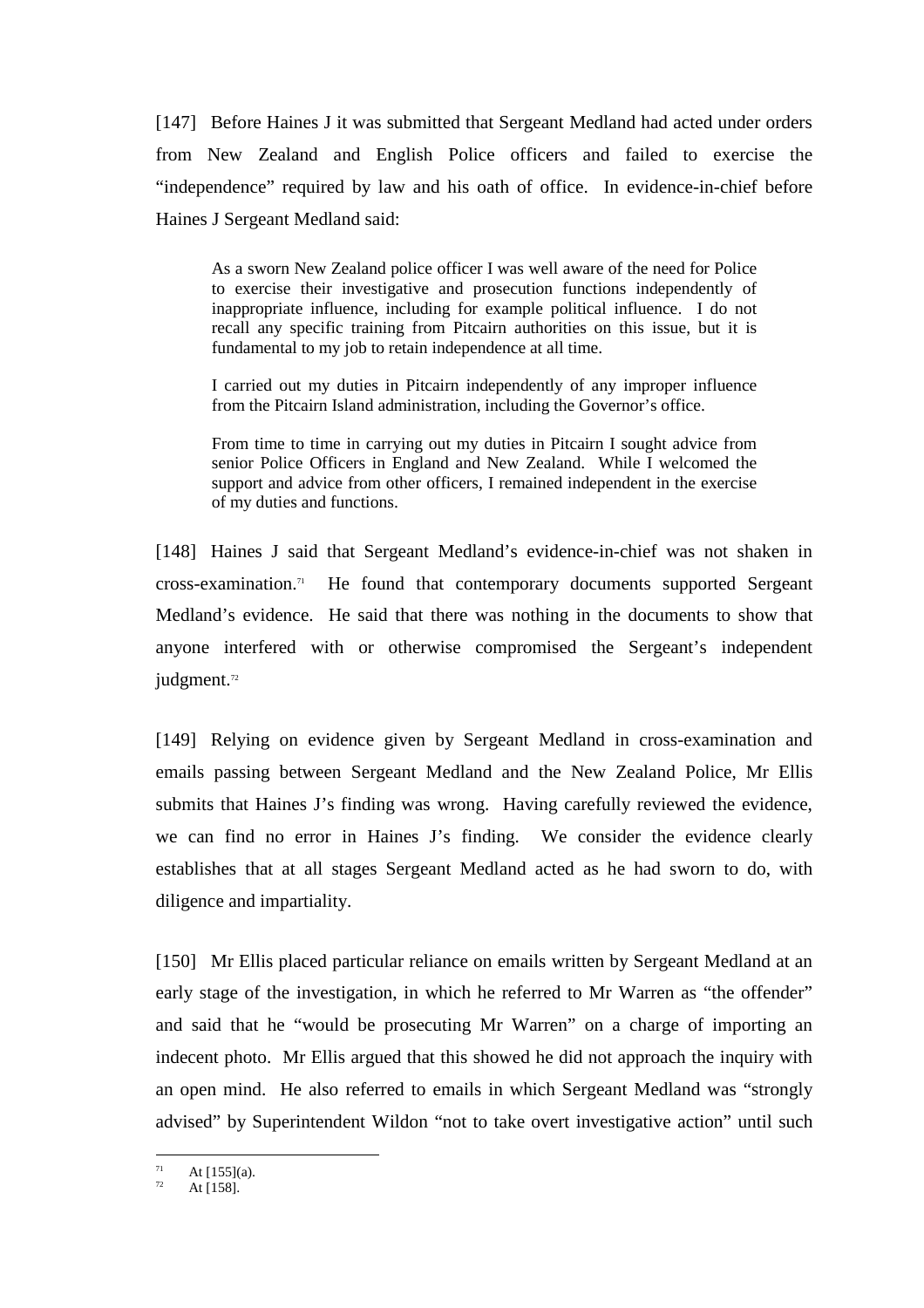[147] Before Haines J it was submitted that Sergeant Medland had acted under orders from New Zealand and English Police officers and failed to exercise the "independence" required by law and his oath of office. In evidence-in-chief before Haines J Sergeant Medland said:

> As a sworn New Zealand police officer I was well aware of the need for Police to exercise their investigative and prosecution functions independently of inappropriate influence, including for example political influence. I do not recall any specific training from Pitcairn authorities on this issue, but it is fundamental to my job to retain independence at all time.
>
> I carried out my duties in Pitcairn independently of any improper influence from the Pitcairn Island administration, including the Governor's office.
>
> From time to time in carrying out my duties in Pitcairn I sought advice from senior Police Officers in England and New Zealand. While I welcomed the support and advice from other officers, I remained independent in the exercise of my duties and functions.

[148] Haines J said that Sergeant Medland's evidence-in-chief was not shaken in cross-examination.[71] He found that contemporary documents supported Sergeant Medland's evidence. He said that there was nothing in the documents to show that anyone interfered with or otherwise compromised the Sergeant's independent judgment.[72]

[149] Relying on evidence given by Sergeant Medland in cross-examination and emails passing between Sergeant Medland and the New Zealand Police, Mr Ellis submits that Haines J's finding was wrong. Having carefully reviewed the evidence, we can find no error in Haines J's finding. We consider the evidence clearly establishes that at all stages Sergeant Medland acted as he had sworn to do, with diligence and impartiality.

[150] Mr Ellis placed particular reliance on emails written by Sergeant Medland at an early stage of the investigation, in which he referred to Mr Warren as "the offender" and said that he "would be prosecuting Mr Warren" on a charge of importing an indecent photo. Mr Ellis argued that this showed he did not approach the inquiry with an open mind. He also referred to emails in which Sergeant Medland was "strongly advised" by Superintendent Wildon "not to take overt investigative action" until such

---

[71] At [155](a).

[72] At [158].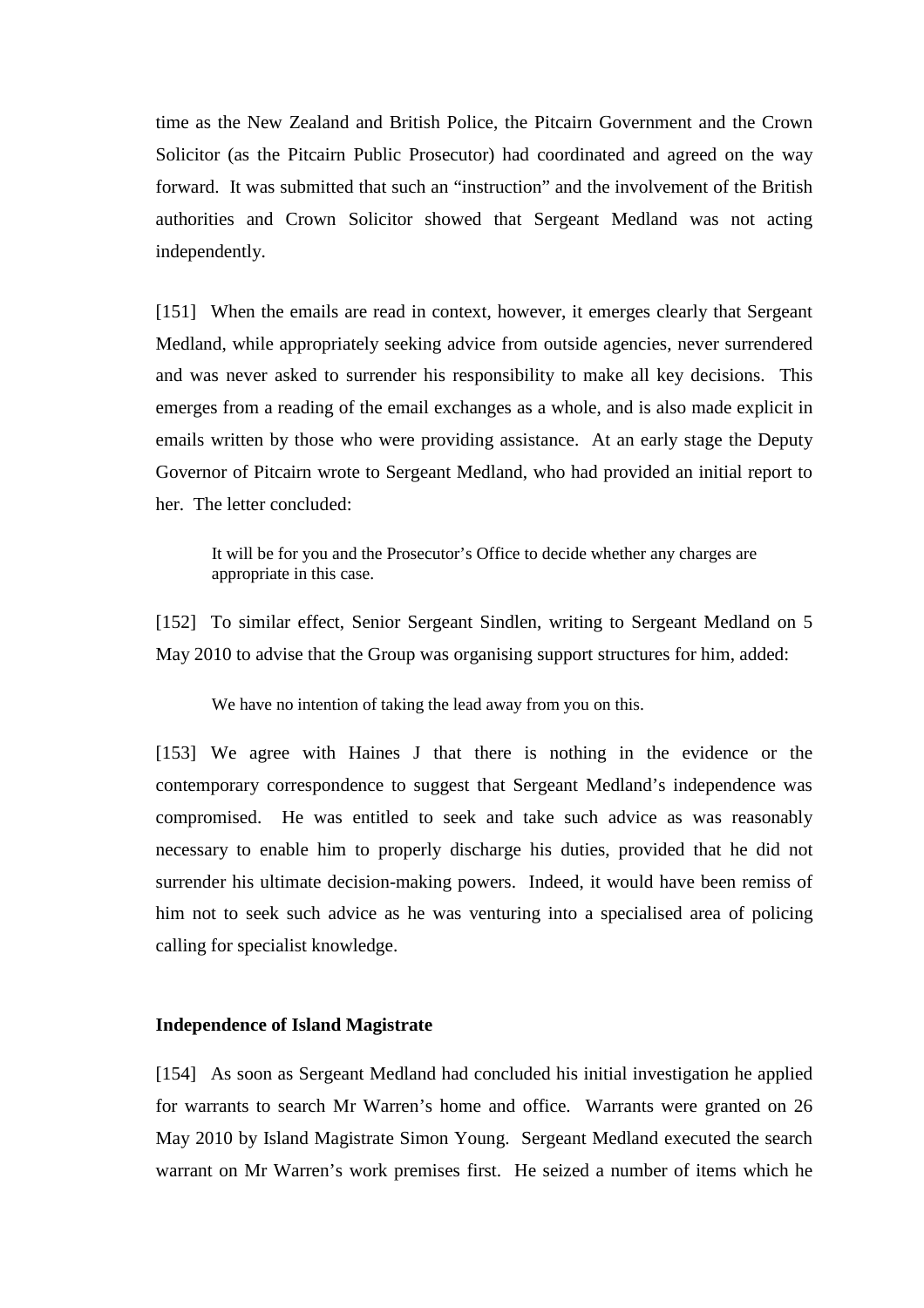time as the New Zealand and British Police, the Pitcairn Government and the Crown Solicitor (as the Pitcairn Public Prosecutor) had coordinated and agreed on the way forward. It was submitted that such an "instruction" and the involvement of the British authorities and Crown Solicitor showed that Sergeant Medland was not acting independently.

[151] When the emails are read in context, however, it emerges clearly that Sergeant Medland, while appropriately seeking advice from outside agencies, never surrendered and was never asked to surrender his responsibility to make all key decisions. This emerges from a reading of the email exchanges as a whole, and is also made explicit in emails written by those who were providing assistance. At an early stage the Deputy Governor of Pitcairn wrote to Sergeant Medland, who had provided an initial report to her. The letter concluded:

> It will be for you and the Prosecutor's Office to decide whether any charges are appropriate in this case.

[152] To similar effect, Senior Sergeant Sindlen, writing to Sergeant Medland on 5 May 2010 to advise that the Group was organising support structures for him, added:

> We have no intention of taking the lead away from you on this.

[153] We agree with Haines J that there is nothing in the evidence or the contemporary correspondence to suggest that Sergeant Medland's independence was compromised. He was entitled to seek and take such advice as was reasonably necessary to enable him to properly discharge his duties, provided that he did not surrender his ultimate decision-making powers. Indeed, it would have been remiss of him not to seek such advice as he was venturing into a specialised area of policing calling for specialist knowledge.

**Independence of Island Magistrate**

[154] As soon as Sergeant Medland had concluded his initial investigation he applied for warrants to search Mr Warren's home and office. Warrants were granted on 26 May 2010 by Island Magistrate Simon Young. Sergeant Medland executed the search warrant on Mr Warren's work premises first. He seized a number of items which he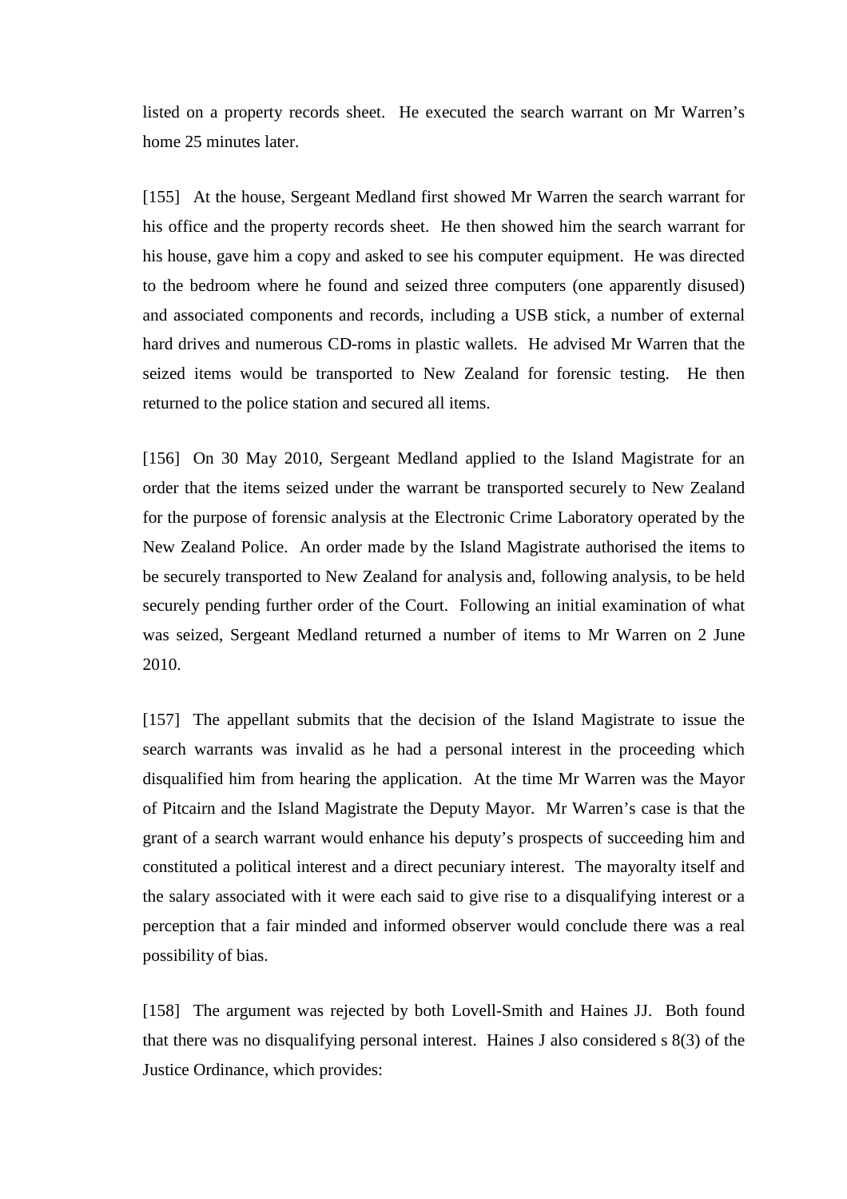listed on a property records sheet. He executed the search warrant on Mr Warren's home 25 minutes later.

[155] At the house, Sergeant Medland first showed Mr Warren the search warrant for his office and the property records sheet. He then showed him the search warrant for his house, gave him a copy and asked to see his computer equipment. He was directed to the bedroom where he found and seized three computers (one apparently disused) and associated components and records, including a USB stick, a number of external hard drives and numerous CD-roms in plastic wallets. He advised Mr Warren that the seized items would be transported to New Zealand for forensic testing. He then returned to the police station and secured all items.

[156] On 30 May 2010, Sergeant Medland applied to the Island Magistrate for an order that the items seized under the warrant be transported securely to New Zealand for the purpose of forensic analysis at the Electronic Crime Laboratory operated by the New Zealand Police. An order made by the Island Magistrate authorised the items to be securely transported to New Zealand for analysis and, following analysis, to be held securely pending further order of the Court. Following an initial examination of what was seized, Sergeant Medland returned a number of items to Mr Warren on 2 June 2010.

[157] The appellant submits that the decision of the Island Magistrate to issue the search warrants was invalid as he had a personal interest in the proceeding which disqualified him from hearing the application. At the time Mr Warren was the Mayor of Pitcairn and the Island Magistrate the Deputy Mayor. Mr Warren's case is that the grant of a search warrant would enhance his deputy's prospects of succeeding him and constituted a political interest and a direct pecuniary interest. The mayoralty itself and the salary associated with it were each said to give rise to a disqualifying interest or a perception that a fair minded and informed observer would conclude there was a real possibility of bias.

[158] The argument was rejected by both Lovell-Smith and Haines JJ. Both found that there was no disqualifying personal interest. Haines J also considered s 8(3) of the Justice Ordinance, which provides: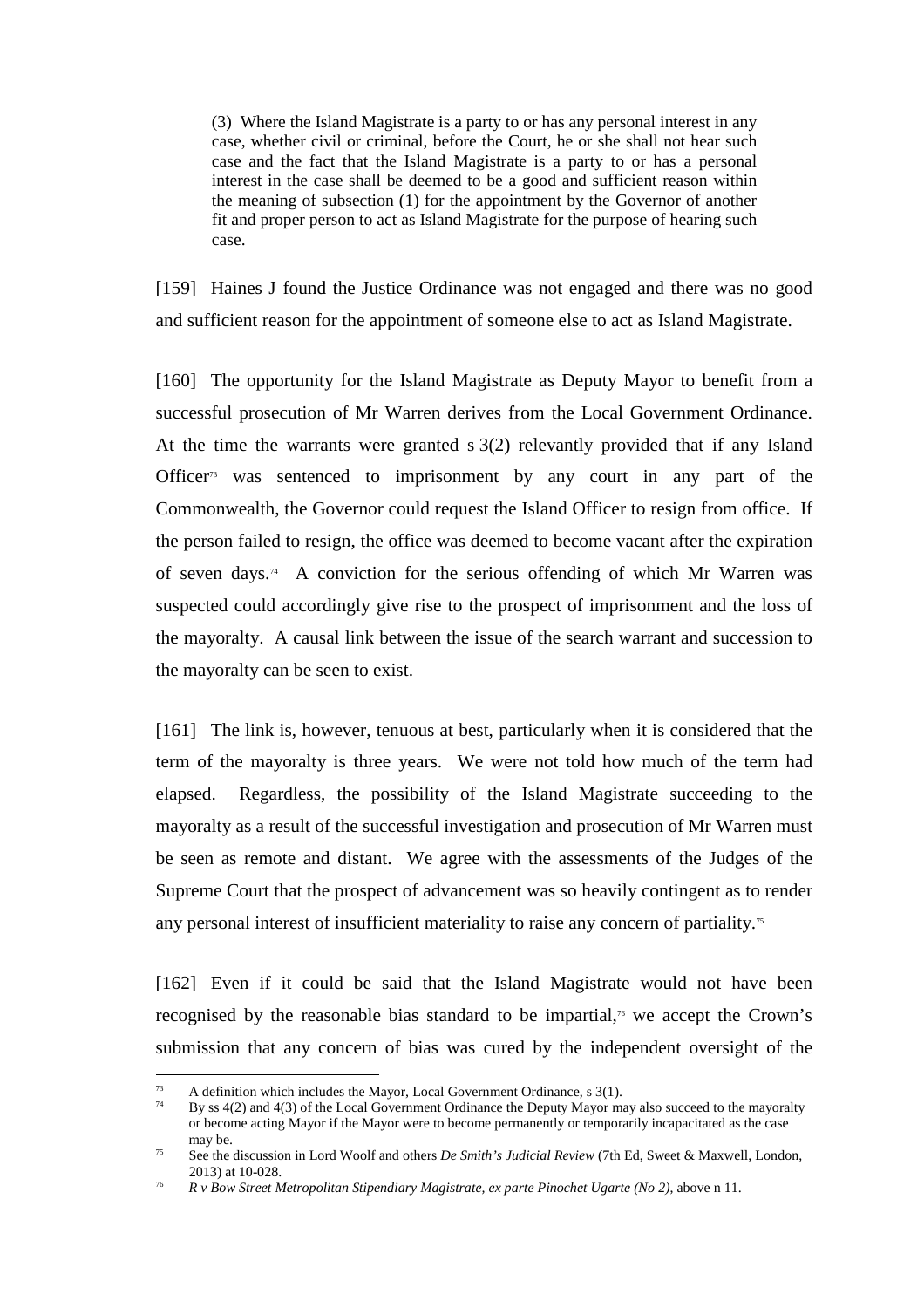> (3) Where the Island Magistrate is a party to or has any personal interest in any case, whether civil or criminal, before the Court, he or she shall not hear such case and the fact that the Island Magistrate is a party to or has a personal interest in the case shall be deemed to be a good and sufficient reason within the meaning of subsection (1) for the appointment by the Governor of another fit and proper person to act as Island Magistrate for the purpose of hearing such case.

[159] Haines J found the Justice Ordinance was not engaged and there was no good and sufficient reason for the appointment of someone else to act as Island Magistrate.

[160] The opportunity for the Island Magistrate as Deputy Mayor to benefit from a successful prosecution of Mr Warren derives from the Local Government Ordinance. At the time the warrants were granted s 3(2) relevantly provided that if any Island Officer[73] was sentenced to imprisonment by any court in any part of the Commonwealth, the Governor could request the Island Officer to resign from office. If the person failed to resign, the office was deemed to become vacant after the expiration of seven days.[74] A conviction for the serious offending of which Mr Warren was suspected could accordingly give rise to the prospect of imprisonment and the loss of the mayoralty. A causal link between the issue of the search warrant and succession to the mayoralty can be seen to exist.

[161] The link is, however, tenuous at best, particularly when it is considered that the term of the mayoralty is three years. We were not told how much of the term had elapsed. Regardless, the possibility of the Island Magistrate succeeding to the mayoralty as a result of the successful investigation and prosecution of Mr Warren must be seen as remote and distant. We agree with the assessments of the Judges of the Supreme Court that the prospect of advancement was so heavily contingent as to render any personal interest of insufficient materiality to raise any concern of partiality.[75]

[162] Even if it could be said that the Island Magistrate would not have been recognised by the reasonable bias standard to be impartial,[76] we accept the Crown's submission that any concern of bias was cured by the independent oversight of the

---

[73] A definition which includes the Mayor, Local Government Ordinance, s 3(1).

[74] By ss 4(2) and 4(3) of the Local Government Ordinance the Deputy Mayor may also succeed to the mayoralty or become acting Mayor if the Mayor were to become permanently or temporarily incapacitated as the case may be.

[75] See the discussion in Lord Woolf and others *De Smith's Judicial Review* (7th Ed, Sweet & Maxwell, London, 2013) at 10-028.

[76] *R v Bow Street Metropolitan Stipendiary Magistrate, ex parte Pinochet Ugarte (No 2)*, above n 11.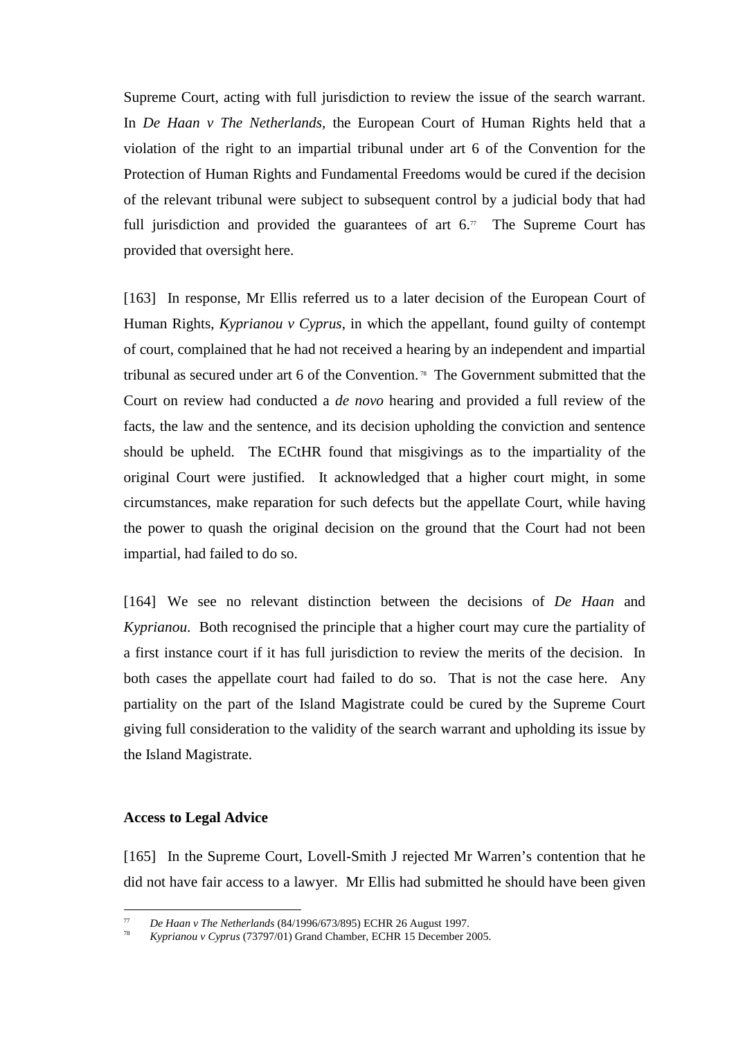Supreme Court, acting with full jurisdiction to review the issue of the search warrant. In *De Haan v The Netherlands*, the European Court of Human Rights held that a violation of the right to an impartial tribunal under art 6 of the Convention for the Protection of Human Rights and Fundamental Freedoms would be cured if the decision of the relevant tribunal were subject to subsequent control by a judicial body that had full jurisdiction and provided the guarantees of art 6.[77] The Supreme Court has provided that oversight here.

[163] In response, Mr Ellis referred us to a later decision of the European Court of Human Rights, *Kyprianou v Cyprus*, in which the appellant, found guilty of contempt of court, complained that he had not received a hearing by an independent and impartial tribunal as secured under art 6 of the Convention.[78] The Government submitted that the Court on review had conducted a *de novo* hearing and provided a full review of the facts, the law and the sentence, and its decision upholding the conviction and sentence should be upheld. The ECtHR found that misgivings as to the impartiality of the original Court were justified. It acknowledged that a higher court might, in some circumstances, make reparation for such defects but the appellate Court, while having the power to quash the original decision on the ground that the Court had not been impartial, had failed to do so.

[164] We see no relevant distinction between the decisions of *De Haan* and *Kyprianou*. Both recognised the principle that a higher court may cure the partiality of a first instance court if it has full jurisdiction to review the merits of the decision. In both cases the appellate court had failed to do so. That is not the case here. Any partiality on the part of the Island Magistrate could be cured by the Supreme Court giving full consideration to the validity of the search warrant and upholding its issue by the Island Magistrate.

**Access to Legal Advice**

[165] In the Supreme Court, Lovell-Smith J rejected Mr Warren's contention that he did not have fair access to a lawyer. Mr Ellis had submitted he should have been given

---

[77] *De Haan v The Netherlands* (84/1996/673/895) ECHR 26 August 1997.

[78] *Kyprianou v Cyprus* (73797/01) Grand Chamber, ECHR 15 December 2005.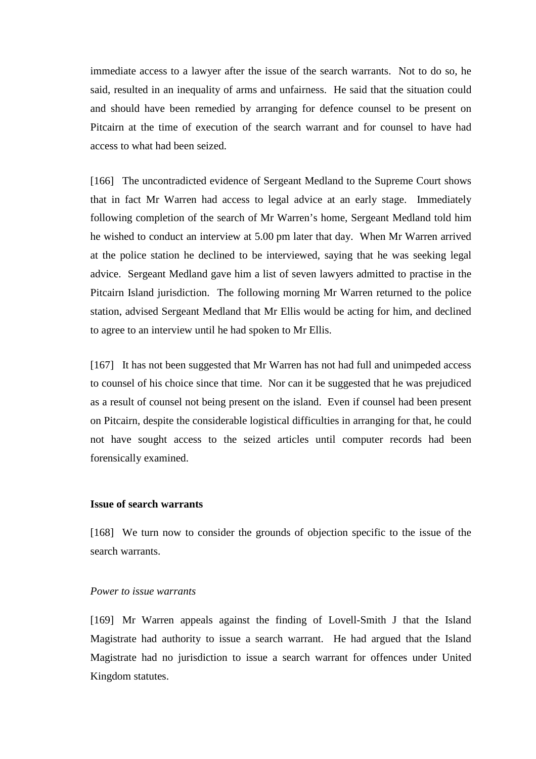immediate access to a lawyer after the issue of the search warrants. Not to do so, he said, resulted in an inequality of arms and unfairness. He said that the situation could and should have been remedied by arranging for defence counsel to be present on Pitcairn at the time of execution of the search warrant and for counsel to have had access to what had been seized.

[166] The uncontradicted evidence of Sergeant Medland to the Supreme Court shows that in fact Mr Warren had access to legal advice at an early stage. Immediately following completion of the search of Mr Warren's home, Sergeant Medland told him he wished to conduct an interview at 5.00 pm later that day. When Mr Warren arrived at the police station he declined to be interviewed, saying that he was seeking legal advice. Sergeant Medland gave him a list of seven lawyers admitted to practise in the Pitcairn Island jurisdiction. The following morning Mr Warren returned to the police station, advised Sergeant Medland that Mr Ellis would be acting for him, and declined to agree to an interview until he had spoken to Mr Ellis.

[167] It has not been suggested that Mr Warren has not had full and unimpeded access to counsel of his choice since that time. Nor can it be suggested that he was prejudiced as a result of counsel not being present on the island. Even if counsel had been present on Pitcairn, despite the considerable logistical difficulties in arranging for that, he could not have sought access to the seized articles until computer records had been forensically examined.

**Issue of search warrants**

[168] We turn now to consider the grounds of objection specific to the issue of the search warrants.

*Power to issue warrants*

[169] Mr Warren appeals against the finding of Lovell-Smith J that the Island Magistrate had authority to issue a search warrant. He had argued that the Island Magistrate had no jurisdiction to issue a search warrant for offences under United Kingdom statutes.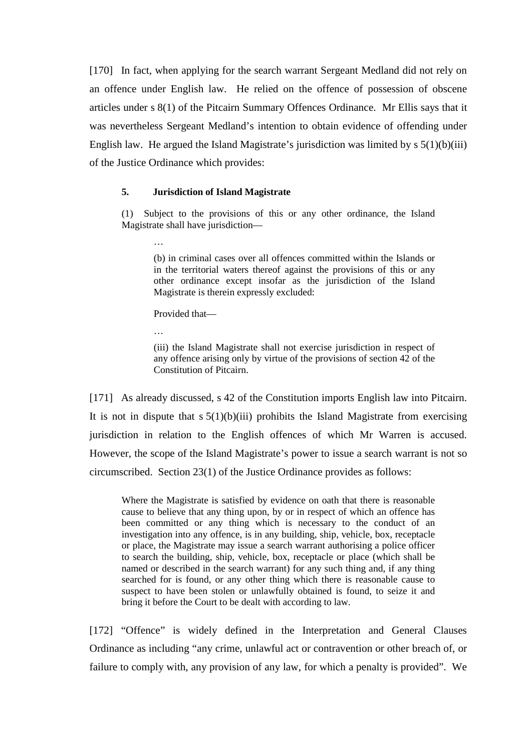[170] In fact, when applying for the search warrant Sergeant Medland did not rely on an offence under English law. He relied on the offence of possession of obscene articles under s 8(1) of the Pitcairn Summary Offences Ordinance. Mr Ellis says that it was nevertheless Sergeant Medland's intention to obtain evidence of offending under English law. He argued the Island Magistrate's jurisdiction was limited by s 5(1)(b)(iii) of the Justice Ordinance which provides:

> **5. Jurisdiction of Island Magistrate**
>
> (1) Subject to the provisions of this or any other ordinance, the Island Magistrate shall have jurisdiction—
>
> > …
> >
> > (b) in criminal cases over all offences committed within the Islands or in the territorial waters thereof against the provisions of this or any other ordinance except insofar as the jurisdiction of the Island Magistrate is therein expressly excluded:
> >
> > Provided that—
> >
> > …
> >
> > (iii) the Island Magistrate shall not exercise jurisdiction in respect of any offence arising only by virtue of the provisions of section 42 of the Constitution of Pitcairn.

[171] As already discussed, s 42 of the Constitution imports English law into Pitcairn. It is not in dispute that s 5(1)(b)(iii) prohibits the Island Magistrate from exercising jurisdiction in relation to the English offences of which Mr Warren is accused. However, the scope of the Island Magistrate's power to issue a search warrant is not so circumscribed. Section 23(1) of the Justice Ordinance provides as follows:

> Where the Magistrate is satisfied by evidence on oath that there is reasonable cause to believe that any thing upon, by or in respect of which an offence has been committed or any thing which is necessary to the conduct of an investigation into any offence, is in any building, ship, vehicle, box, receptacle or place, the Magistrate may issue a search warrant authorising a police officer to search the building, ship, vehicle, box, receptacle or place (which shall be named or described in the search warrant) for any such thing and, if any thing searched for is found, or any other thing which there is reasonable cause to suspect to have been stolen or unlawfully obtained is found, to seize it and bring it before the Court to be dealt with according to law.

[172] "Offence" is widely defined in the Interpretation and General Clauses Ordinance as including "any crime, unlawful act or contravention or other breach of, or failure to comply with, any provision of any law, for which a penalty is provided". We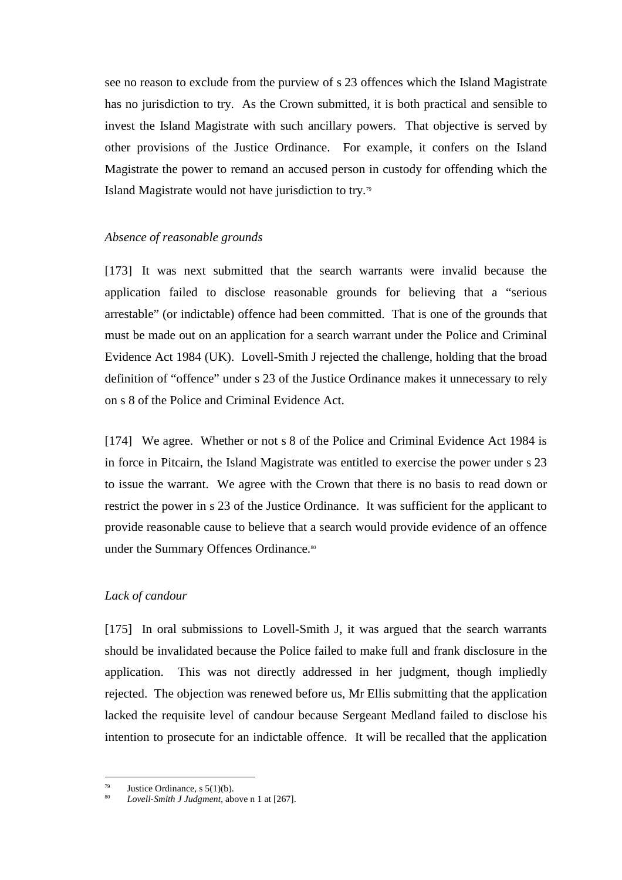see no reason to exclude from the purview of s 23 offences which the Island Magistrate has no jurisdiction to try. As the Crown submitted, it is both practical and sensible to invest the Island Magistrate with such ancillary powers. That objective is served by other provisions of the Justice Ordinance. For example, it confers on the Island Magistrate the power to remand an accused person in custody for offending which the Island Magistrate would not have jurisdiction to try.[79]

*Absence of reasonable grounds*

[173] It was next submitted that the search warrants were invalid because the application failed to disclose reasonable grounds for believing that a "serious arrestable" (or indictable) offence had been committed. That is one of the grounds that must be made out on an application for a search warrant under the Police and Criminal Evidence Act 1984 (UK). Lovell-Smith J rejected the challenge, holding that the broad definition of "offence" under s 23 of the Justice Ordinance makes it unnecessary to rely on s 8 of the Police and Criminal Evidence Act.

[174] We agree. Whether or not s 8 of the Police and Criminal Evidence Act 1984 is in force in Pitcairn, the Island Magistrate was entitled to exercise the power under s 23 to issue the warrant. We agree with the Crown that there is no basis to read down or restrict the power in s 23 of the Justice Ordinance. It was sufficient for the applicant to provide reasonable cause to believe that a search would provide evidence of an offence under the Summary Offences Ordinance.[80]

*Lack of candour*

[175] In oral submissions to Lovell-Smith J, it was argued that the search warrants should be invalidated because the Police failed to make full and frank disclosure in the application. This was not directly addressed in her judgment, though impliedly rejected. The objection was renewed before us, Mr Ellis submitting that the application lacked the requisite level of candour because Sergeant Medland failed to disclose his intention to prosecute for an indictable offence. It will be recalled that the application

---

[79] Justice Ordinance, s 5(1)(b).

[80] *Lovell-Smith J Judgment*, above n 1 at [267].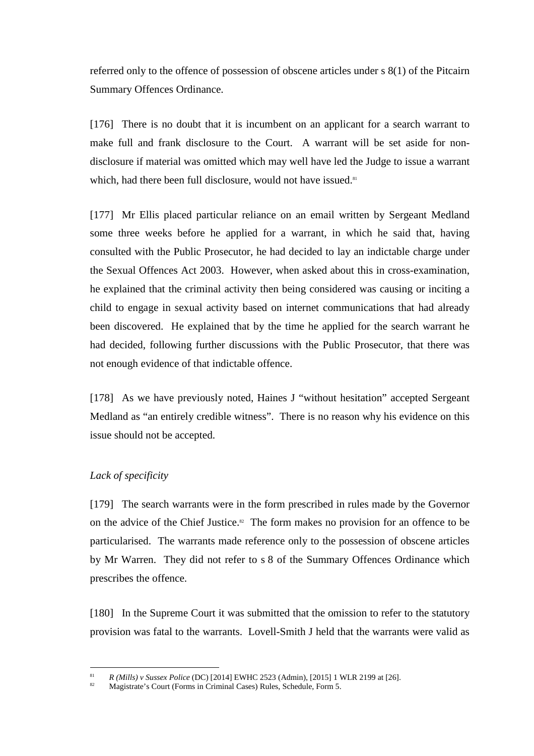referred only to the offence of possession of obscene articles under s 8(1) of the Pitcairn Summary Offences Ordinance.

[176] There is no doubt that it is incumbent on an applicant for a search warrant to make full and frank disclosure to the Court. A warrant will be set aside for non-disclosure if material was omitted which may well have led the Judge to issue a warrant which, had there been full disclosure, would not have issued.[81]

[177] Mr Ellis placed particular reliance on an email written by Sergeant Medland some three weeks before he applied for a warrant, in which he said that, having consulted with the Public Prosecutor, he had decided to lay an indictable charge under the Sexual Offences Act 2003. However, when asked about this in cross-examination, he explained that the criminal activity then being considered was causing or inciting a child to engage in sexual activity based on internet communications that had already been discovered. He explained that by the time he applied for the search warrant he had decided, following further discussions with the Public Prosecutor, that there was not enough evidence of that indictable offence.

[178] As we have previously noted, Haines J "without hesitation" accepted Sergeant Medland as "an entirely credible witness". There is no reason why his evidence on this issue should not be accepted.

*Lack of specificity*

[179] The search warrants were in the form prescribed in rules made by the Governor on the advice of the Chief Justice.[82] The form makes no provision for an offence to be particularised. The warrants made reference only to the possession of obscene articles by Mr Warren. They did not refer to s 8 of the Summary Offences Ordinance which prescribes the offence.

[180] In the Supreme Court it was submitted that the omission to refer to the statutory provision was fatal to the warrants. Lovell-Smith J held that the warrants were valid as

---

[81] *R (Mills) v Sussex Police* (DC) [2014] EWHC 2523 (Admin), [2015] 1 WLR 2199 at [26].

[82] Magistrate's Court (Forms in Criminal Cases) Rules, Schedule, Form 5.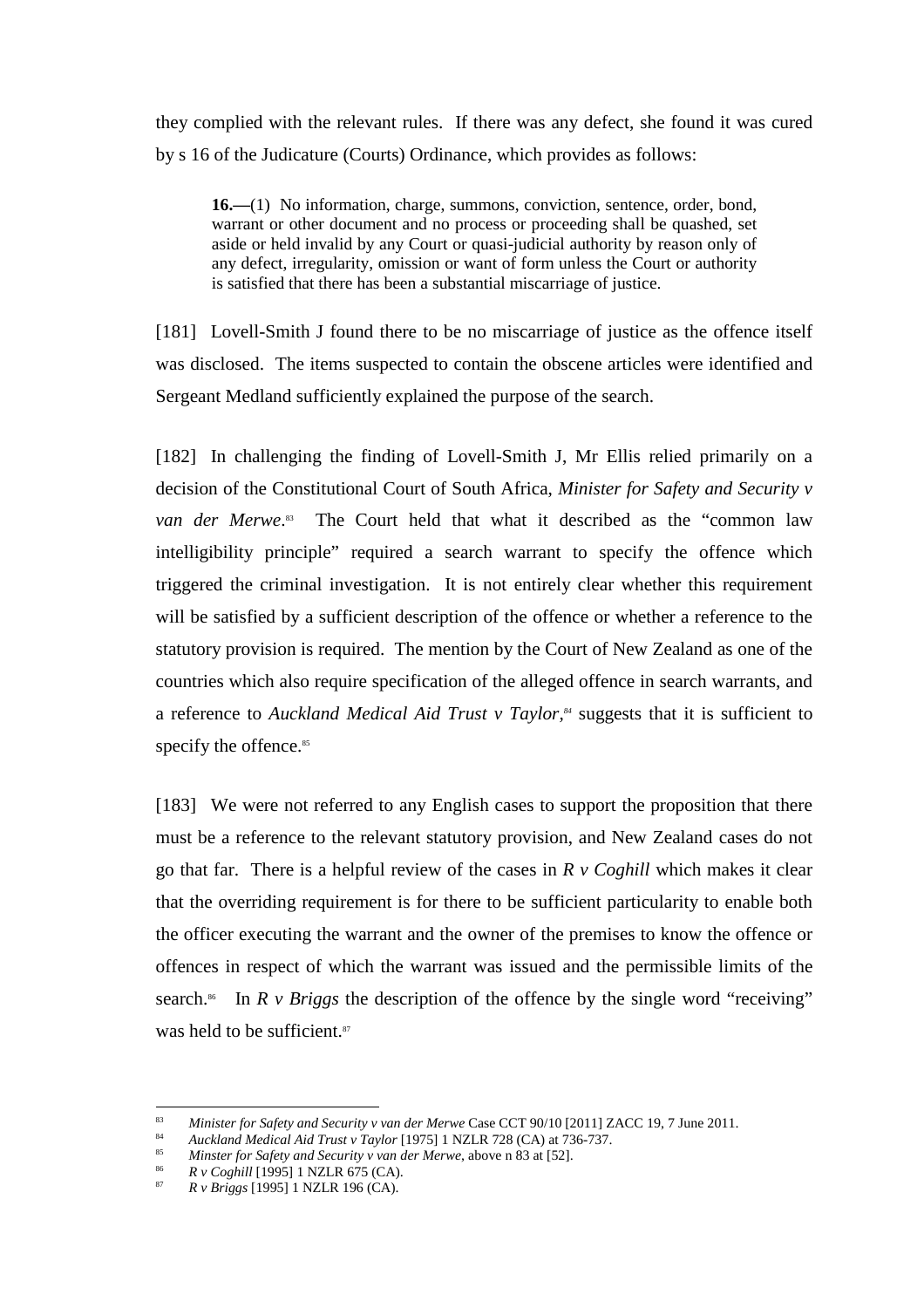they complied with the relevant rules. If there was any defect, she found it was cured by s 16 of the Judicature (Courts) Ordinance, which provides as follows:

> **16.—**(1) No information, charge, summons, conviction, sentence, order, bond, warrant or other document and no process or proceeding shall be quashed, set aside or held invalid by any Court or quasi-judicial authority by reason only of any defect, irregularity, omission or want of form unless the Court or authority is satisfied that there has been a substantial miscarriage of justice.

[181] Lovell-Smith J found there to be no miscarriage of justice as the offence itself was disclosed. The items suspected to contain the obscene articles were identified and Sergeant Medland sufficiently explained the purpose of the search.

[182] In challenging the finding of Lovell-Smith J, Mr Ellis relied primarily on a decision of the Constitutional Court of South Africa, *Minister for Safety and Security v van der Merwe*.[83] The Court held that what it described as the "common law intelligibility principle" required a search warrant to specify the offence which triggered the criminal investigation. It is not entirely clear whether this requirement will be satisfied by a sufficient description of the offence or whether a reference to the statutory provision is required. The mention by the Court of New Zealand as one of the countries which also require specification of the alleged offence in search warrants, and a reference to *Auckland Medical Aid Trust v Taylor*,[84] suggests that it is sufficient to specify the offence.[85]

[183] We were not referred to any English cases to support the proposition that there must be a reference to the relevant statutory provision, and New Zealand cases do not go that far. There is a helpful review of the cases in *R v Coghill* which makes it clear that the overriding requirement is for there to be sufficient particularity to enable both the officer executing the warrant and the owner of the premises to know the offence or offences in respect of which the warrant was issued and the permissible limits of the search.[86] In *R v Briggs* the description of the offence by the single word "receiving" was held to be sufficient.[87]

---

[83] *Minister for Safety and Security v van der Merwe* Case CCT 90/10 [2011] ZACC 19, 7 June 2011.

[84] *Auckland Medical Aid Trust v Taylor* [1975] 1 NZLR 728 (CA) at 736-737.

[85] *Minster for Safety and Security v van der Merwe*, above n 83 at [52].

[86] *R v Coghill* [1995] 1 NZLR 675 (CA).

[87] *R v Briggs* [1995] 1 NZLR 196 (CA).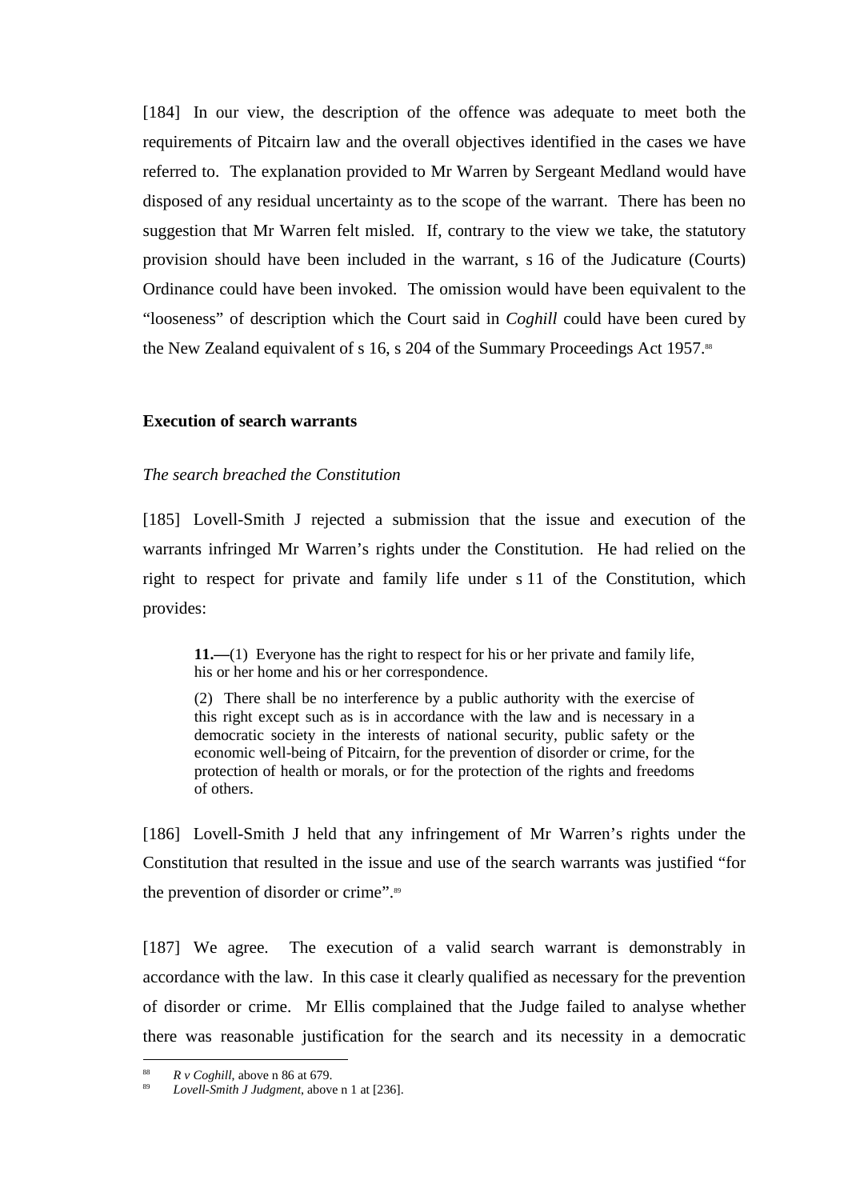[184] In our view, the description of the offence was adequate to meet both the requirements of Pitcairn law and the overall objectives identified in the cases we have referred to. The explanation provided to Mr Warren by Sergeant Medland would have disposed of any residual uncertainty as to the scope of the warrant. There has been no suggestion that Mr Warren felt misled. If, contrary to the view we take, the statutory provision should have been included in the warrant, s 16 of the Judicature (Courts) Ordinance could have been invoked. The omission would have been equivalent to the "looseness" of description which the Court said in *Coghill* could have been cured by the New Zealand equivalent of s 16, s 204 of the Summary Proceedings Act 1957.[88]

**Execution of search warrants**

*The search breached the Constitution*

[185] Lovell-Smith J rejected a submission that the issue and execution of the warrants infringed Mr Warren's rights under the Constitution. He had relied on the right to respect for private and family life under s 11 of the Constitution, which provides:

> **11.—**(1) Everyone has the right to respect for his or her private and family life, his or her home and his or her correspondence.
>
> (2) There shall be no interference by a public authority with the exercise of this right except such as is in accordance with the law and is necessary in a democratic society in the interests of national security, public safety or the economic well-being of Pitcairn, for the prevention of disorder or crime, for the protection of health or morals, or for the protection of the rights and freedoms of others.

[186] Lovell-Smith J held that any infringement of Mr Warren's rights under the Constitution that resulted in the issue and use of the search warrants was justified "for the prevention of disorder or crime".[89]

[187] We agree. The execution of a valid search warrant is demonstrably in accordance with the law. In this case it clearly qualified as necessary for the prevention of disorder or crime. Mr Ellis complained that the Judge failed to analyse whether there was reasonable justification for the search and its necessity in a democratic

---

[88] *R v Coghill*, above n 86 at 679.

[89] *Lovell-Smith J Judgment*, above n 1 at [236].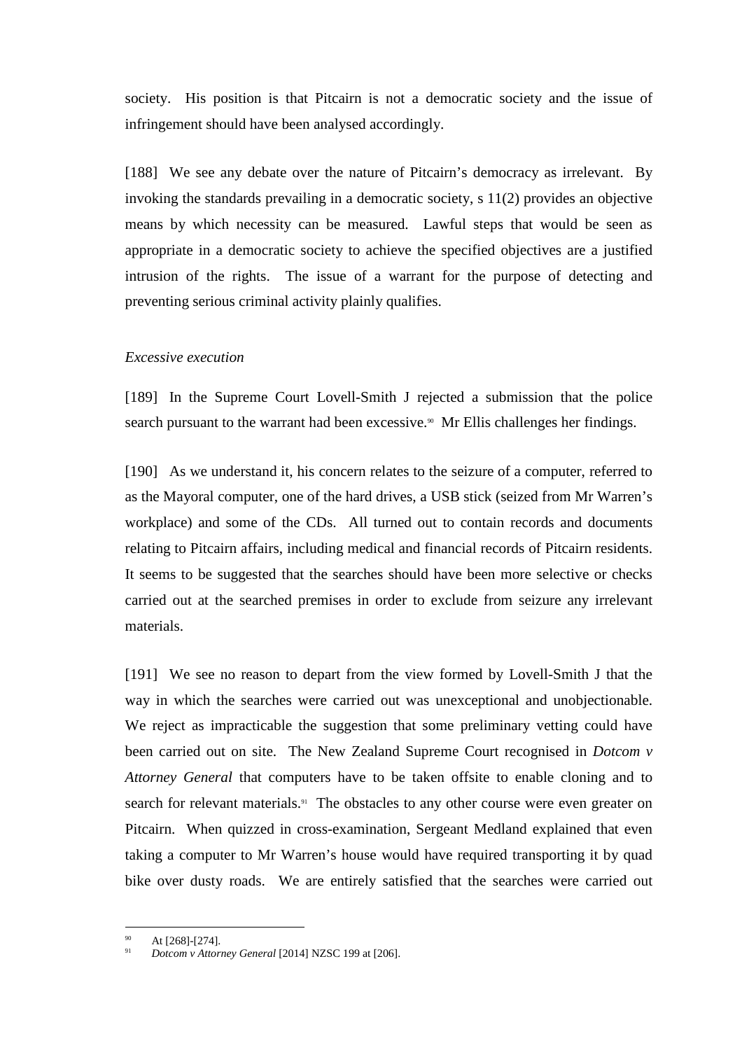society. His position is that Pitcairn is not a democratic society and the issue of infringement should have been analysed accordingly.

[188] We see any debate over the nature of Pitcairn's democracy as irrelevant. By invoking the standards prevailing in a democratic society, s 11(2) provides an objective means by which necessity can be measured. Lawful steps that would be seen as appropriate in a democratic society to achieve the specified objectives are a justified intrusion of the rights. The issue of a warrant for the purpose of detecting and preventing serious criminal activity plainly qualifies.

*Excessive execution*

[189] In the Supreme Court Lovell-Smith J rejected a submission that the police search pursuant to the warrant had been excessive.[90] Mr Ellis challenges her findings.

[190] As we understand it, his concern relates to the seizure of a computer, referred to as the Mayoral computer, one of the hard drives, a USB stick (seized from Mr Warren's workplace) and some of the CDs. All turned out to contain records and documents relating to Pitcairn affairs, including medical and financial records of Pitcairn residents. It seems to be suggested that the searches should have been more selective or checks carried out at the searched premises in order to exclude from seizure any irrelevant materials.

[191] We see no reason to depart from the view formed by Lovell-Smith J that the way in which the searches were carried out was unexceptional and unobjectionable. We reject as impracticable the suggestion that some preliminary vetting could have been carried out on site. The New Zealand Supreme Court recognised in *Dotcom v Attorney General* that computers have to be taken offsite to enable cloning and to search for relevant materials.[91] The obstacles to any other course were even greater on Pitcairn. When quizzed in cross-examination, Sergeant Medland explained that even taking a computer to Mr Warren's house would have required transporting it by quad bike over dusty roads. We are entirely satisfied that the searches were carried out

[90] At [268]-[274].

[91] *Dotcom v Attorney General* [2014] NZSC 199 at [206].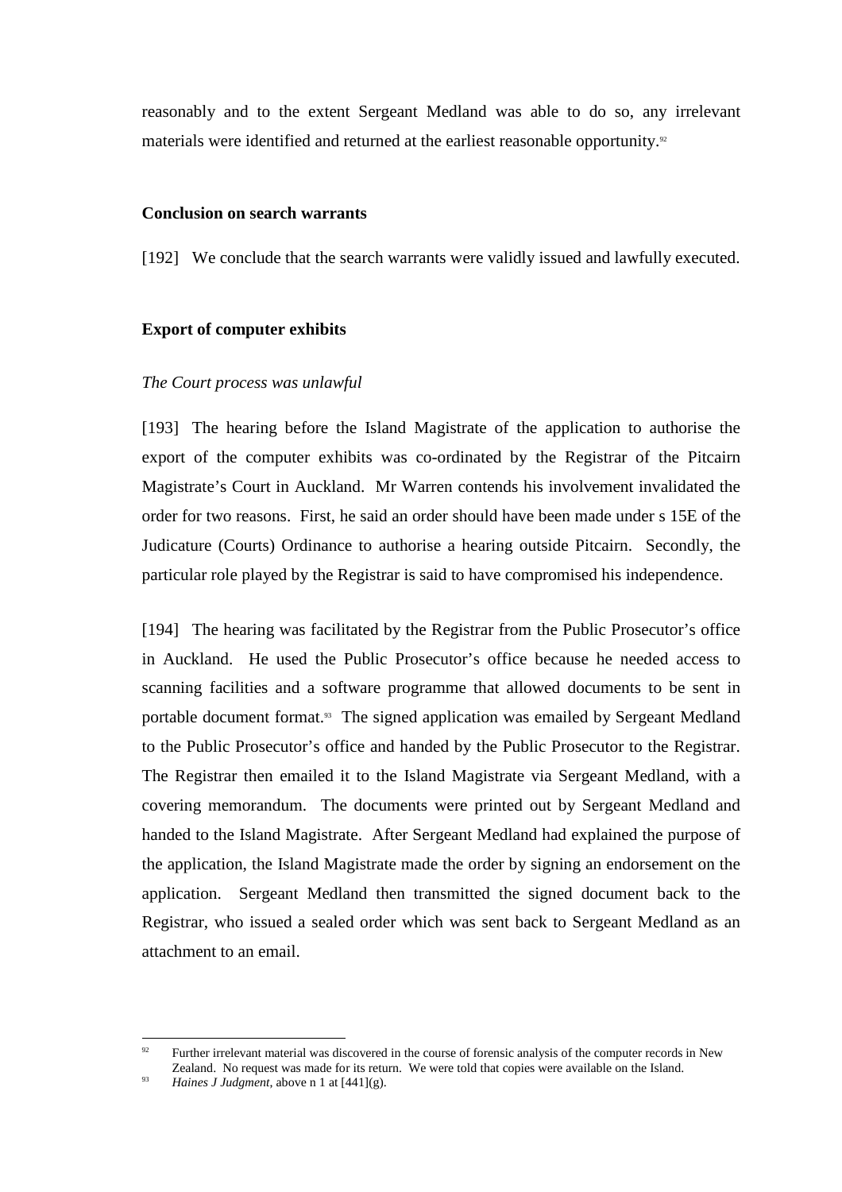reasonably and to the extent Sergeant Medland was able to do so, any irrelevant materials were identified and returned at the earliest reasonable opportunity.[92]

### Conclusion on search warrants

[192] We conclude that the search warrants were validly issued and lawfully executed.

### Export of computer exhibits

*The Court process was unlawful*

[193] The hearing before the Island Magistrate of the application to authorise the export of the computer exhibits was co-ordinated by the Registrar of the Pitcairn Magistrate's Court in Auckland. Mr Warren contends his involvement invalidated the order for two reasons. First, he said an order should have been made under s 15E of the Judicature (Courts) Ordinance to authorise a hearing outside Pitcairn. Secondly, the particular role played by the Registrar is said to have compromised his independence.

[194] The hearing was facilitated by the Registrar from the Public Prosecutor's office in Auckland. He used the Public Prosecutor's office because he needed access to scanning facilities and a software programme that allowed documents to be sent in portable document format.[93] The signed application was emailed by Sergeant Medland to the Public Prosecutor's office and handed by the Public Prosecutor to the Registrar. The Registrar then emailed it to the Island Magistrate via Sergeant Medland, with a covering memorandum. The documents were printed out by Sergeant Medland and handed to the Island Magistrate. After Sergeant Medland had explained the purpose of the application, the Island Magistrate made the order by signing an endorsement on the application. Sergeant Medland then transmitted the signed document back to the Registrar, who issued a sealed order which was sent back to Sergeant Medland as an attachment to an email.

---

[92] Further irrelevant material was discovered in the course of forensic analysis of the computer records in New Zealand. No request was made for its return. We were told that copies were available on the Island.

[93] *Haines J Judgment*, above n 1 at [441](g).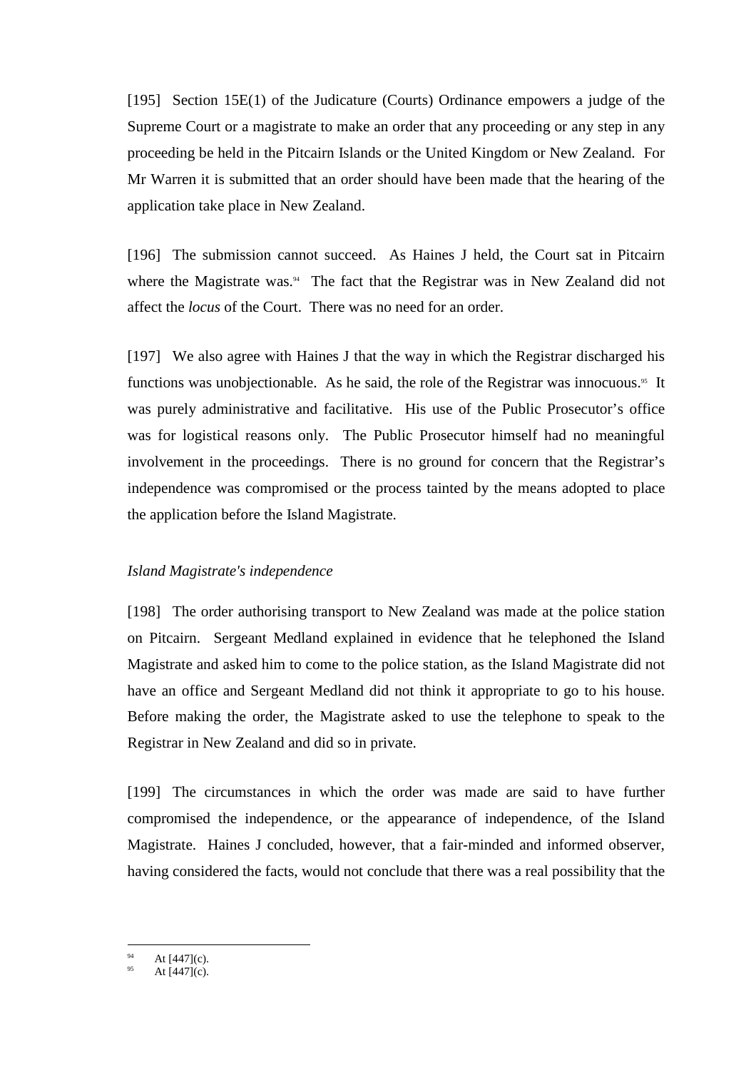[195] Section 15E(1) of the Judicature (Courts) Ordinance empowers a judge of the Supreme Court or a magistrate to make an order that any proceeding or any step in any proceeding be held in the Pitcairn Islands or the United Kingdom or New Zealand. For Mr Warren it is submitted that an order should have been made that the hearing of the application take place in New Zealand.

[196] The submission cannot succeed. As Haines J held, the Court sat in Pitcairn where the Magistrate was.[94] The fact that the Registrar was in New Zealand did not affect the *locus* of the Court. There was no need for an order.

[197] We also agree with Haines J that the way in which the Registrar discharged his functions was unobjectionable. As he said, the role of the Registrar was innocuous.[95] It was purely administrative and facilitative. His use of the Public Prosecutor's office was for logistical reasons only. The Public Prosecutor himself had no meaningful involvement in the proceedings. There is no ground for concern that the Registrar's independence was compromised or the process tainted by the means adopted to place the application before the Island Magistrate.

*Island Magistrate's independence*

[198] The order authorising transport to New Zealand was made at the police station on Pitcairn. Sergeant Medland explained in evidence that he telephoned the Island Magistrate and asked him to come to the police station, as the Island Magistrate did not have an office and Sergeant Medland did not think it appropriate to go to his house. Before making the order, the Magistrate asked to use the telephone to speak to the Registrar in New Zealand and did so in private.

[199] The circumstances in which the order was made are said to have further compromised the independence, or the appearance of independence, of the Island Magistrate. Haines J concluded, however, that a fair-minded and informed observer, having considered the facts, would not conclude that there was a real possibility that the

---

[94] At [447](c).
[95] At [447](c).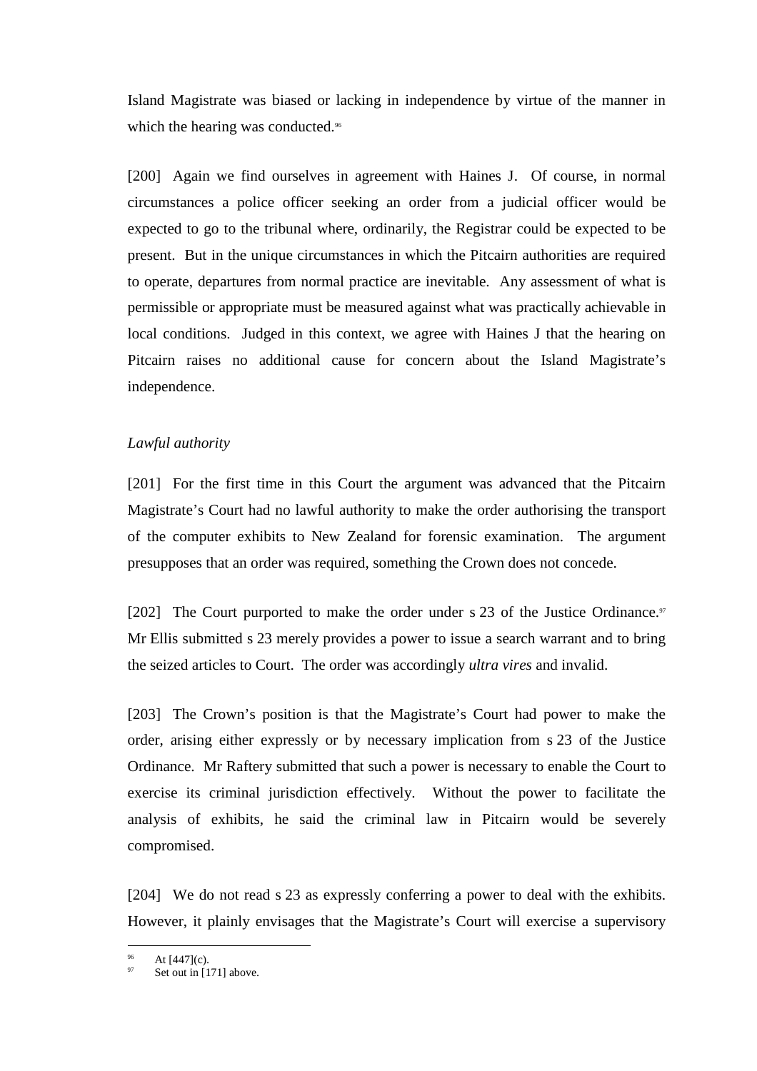Island Magistrate was biased or lacking in independence by virtue of the manner in which the hearing was conducted.[96]

[200] Again we find ourselves in agreement with Haines J. Of course, in normal circumstances a police officer seeking an order from a judicial officer would be expected to go to the tribunal where, ordinarily, the Registrar could be expected to be present. But in the unique circumstances in which the Pitcairn authorities are required to operate, departures from normal practice are inevitable. Any assessment of what is permissible or appropriate must be measured against what was practically achievable in local conditions. Judged in this context, we agree with Haines J that the hearing on Pitcairn raises no additional cause for concern about the Island Magistrate's independence.

*Lawful authority*

[201] For the first time in this Court the argument was advanced that the Pitcairn Magistrate's Court had no lawful authority to make the order authorising the transport of the computer exhibits to New Zealand for forensic examination. The argument presupposes that an order was required, something the Crown does not concede.

[202] The Court purported to make the order under s 23 of the Justice Ordinance.[97] Mr Ellis submitted s 23 merely provides a power to issue a search warrant and to bring the seized articles to Court. The order was accordingly *ultra vires* and invalid.

[203] The Crown's position is that the Magistrate's Court had power to make the order, arising either expressly or by necessary implication from s 23 of the Justice Ordinance. Mr Raftery submitted that such a power is necessary to enable the Court to exercise its criminal jurisdiction effectively. Without the power to facilitate the analysis of exhibits, he said the criminal law in Pitcairn would be severely compromised.

[204] We do not read s 23 as expressly conferring a power to deal with the exhibits. However, it plainly envisages that the Magistrate's Court will exercise a supervisory

---

[96] At [447](c).

[97] Set out in [171] above.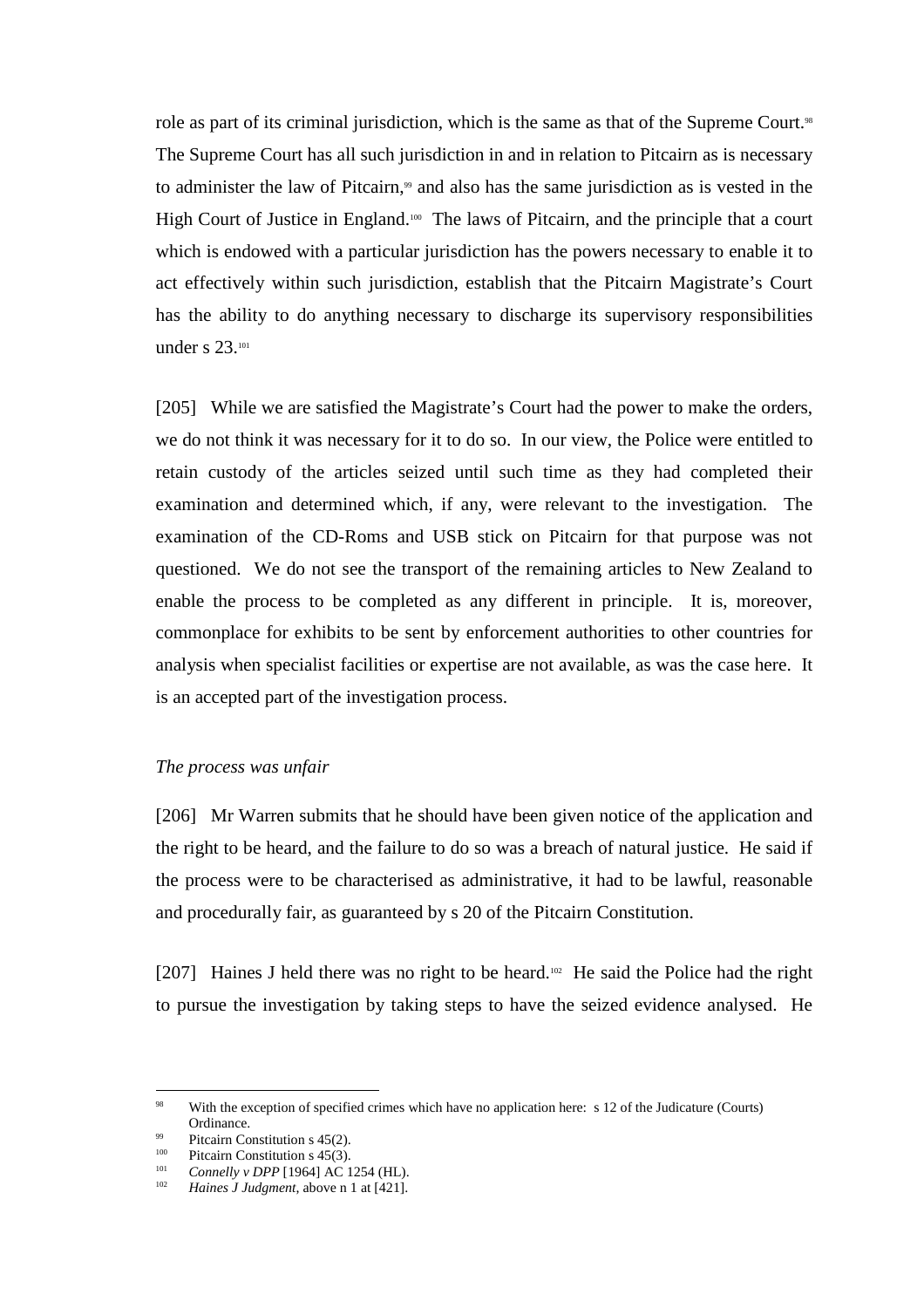role as part of its criminal jurisdiction, which is the same as that of the Supreme Court.[98] The Supreme Court has all such jurisdiction in and in relation to Pitcairn as is necessary to administer the law of Pitcairn,[99] and also has the same jurisdiction as is vested in the High Court of Justice in England.[100] The laws of Pitcairn, and the principle that a court which is endowed with a particular jurisdiction has the powers necessary to enable it to act effectively within such jurisdiction, establish that the Pitcairn Magistrate's Court has the ability to do anything necessary to discharge its supervisory responsibilities under s 23.[101]

[205] While we are satisfied the Magistrate's Court had the power to make the orders, we do not think it was necessary for it to do so. In our view, the Police were entitled to retain custody of the articles seized until such time as they had completed their examination and determined which, if any, were relevant to the investigation. The examination of the CD-Roms and USB stick on Pitcairn for that purpose was not questioned. We do not see the transport of the remaining articles to New Zealand to enable the process to be completed as any different in principle. It is, moreover, commonplace for exhibits to be sent by enforcement authorities to other countries for analysis when specialist facilities or expertise are not available, as was the case here. It is an accepted part of the investigation process.

*The process was unfair*

[206] Mr Warren submits that he should have been given notice of the application and the right to be heard, and the failure to do so was a breach of natural justice. He said if the process were to be characterised as administrative, it had to be lawful, reasonable and procedurally fair, as guaranteed by s 20 of the Pitcairn Constitution.

[207] Haines J held there was no right to be heard.[102] He said the Police had the right to pursue the investigation by taking steps to have the seized evidence analysed. He

---

[98] With the exception of specified crimes which have no application here: s 12 of the Judicature (Courts) Ordinance.

[99] Pitcairn Constitution s 45(2).

[100] Pitcairn Constitution s 45(3).

[101] *Connelly v DPP* [1964] AC 1254 (HL).

[102] *Haines J Judgment*, above n 1 at [421].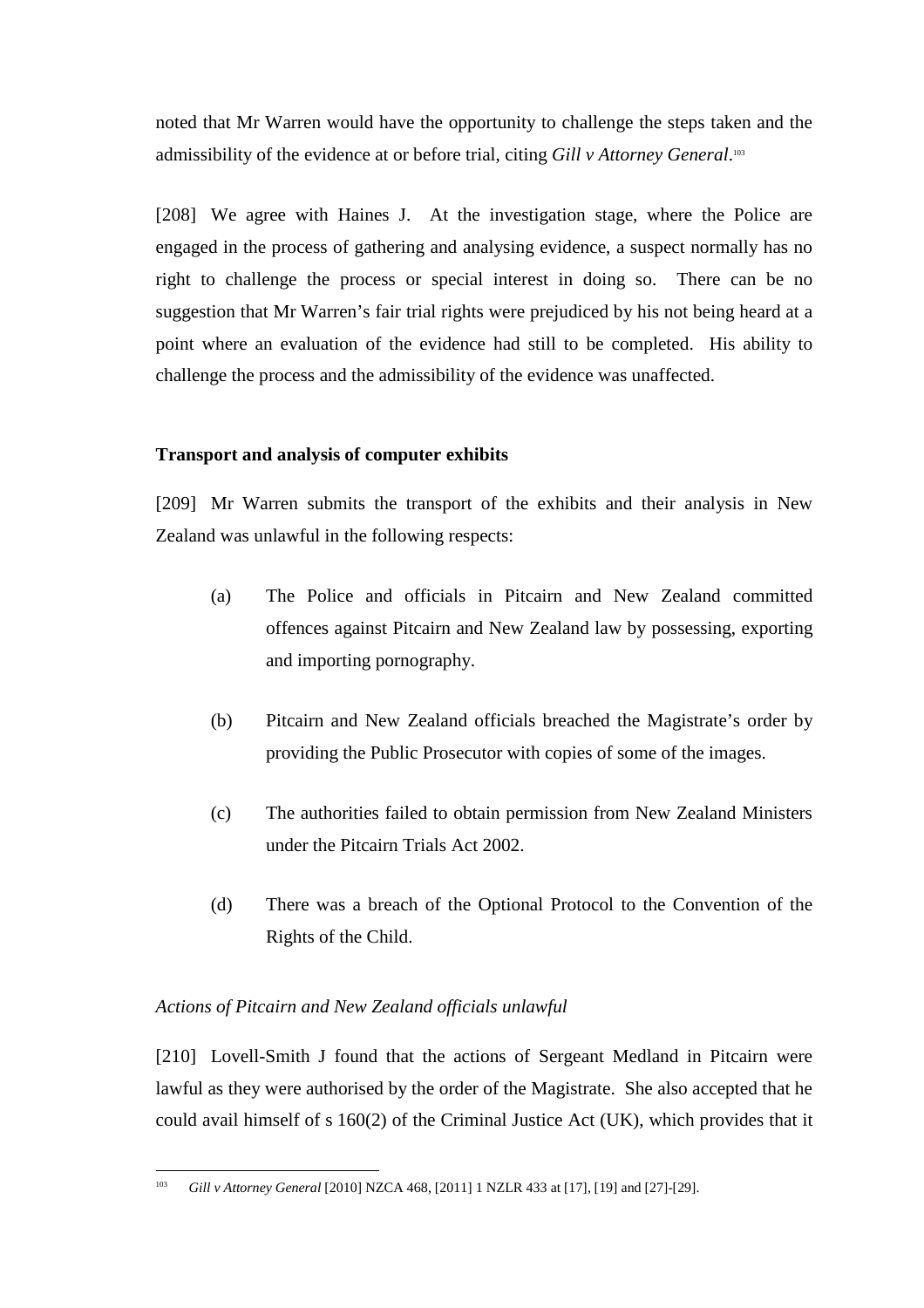noted that Mr Warren would have the opportunity to challenge the steps taken and the admissibility of the evidence at or before trial, citing *Gill v Attorney General*.[103]

[208] We agree with Haines J. At the investigation stage, where the Police are engaged in the process of gathering and analysing evidence, a suspect normally has no right to challenge the process or special interest in doing so. There can be no suggestion that Mr Warren's fair trial rights were prejudiced by his not being heard at a point where an evaluation of the evidence had still to be completed. His ability to challenge the process and the admissibility of the evidence was unaffected.

**Transport and analysis of computer exhibits**

[209] Mr Warren submits the transport of the exhibits and their analysis in New Zealand was unlawful in the following respects:

(a) The Police and officials in Pitcairn and New Zealand committed offences against Pitcairn and New Zealand law by possessing, exporting and importing pornography.

(b) Pitcairn and New Zealand officials breached the Magistrate's order by providing the Public Prosecutor with copies of some of the images.

(c) The authorities failed to obtain permission from New Zealand Ministers under the Pitcairn Trials Act 2002.

(d) There was a breach of the Optional Protocol to the Convention of the Rights of the Child.

*Actions of Pitcairn and New Zealand officials unlawful*

[210] Lovell-Smith J found that the actions of Sergeant Medland in Pitcairn were lawful as they were authorised by the order of the Magistrate. She also accepted that he could avail himself of s 160(2) of the Criminal Justice Act (UK), which provides that it

[103] *Gill v Attorney General* [2010] NZCA 468, [2011] 1 NZLR 433 at [17], [19] and [27]-[29].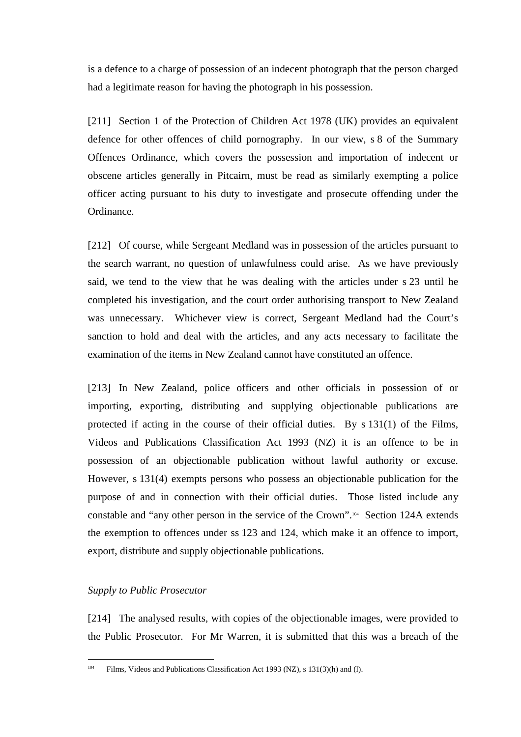is a defence to a charge of possession of an indecent photograph that the person charged had a legitimate reason for having the photograph in his possession.

[211] Section 1 of the Protection of Children Act 1978 (UK) provides an equivalent defence for other offences of child pornography. In our view, s 8 of the Summary Offences Ordinance, which covers the possession and importation of indecent or obscene articles generally in Pitcairn, must be read as similarly exempting a police officer acting pursuant to his duty to investigate and prosecute offending under the Ordinance.

[212] Of course, while Sergeant Medland was in possession of the articles pursuant to the search warrant, no question of unlawfulness could arise. As we have previously said, we tend to the view that he was dealing with the articles under s 23 until he completed his investigation, and the court order authorising transport to New Zealand was unnecessary. Whichever view is correct, Sergeant Medland had the Court's sanction to hold and deal with the articles, and any acts necessary to facilitate the examination of the items in New Zealand cannot have constituted an offence.

[213] In New Zealand, police officers and other officials in possession of or importing, exporting, distributing and supplying objectionable publications are protected if acting in the course of their official duties. By s 131(1) of the Films, Videos and Publications Classification Act 1993 (NZ) it is an offence to be in possession of an objectionable publication without lawful authority or excuse. However, s 131(4) exempts persons who possess an objectionable publication for the purpose of and in connection with their official duties. Those listed include any constable and "any other person in the service of the Crown".[104] Section 124A extends the exemption to offences under ss 123 and 124, which make it an offence to import, export, distribute and supply objectionable publications.

*Supply to Public Prosecutor*

[214] The analysed results, with copies of the objectionable images, were provided to the Public Prosecutor. For Mr Warren, it is submitted that this was a breach of the

[104] Films, Videos and Publications Classification Act 1993 (NZ), s 131(3)(h) and (l).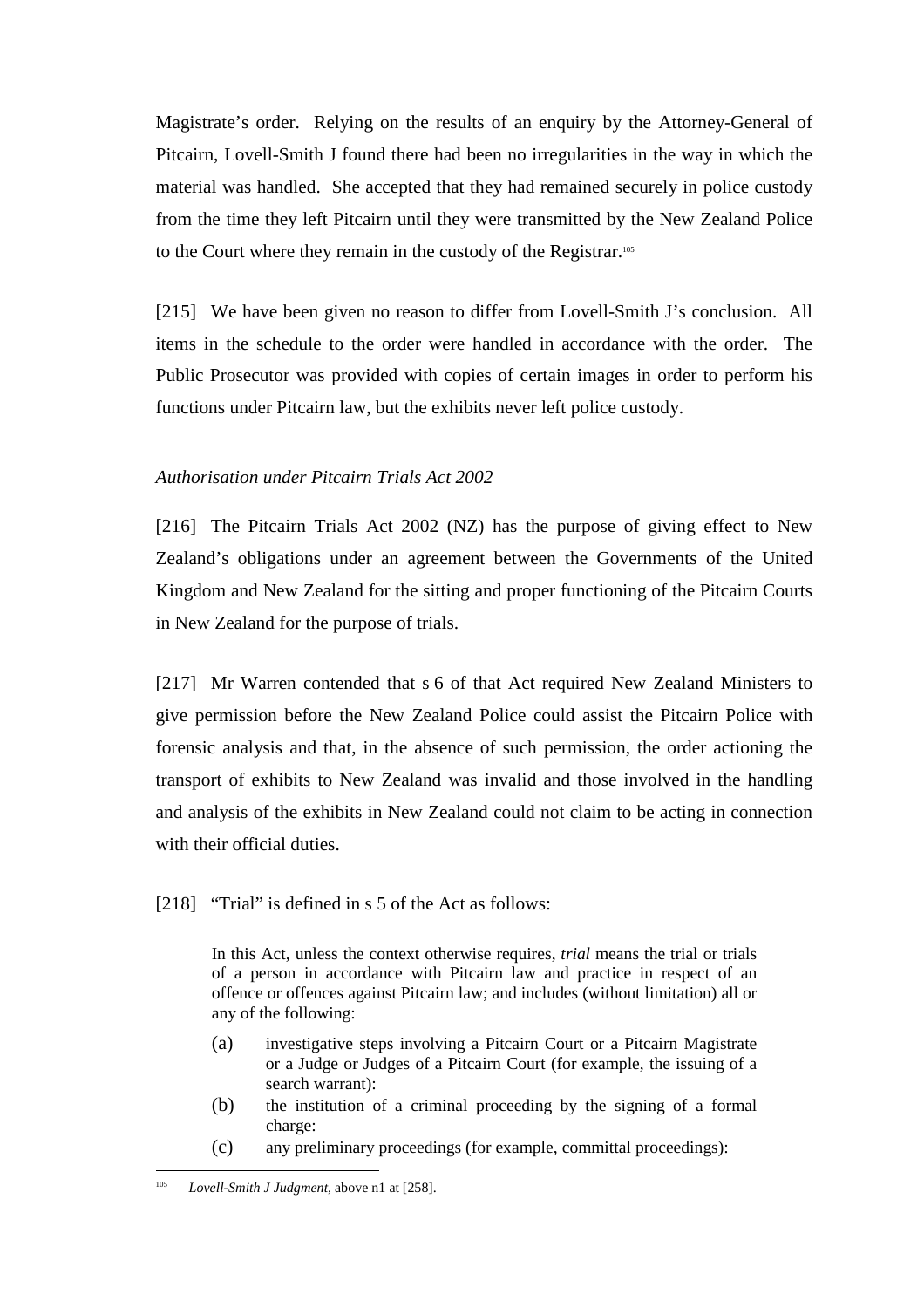Magistrate's order. Relying on the results of an enquiry by the Attorney-General of Pitcairn, Lovell-Smith J found there had been no irregularities in the way in which the material was handled. She accepted that they had remained securely in police custody from the time they left Pitcairn until they were transmitted by the New Zealand Police to the Court where they remain in the custody of the Registrar.[105]

[215] We have been given no reason to differ from Lovell-Smith J's conclusion. All items in the schedule to the order were handled in accordance with the order. The Public Prosecutor was provided with copies of certain images in order to perform his functions under Pitcairn law, but the exhibits never left police custody.

*Authorisation under Pitcairn Trials Act 2002*

[216] The Pitcairn Trials Act 2002 (NZ) has the purpose of giving effect to New Zealand's obligations under an agreement between the Governments of the United Kingdom and New Zealand for the sitting and proper functioning of the Pitcairn Courts in New Zealand for the purpose of trials.

[217] Mr Warren contended that s 6 of that Act required New Zealand Ministers to give permission before the New Zealand Police could assist the Pitcairn Police with forensic analysis and that, in the absence of such permission, the order actioning the transport of exhibits to New Zealand was invalid and those involved in the handling and analysis of the exhibits in New Zealand could not claim to be acting in connection with their official duties.

[218] "Trial" is defined in s 5 of the Act as follows:

> In this Act, unless the context otherwise requires, *trial* means the trial or trials of a person in accordance with Pitcairn law and practice in respect of an offence or offences against Pitcairn law; and includes (without limitation) all or any of the following:
>
> (a) investigative steps involving a Pitcairn Court or a Pitcairn Magistrate or a Judge or Judges of a Pitcairn Court (for example, the issuing of a search warrant):
>
> (b) the institution of a criminal proceeding by the signing of a formal charge:
>
> (c) any preliminary proceedings (for example, committal proceedings):

---

[105] *Lovell-Smith J Judgment*, above n1 at [258].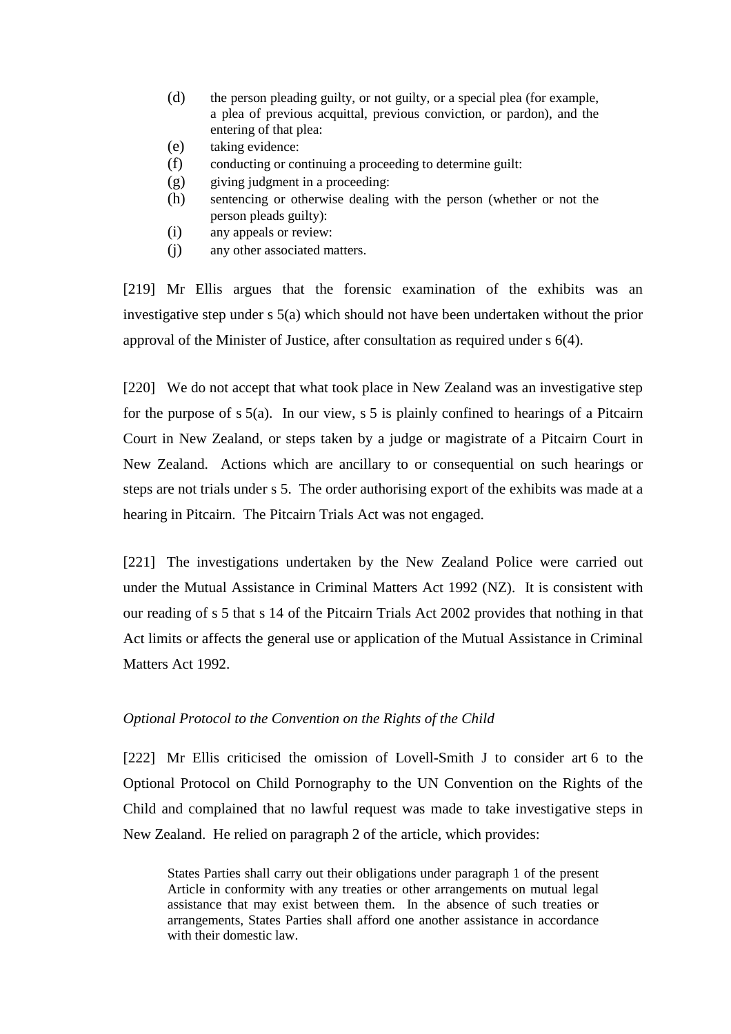(d) the person pleading guilty, or not guilty, or a special plea (for example, a plea of previous acquittal, previous conviction, or pardon), and the entering of that plea:

(e) taking evidence:

(f) conducting or continuing a proceeding to determine guilt:

(g) giving judgment in a proceeding:

(h) sentencing or otherwise dealing with the person (whether or not the person pleads guilty):

(i) any appeals or review:

(j) any other associated matters.

[219] Mr Ellis argues that the forensic examination of the exhibits was an investigative step under s 5(a) which should not have been undertaken without the prior approval of the Minister of Justice, after consultation as required under s 6(4).

[220] We do not accept that what took place in New Zealand was an investigative step for the purpose of s 5(a). In our view, s 5 is plainly confined to hearings of a Pitcairn Court in New Zealand, or steps taken by a judge or magistrate of a Pitcairn Court in New Zealand. Actions which are ancillary to or consequential on such hearings or steps are not trials under s 5. The order authorising export of the exhibits was made at a hearing in Pitcairn. The Pitcairn Trials Act was not engaged.

[221] The investigations undertaken by the New Zealand Police were carried out under the Mutual Assistance in Criminal Matters Act 1992 (NZ). It is consistent with our reading of s 5 that s 14 of the Pitcairn Trials Act 2002 provides that nothing in that Act limits or affects the general use or application of the Mutual Assistance in Criminal Matters Act 1992.

*Optional Protocol to the Convention on the Rights of the Child*

[222] Mr Ellis criticised the omission of Lovell-Smith J to consider art 6 to the Optional Protocol on Child Pornography to the UN Convention on the Rights of the Child and complained that no lawful request was made to take investigative steps in New Zealand. He relied on paragraph 2 of the article, which provides:

> States Parties shall carry out their obligations under paragraph 1 of the present Article in conformity with any treaties or other arrangements on mutual legal assistance that may exist between them. In the absence of such treaties or arrangements, States Parties shall afford one another assistance in accordance with their domestic law.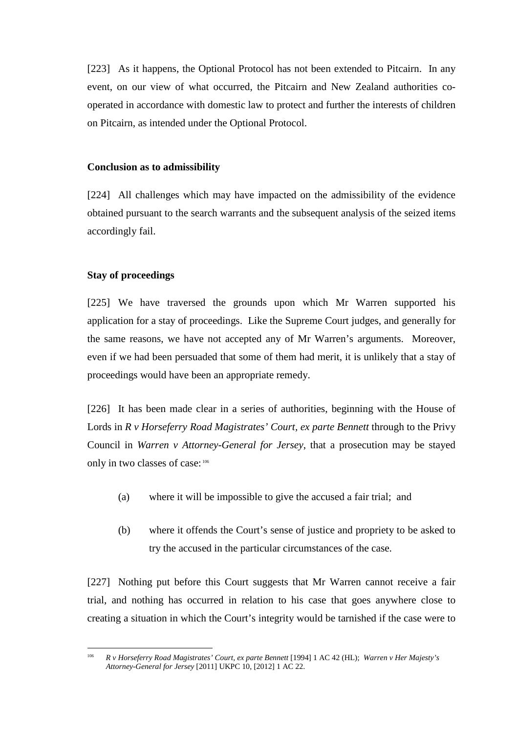[223] As it happens, the Optional Protocol has not been extended to Pitcairn. In any event, on our view of what occurred, the Pitcairn and New Zealand authorities co-operated in accordance with domestic law to protect and further the interests of children on Pitcairn, as intended under the Optional Protocol.

**Conclusion as to admissibility**

[224] All challenges which may have impacted on the admissibility of the evidence obtained pursuant to the search warrants and the subsequent analysis of the seized items accordingly fail.

**Stay of proceedings**

[225] We have traversed the grounds upon which Mr Warren supported his application for a stay of proceedings. Like the Supreme Court judges, and generally for the same reasons, we have not accepted any of Mr Warren's arguments. Moreover, even if we had been persuaded that some of them had merit, it is unlikely that a stay of proceedings would have been an appropriate remedy.

[226] It has been made clear in a series of authorities, beginning with the House of Lords in *R v Horseferry Road Magistrates' Court, ex parte Bennett* through to the Privy Council in *Warren v Attorney-General for Jersey*, that a prosecution may be stayed only in two classes of case:[106]

(a) where it will be impossible to give the accused a fair trial; and

(b) where it offends the Court's sense of justice and propriety to be asked to try the accused in the particular circumstances of the case.

[227] Nothing put before this Court suggests that Mr Warren cannot receive a fair trial, and nothing has occurred in relation to his case that goes anywhere close to creating a situation in which the Court's integrity would be tarnished if the case were to

---

[106] *R v Horseferry Road Magistrates' Court, ex parte Bennett* [1994] 1 AC 42 (HL); *Warren v Her Majesty's Attorney-General for Jersey* [2011] UKPC 10, [2012] 1 AC 22.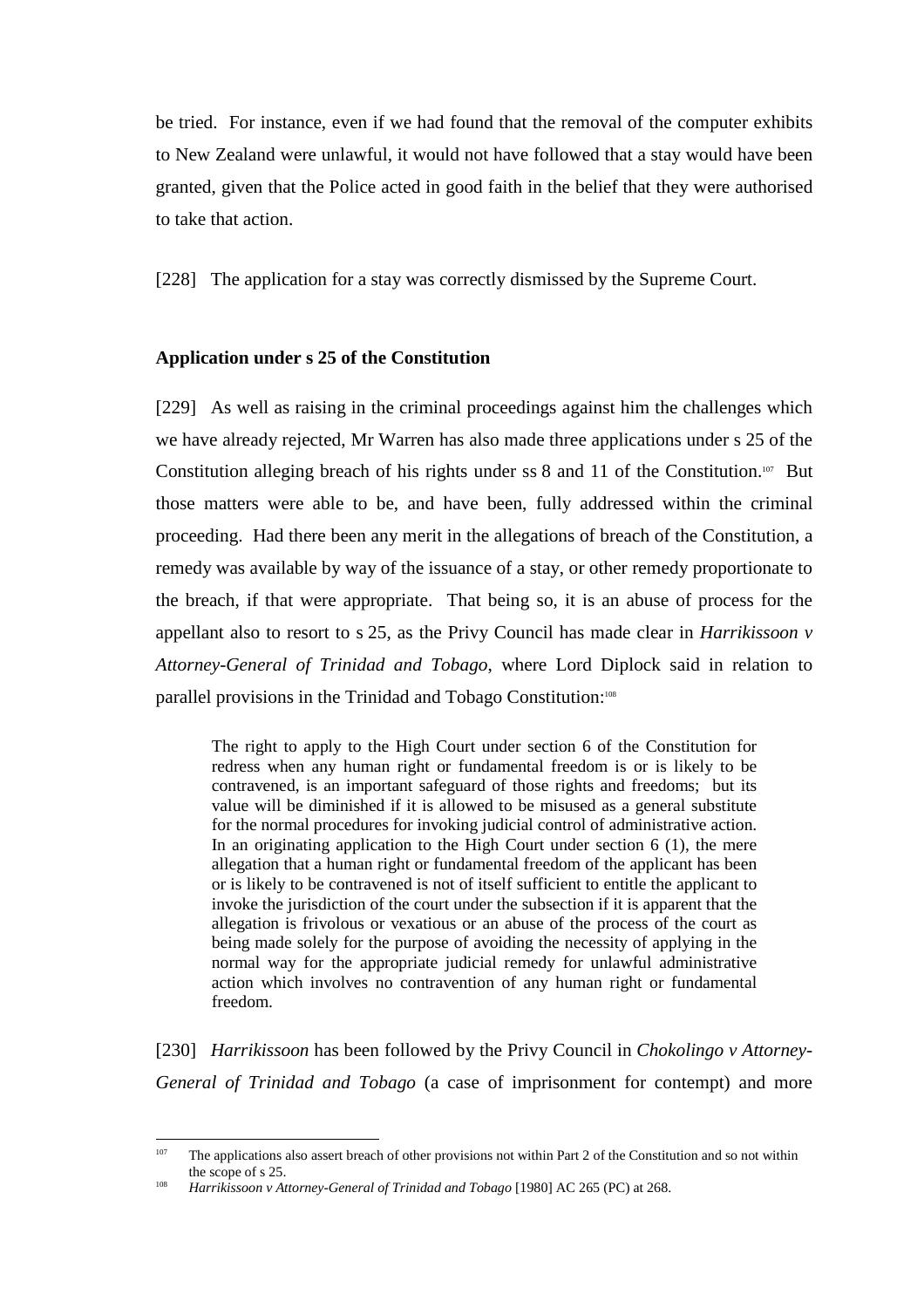be tried. For instance, even if we had found that the removal of the computer exhibits to New Zealand were unlawful, it would not have followed that a stay would have been granted, given that the Police acted in good faith in the belief that they were authorised to take that action.

[228] The application for a stay was correctly dismissed by the Supreme Court.

**Application under s 25 of the Constitution**

[229] As well as raising in the criminal proceedings against him the challenges which we have already rejected, Mr Warren has also made three applications under s 25 of the Constitution alleging breach of his rights under ss 8 and 11 of the Constitution.[107] But those matters were able to be, and have been, fully addressed within the criminal proceeding. Had there been any merit in the allegations of breach of the Constitution, a remedy was available by way of the issuance of a stay, or other remedy proportionate to the breach, if that were appropriate. That being so, it is an abuse of process for the appellant also to resort to s 25, as the Privy Council has made clear in *Harrikissoon v Attorney-General of Trinidad and Tobago*, where Lord Diplock said in relation to parallel provisions in the Trinidad and Tobago Constitution:[108]

> The right to apply to the High Court under section 6 of the Constitution for redress when any human right or fundamental freedom is or is likely to be contravened, is an important safeguard of those rights and freedoms; but its value will be diminished if it is allowed to be misused as a general substitute for the normal procedures for invoking judicial control of administrative action. In an originating application to the High Court under section 6 (1), the mere allegation that a human right or fundamental freedom of the applicant has been or is likely to be contravened is not of itself sufficient to entitle the applicant to invoke the jurisdiction of the court under the subsection if it is apparent that the allegation is frivolous or vexatious or an abuse of the process of the court as being made solely for the purpose of avoiding the necessity of applying in the normal way for the appropriate judicial remedy for unlawful administrative action which involves no contravention of any human right or fundamental freedom.

[230] *Harrikissoon* has been followed by the Privy Council in *Chokolingo v Attorney-General of Trinidad and Tobago* (a case of imprisonment for contempt) and more

---

[107] The applications also assert breach of other provisions not within Part 2 of the Constitution and so not within the scope of s 25.

[108] *Harrikissoon v Attorney-General of Trinidad and Tobago* [1980] AC 265 (PC) at 268.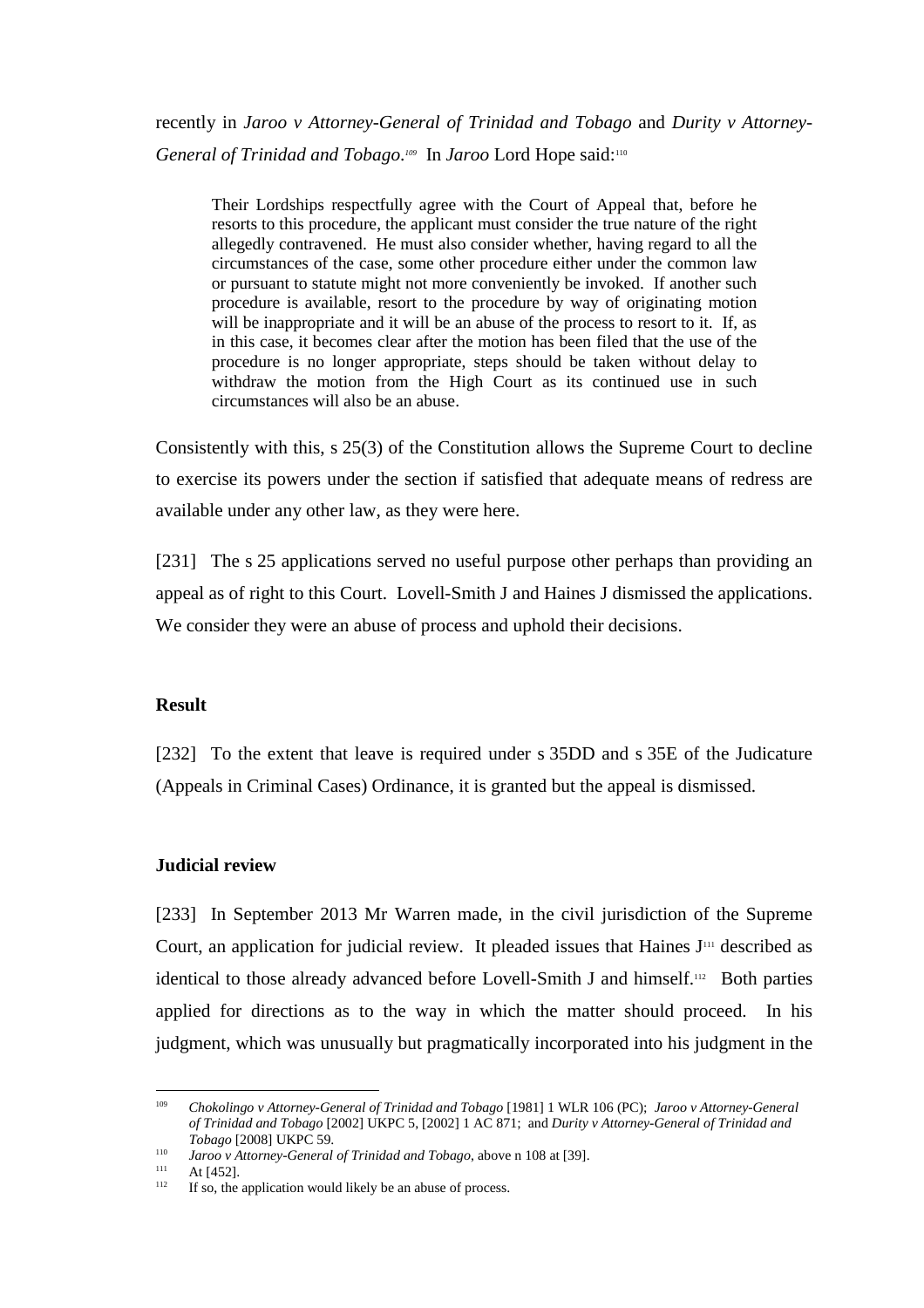recently in *Jaroo v Attorney-General of Trinidad and Tobago* and *Durity v Attorney-General of Trinidad and Tobago*.[109] In *Jaroo* Lord Hope said:[110]

> Their Lordships respectfully agree with the Court of Appeal that, before he resorts to this procedure, the applicant must consider the true nature of the right allegedly contravened. He must also consider whether, having regard to all the circumstances of the case, some other procedure either under the common law or pursuant to statute might not more conveniently be invoked. If another such procedure is available, resort to the procedure by way of originating motion will be inappropriate and it will be an abuse of the process to resort to it. If, as in this case, it becomes clear after the motion has been filed that the use of the procedure is no longer appropriate, steps should be taken without delay to withdraw the motion from the High Court as its continued use in such circumstances will also be an abuse.

Consistently with this, s 25(3) of the Constitution allows the Supreme Court to decline to exercise its powers under the section if satisfied that adequate means of redress are available under any other law, as they were here.

[231] The s 25 applications served no useful purpose other perhaps than providing an appeal as of right to this Court. Lovell-Smith J and Haines J dismissed the applications. We consider they were an abuse of process and uphold their decisions.

## Result

[232] To the extent that leave is required under s 35DD and s 35E of the Judicature (Appeals in Criminal Cases) Ordinance, it is granted but the appeal is dismissed.

## Judicial review

[233] In September 2013 Mr Warren made, in the civil jurisdiction of the Supreme Court, an application for judicial review. It pleaded issues that Haines J[111] described as identical to those already advanced before Lovell-Smith J and himself.[112] Both parties applied for directions as to the way in which the matter should proceed. In his judgment, which was unusually but pragmatically incorporated into his judgment in the

---

[109] *Chokolingo v Attorney-General of Trinidad and Tobago* [1981] 1 WLR 106 (PC); *Jaroo v Attorney-General of Trinidad and Tobago* [2002] UKPC 5, [2002] 1 AC 871; and *Durity v Attorney-General of Trinidad and Tobago* [2008] UKPC 59.

[110] *Jaroo v Attorney-General of Trinidad and Tobago*, above n 108 at [39].

[111] At [452].

[112] If so, the application would likely be an abuse of process.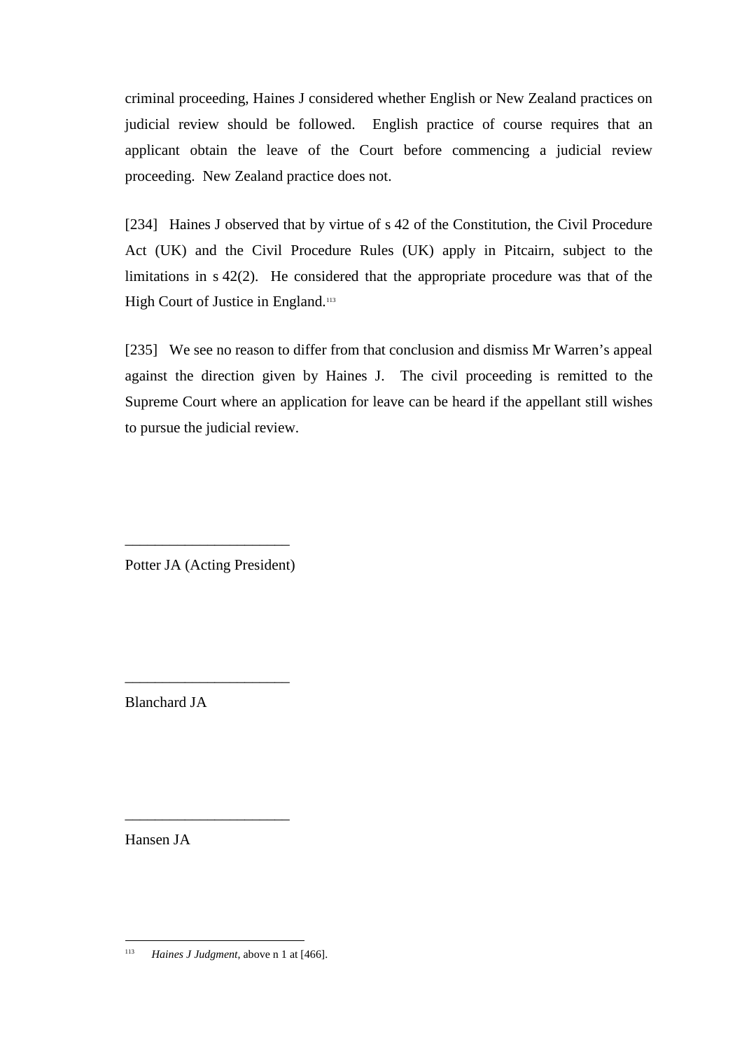criminal proceeding, Haines J considered whether English or New Zealand practices on judicial review should be followed. English practice of course requires that an applicant obtain the leave of the Court before commencing a judicial review proceeding. New Zealand practice does not.

[234] Haines J observed that by virtue of s 42 of the Constitution, the Civil Procedure Act (UK) and the Civil Procedure Rules (UK) apply in Pitcairn, subject to the limitations in s 42(2). He considered that the appropriate procedure was that of the High Court of Justice in England.[113]

[235] We see no reason to differ from that conclusion and dismiss Mr Warren's appeal against the direction given by Haines J. The civil proceeding is remitted to the Supreme Court where an application for leave can be heard if the appellant still wishes to pursue the judicial review.

______________________

Potter JA (Acting President)

______________________

Blanchard JA

______________________

Hansen JA

---

[113] *Haines J Judgment*, above n 1 at [466].